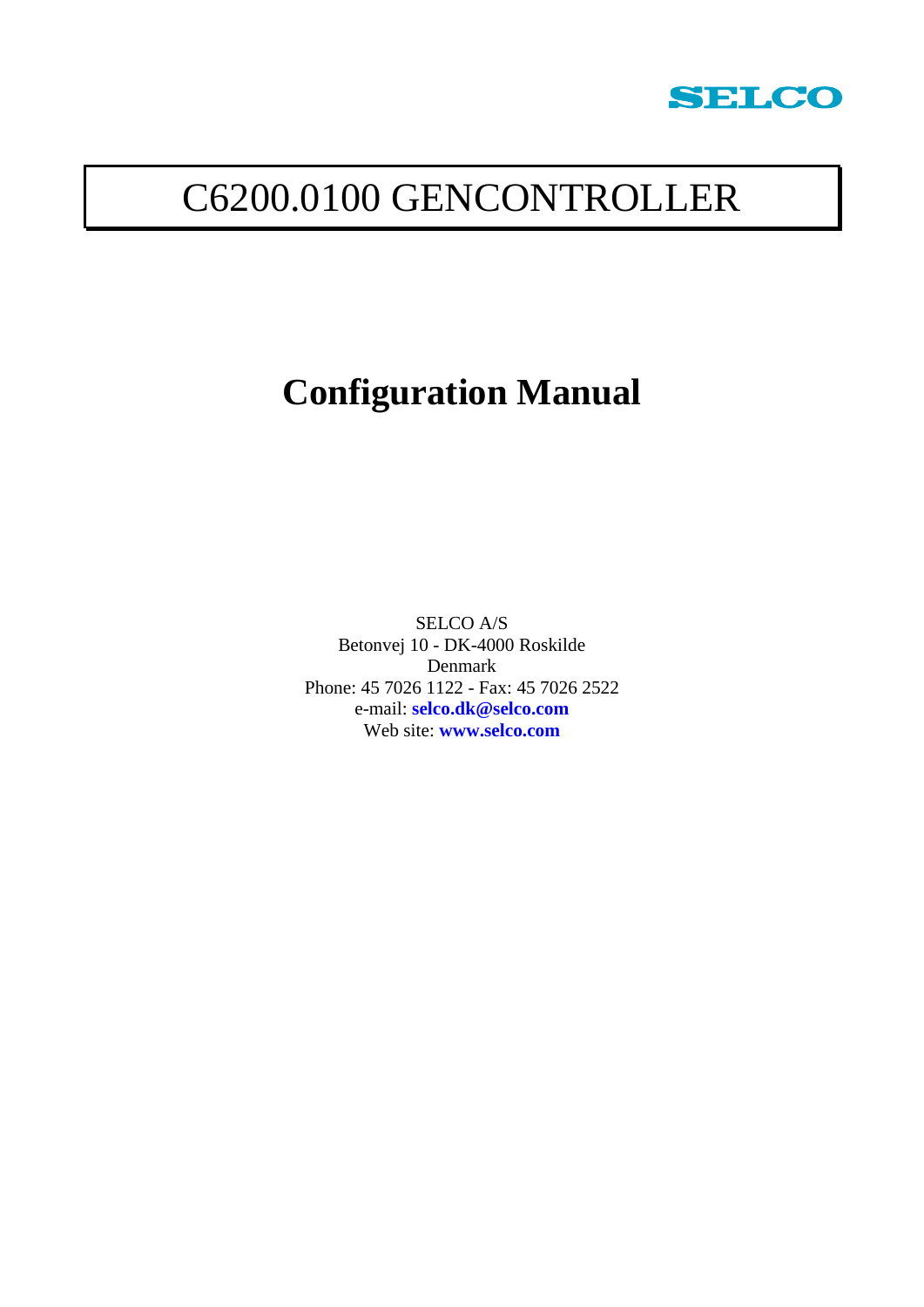SELCO

# C6200.0100 GENCONTROLLER

## Configuration Manual

SELCO A/S
Betonvej 10 - DK-4000 Roskilde
Denmark
Phone: 45 7026 1122 - Fax: 45 7026 2522
e-mail: **selco.dk@selco.com**
Web site: **www.selco.com**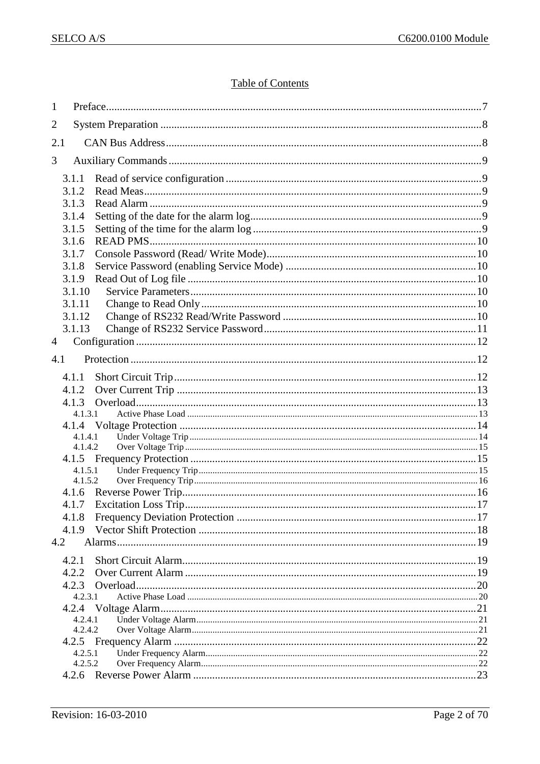Table of Contents

1 Preface ... 7

2 System Preparation ... 8

2.1 CAN Bus Address ... 8

3 Auxiliary Commands ... 9

- 3.1.1 Read of service configuration ... 9
- 3.1.2 Read Meas ... 9
- 3.1.3 Read Alarm ... 9
- 3.1.4 Setting of the date for the alarm log ... 9
- 3.1.5 Setting of the time for the alarm log ... 9
- 3.1.6 READ PMS ... 10
- 3.1.7 Console Password (Read/ Write Mode) ... 10
- 3.1.8 Service Password (enabling Service Mode) ... 10
- 3.1.9 Read Out of Log file ... 10
- 3.1.10 Service Parameters ... 10
- 3.1.11 Change to Read Only ... 10
- 3.1.12 Change of RS232 Read/Write Password ... 10
- 3.1.13 Change of RS232 Service Password ... 11

4 Configuration ... 12

4.1 Protection ... 12

- 4.1.1 Short Circuit Trip ... 12
- 4.1.2 Over Current Trip ... 13
- 4.1.3 Overload ... 13
  - 4.1.3.1 Active Phase Load ... 13
- 4.1.4 Voltage Protection ... 14
  - 4.1.4.1 Under Voltage Trip ... 14
  - 4.1.4.2 Over Voltage Trip ... 15
- 4.1.5 Frequency Protection ... 15
  - 4.1.5.1 Under Frequency Trip ... 15
  - 4.1.5.2 Over Frequency Trip ... 16
- 4.1.6 Reverse Power Trip ... 16
- 4.1.7 Excitation Loss Trip ... 17
- 4.1.8 Frequency Deviation Protection ... 17
- 4.1.9 Vector Shift Protection ... 18

4.2 Alarms ... 19

- 4.2.1 Short Circuit Alarm ... 19
- 4.2.2 Over Current Alarm ... 19
- 4.2.3 Overload ... 20
  - 4.2.3.1 Active Phase Load ... 20
- 4.2.4 Voltage Alarm ... 21
  - 4.2.4.1 Under Voltage Alarm ... 21
  - 4.2.4.2 Over Voltage Alarm ... 21
- 4.2.5 Frequency Alarm ... 22
  - 4.2.5.1 Under Frequency Alarm ... 22
  - 4.2.5.2 Over Frequency Alarm ... 22
- 4.2.6 Reverse Power Alarm ... 23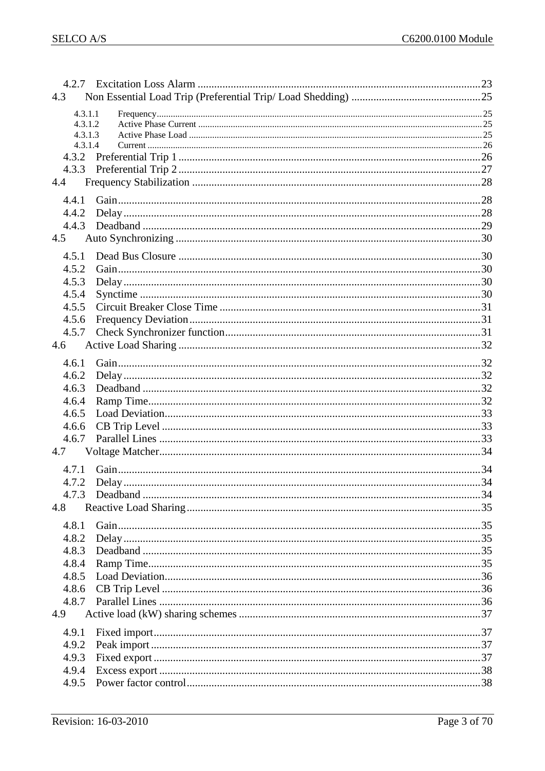4.2.7 Excitation Loss Alarm ....................................................................................................... 23
4.3 Non Essential Load Trip (Preferential Trip/ Load Shedding) ............................................... 25
4.3.1.1 Frequency........................................................................................................................... 25
4.3.1.2 Active Phase Current ......................................................................................................... 25
4.3.1.3 Active Phase Load ............................................................................................................. 25
4.3.1.4 Current ............................................................................................................................... 26
4.3.2 Preferential Trip 1 ............................................................................................................. 26
4.3.3 Preferential Trip 2 ............................................................................................................. 27
4.4 Frequency Stabilization ......................................................................................................... 28
4.4.1 Gain................................................................................................................................... 28
4.4.2 Delay ................................................................................................................................. 28
4.4.3 Deadband .......................................................................................................................... 29
4.5 Auto Synchronizing ............................................................................................................... 30
4.5.1 Dead Bus Closure ............................................................................................................. 30
4.5.2 Gain................................................................................................................................... 30
4.5.3 Delay ................................................................................................................................. 30
4.5.4 Synctime ........................................................................................................................... 30
4.5.5 Circuit Breaker Close Time ............................................................................................... 31
4.5.6 Frequency Deviation.......................................................................................................... 31
4.5.7 Check Synchronizer function............................................................................................. 31
4.6 Active Load Sharing .............................................................................................................. 32
4.6.1 Gain................................................................................................................................... 32
4.6.2 Delay ................................................................................................................................. 32
4.6.3 Deadband .......................................................................................................................... 32
4.6.4 Ramp Time........................................................................................................................ 32
4.6.5 Load Deviation.................................................................................................................. 33
4.6.6 CB Trip Level ................................................................................................................... 33
4.6.7 Parallel Lines .................................................................................................................... 33
4.7 Voltage Matcher..................................................................................................................... 34
4.7.1 Gain................................................................................................................................... 34
4.7.2 Delay ................................................................................................................................. 34
4.7.3 Deadband .......................................................................................................................... 34
4.8 Reactive Load Sharing........................................................................................................... 35
4.8.1 Gain................................................................................................................................... 35
4.8.2 Delay ................................................................................................................................. 35
4.8.3 Deadband .......................................................................................................................... 35
4.8.4 Ramp Time........................................................................................................................ 35
4.8.5 Load Deviation.................................................................................................................. 36
4.8.6 CB Trip Level ................................................................................................................... 36
4.8.7 Parallel Lines .................................................................................................................... 36
4.9 Active load (kW) sharing schemes ........................................................................................ 37
4.9.1 Fixed import...................................................................................................................... 37
4.9.2 Peak import ....................................................................................................................... 37
4.9.3 Fixed export ...................................................................................................................... 37
4.9.4 Excess export .................................................................................................................... 38
4.9.5 Power factor control.......................................................................................................... 38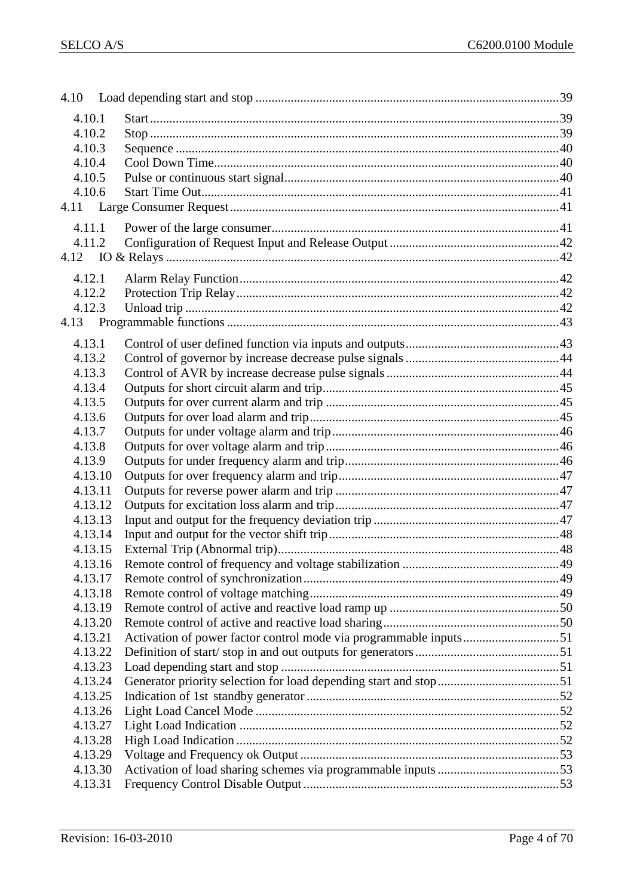4.10 Load depending start and stop ..... 39

4.10.1 Start ..... 39
4.10.2 Stop ..... 39
4.10.3 Sequence ..... 40
4.10.4 Cool Down Time ..... 40
4.10.5 Pulse or continuous start signal ..... 40
4.10.6 Start Time Out ..... 41

4.11 Large Consumer Request ..... 41

4.11.1 Power of the large consumer ..... 41
4.11.2 Configuration of Request Input and Release Output ..... 42

4.12 IO & Relays ..... 42

4.12.1 Alarm Relay Function ..... 42
4.12.2 Protection Trip Relay ..... 42
4.12.3 Unload trip ..... 42

4.13 Programmable functions ..... 43

4.13.1 Control of user defined function via inputs and outputs ..... 43
4.13.2 Control of governor by increase decrease pulse signals ..... 44
4.13.3 Control of AVR by increase decrease pulse signals ..... 44
4.13.4 Outputs for short circuit alarm and trip ..... 45
4.13.5 Outputs for over current alarm and trip ..... 45
4.13.6 Outputs for over load alarm and trip ..... 45
4.13.7 Outputs for under voltage alarm and trip ..... 46
4.13.8 Outputs for over voltage alarm and trip ..... 46
4.13.9 Outputs for under frequency alarm and trip ..... 46
4.13.10 Outputs for over frequency alarm and trip ..... 47
4.13.11 Outputs for reverse power alarm and trip ..... 47
4.13.12 Outputs for excitation loss alarm and trip ..... 47
4.13.13 Input and output for the frequency deviation trip ..... 47
4.13.14 Input and output for the vector shift trip ..... 48
4.13.15 External Trip (Abnormal trip) ..... 48
4.13.16 Remote control of frequency and voltage stabilization ..... 49
4.13.17 Remote control of synchronization ..... 49
4.13.18 Remote control of voltage matching ..... 49
4.13.19 Remote control of active and reactive load ramp up ..... 50
4.13.20 Remote control of active and reactive load sharing ..... 50
4.13.21 Activation of power factor control mode via programmable inputs ..... 51
4.13.22 Definition of start/ stop in and out outputs for generators ..... 51
4.13.23 Load depending start and stop ..... 51
4.13.24 Generator priority selection for load depending start and stop ..... 51
4.13.25 Indication of 1st standby generator ..... 52
4.13.26 Light Load Cancel Mode ..... 52
4.13.27 Light Load Indication ..... 52
4.13.28 High Load Indication ..... 52
4.13.29 Voltage and Frequency ok Output ..... 53
4.13.30 Activation of load sharing schemes via programmable inputs ..... 53
4.13.31 Frequency Control Disable Output ..... 53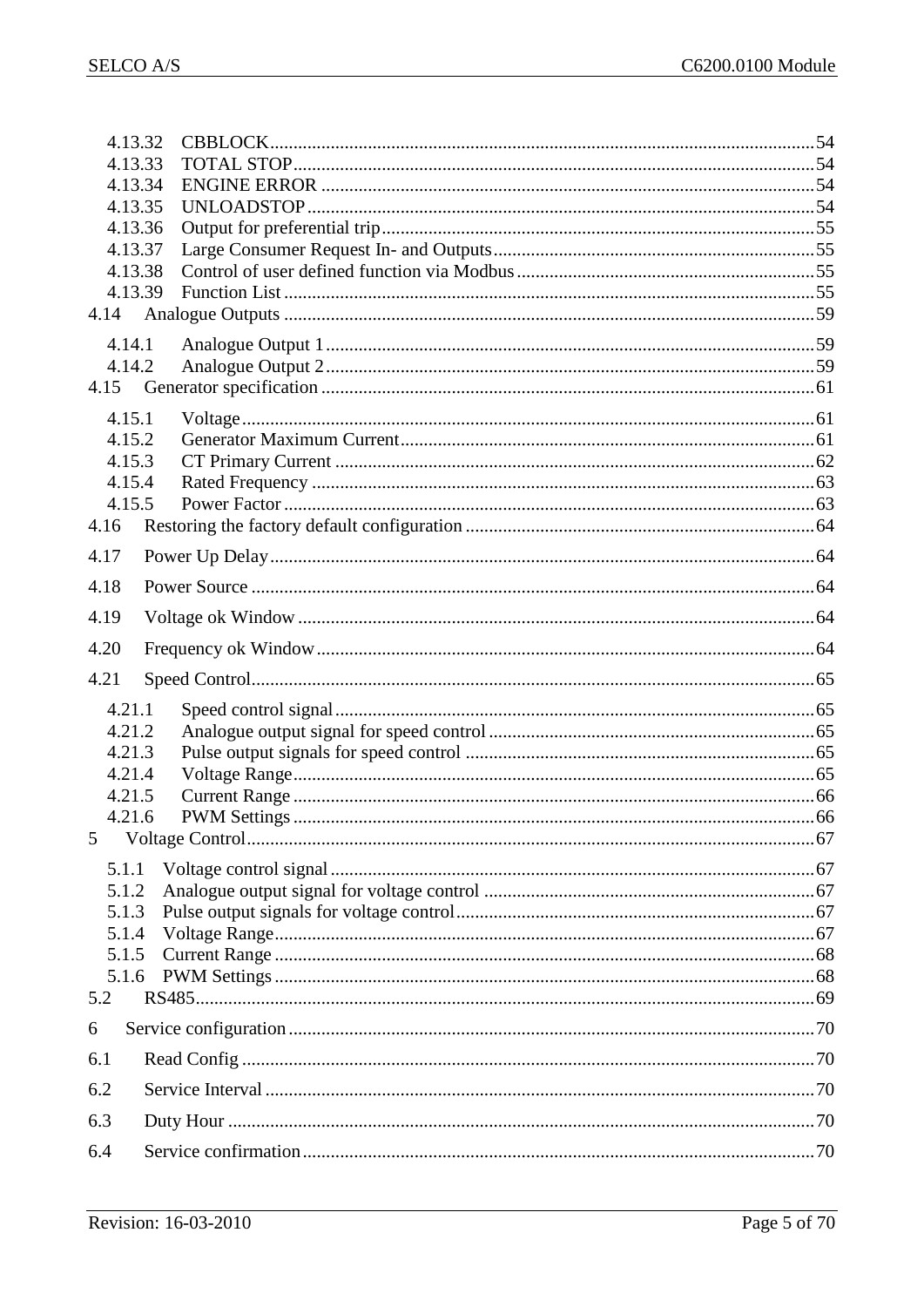4.13.32 CBBLOCK....54
4.13.33 TOTAL STOP....54
4.13.34 ENGINE ERROR....54
4.13.35 UNLOADSTOP....54
4.13.36 Output for preferential trip....55
4.13.37 Large Consumer Request In- and Outputs....55
4.13.38 Control of user defined function via Modbus....55
4.13.39 Function List....55
4.14 Analogue Outputs....59
4.14.1 Analogue Output 1....59
4.14.2 Analogue Output 2....59
4.15 Generator specification....61
4.15.1 Voltage....61
4.15.2 Generator Maximum Current....61
4.15.3 CT Primary Current....62
4.15.4 Rated Frequency....63
4.15.5 Power Factor....63
4.16 Restoring the factory default configuration....64
4.17 Power Up Delay....64
4.18 Power Source....64
4.19 Voltage ok Window....64
4.20 Frequency ok Window....64
4.21 Speed Control....65
4.21.1 Speed control signal....65
4.21.2 Analogue output signal for speed control....65
4.21.3 Pulse output signals for speed control....65
4.21.4 Voltage Range....65
4.21.5 Current Range....66
4.21.6 PWM Settings....66
5 Voltage Control....67
5.1.1 Voltage control signal....67
5.1.2 Analogue output signal for voltage control....67
5.1.3 Pulse output signals for voltage control....67
5.1.4 Voltage Range....67
5.1.5 Current Range....68
5.1.6 PWM Settings....68
5.2 RS485....69
6 Service configuration....70
6.1 Read Config....70
6.2 Service Interval....70
6.3 Duty Hour....70
6.4 Service confirmation....70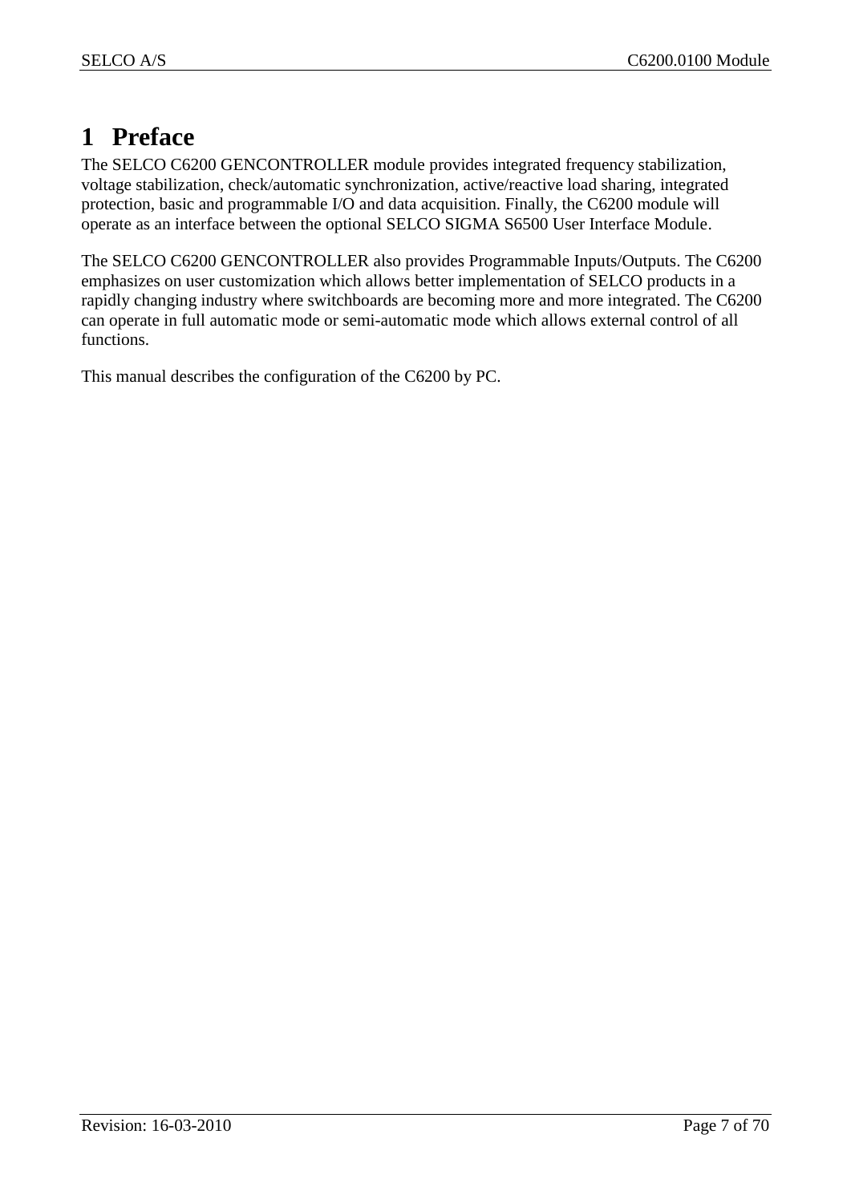# 1 Preface

The SELCO C6200 GENCONTROLLER module provides integrated frequency stabilization, voltage stabilization, check/automatic synchronization, active/reactive load sharing, integrated protection, basic and programmable I/O and data acquisition. Finally, the C6200 module will operate as an interface between the optional SELCO SIGMA S6500 User Interface Module.

The SELCO C6200 GENCONTROLLER also provides Programmable Inputs/Outputs. The C6200 emphasizes on user customization which allows better implementation of SELCO products in a rapidly changing industry where switchboards are becoming more and more integrated. The C6200 can operate in full automatic mode or semi-automatic mode which allows external control of all functions.

This manual describes the configuration of the C6200 by PC.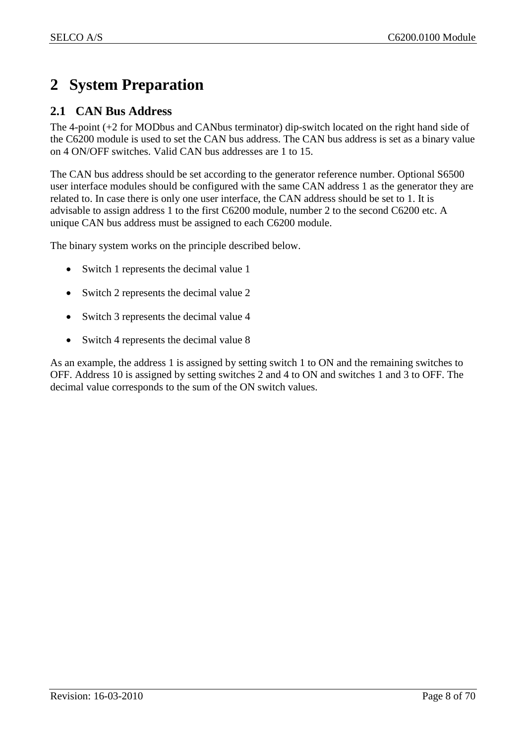# 2 System Preparation

## 2.1 CAN Bus Address

The 4-point (+2 for MODbus and CANbus terminator) dip-switch located on the right hand side of the C6200 module is used to set the CAN bus address. The CAN bus address is set as a binary value on 4 ON/OFF switches. Valid CAN bus addresses are 1 to 15.

The CAN bus address should be set according to the generator reference number. Optional S6500 user interface modules should be configured with the same CAN address 1 as the generator they are related to. In case there is only one user interface, the CAN address should be set to 1. It is advisable to assign address 1 to the first C6200 module, number 2 to the second C6200 etc. A unique CAN bus address must be assigned to each C6200 module.

The binary system works on the principle described below.

- Switch 1 represents the decimal value 1
- Switch 2 represents the decimal value 2
- Switch 3 represents the decimal value 4
- Switch 4 represents the decimal value 8

As an example, the address 1 is assigned by setting switch 1 to ON and the remaining switches to OFF. Address 10 is assigned by setting switches 2 and 4 to ON and switches 1 and 3 to OFF. The decimal value corresponds to the sum of the ON switch values.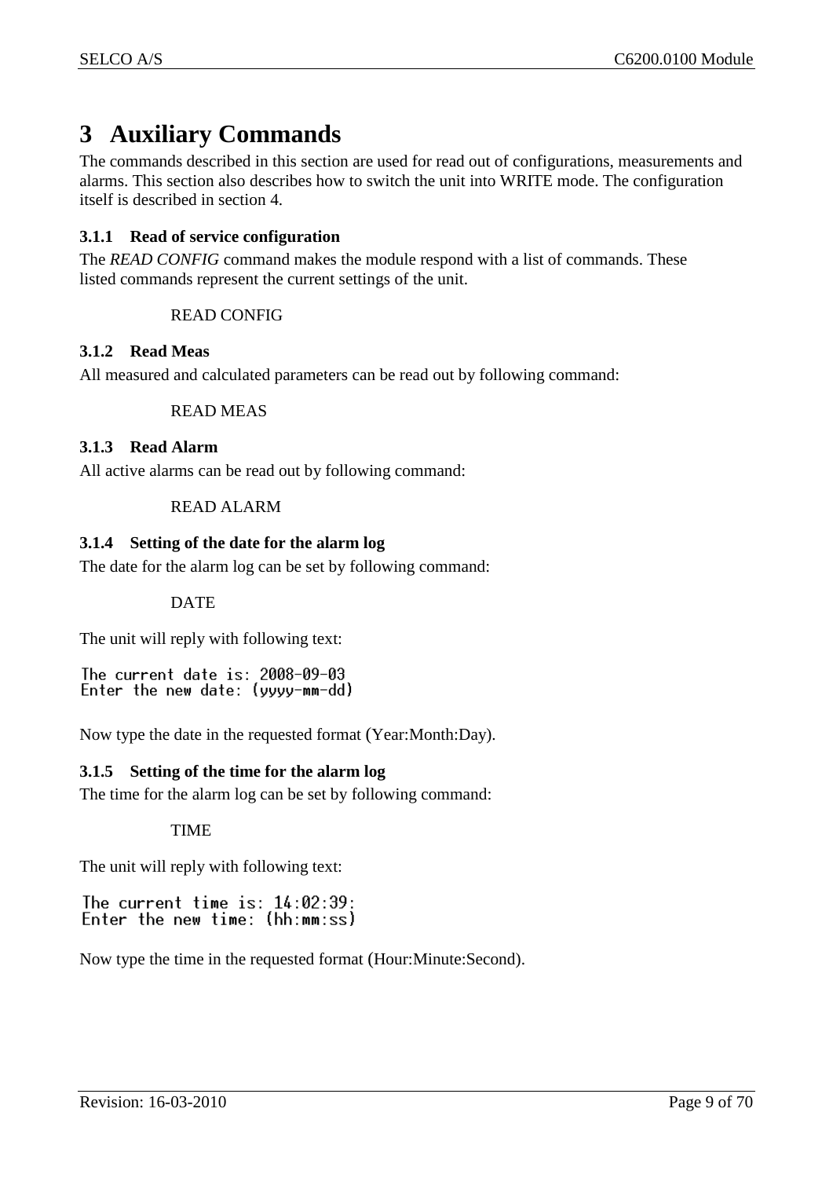# 3 Auxiliary Commands

The commands described in this section are used for read out of configurations, measurements and alarms. This section also describes how to switch the unit into WRITE mode. The configuration itself is described in section 4.

### 3.1.1 Read of service configuration

The *READ CONFIG* command makes the module respond with a list of commands. These listed commands represent the current settings of the unit.

READ CONFIG

### 3.1.2 Read Meas

All measured and calculated parameters can be read out by following command:

READ MEAS

### 3.1.3 Read Alarm

All active alarms can be read out by following command:

READ ALARM

### 3.1.4 Setting of the date for the alarm log

The date for the alarm log can be set by following command:

DATE

The unit will reply with following text:

```
The current date is: 2008-09-03
Enter the new date: (yyyy-mm-dd)
```

Now type the date in the requested format (Year:Month:Day).

### 3.1.5 Setting of the time for the alarm log

The time for the alarm log can be set by following command:

TIME

The unit will reply with following text:

```
The current time is: 14:02:39:
Enter the new time: (hh:mm:ss)
```

Now type the time in the requested format (Hour:Minute:Second).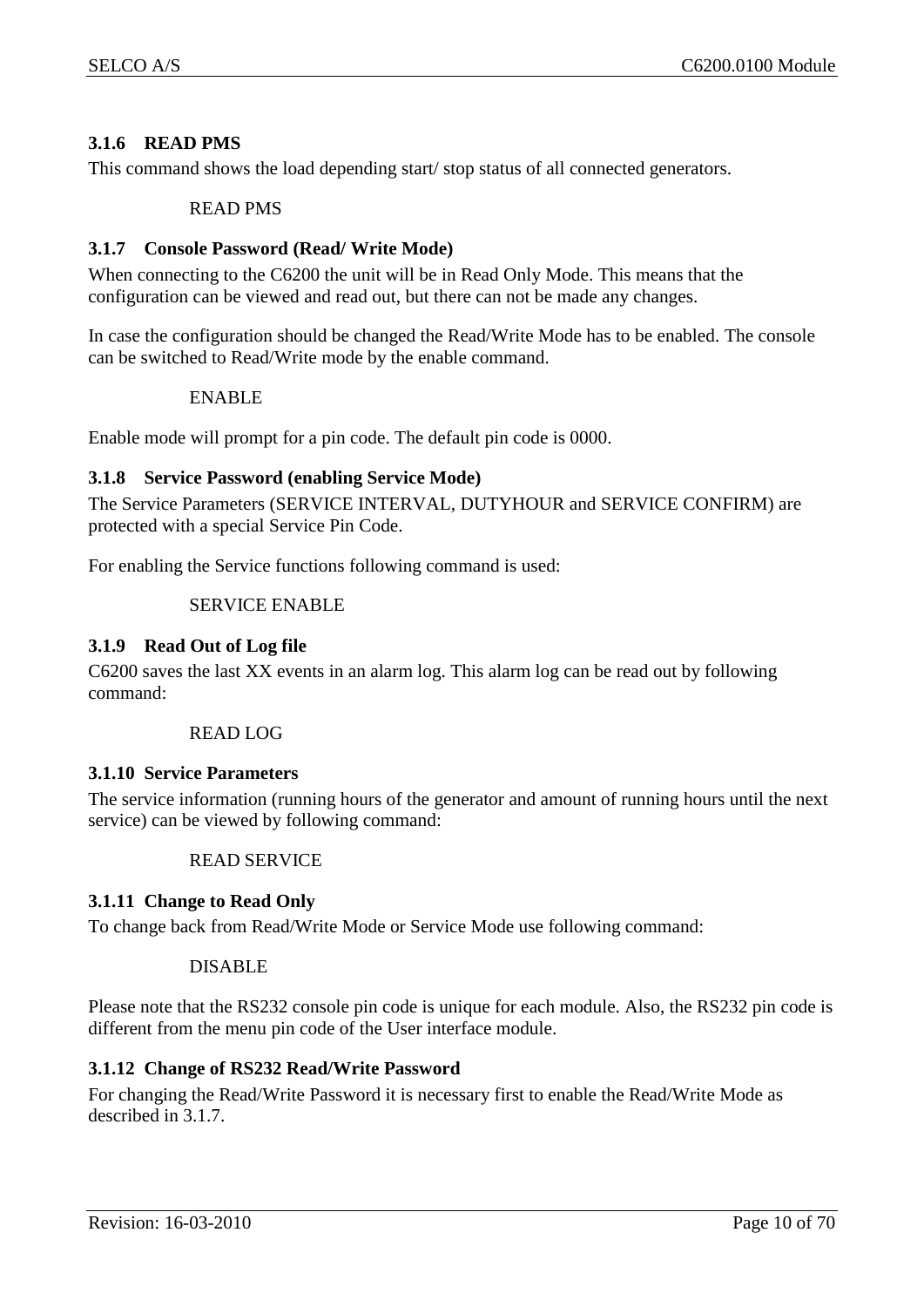### 3.1.6 READ PMS

This command shows the load depending start/ stop status of all connected generators.

READ PMS

### 3.1.7 Console Password (Read/ Write Mode)

When connecting to the C6200 the unit will be in Read Only Mode. This means that the configuration can be viewed and read out, but there can not be made any changes.

In case the configuration should be changed the Read/Write Mode has to be enabled. The console can be switched to Read/Write mode by the enable command.

ENABLE

Enable mode will prompt for a pin code. The default pin code is 0000.

### 3.1.8 Service Password (enabling Service Mode)

The Service Parameters (SERVICE INTERVAL, DUTYHOUR and SERVICE CONFIRM) are protected with a special Service Pin Code.

For enabling the Service functions following command is used:

SERVICE ENABLE

### 3.1.9 Read Out of Log file

C6200 saves the last XX events in an alarm log. This alarm log can be read out by following command:

READ LOG

### 3.1.10 Service Parameters

The service information (running hours of the generator and amount of running hours until the next service) can be viewed by following command:

READ SERVICE

### 3.1.11 Change to Read Only

To change back from Read/Write Mode or Service Mode use following command:

DISABLE

Please note that the RS232 console pin code is unique for each module. Also, the RS232 pin code is different from the menu pin code of the User interface module.

### 3.1.12 Change of RS232 Read/Write Password

For changing the Read/Write Password it is necessary first to enable the Read/Write Mode as described in 3.1.7.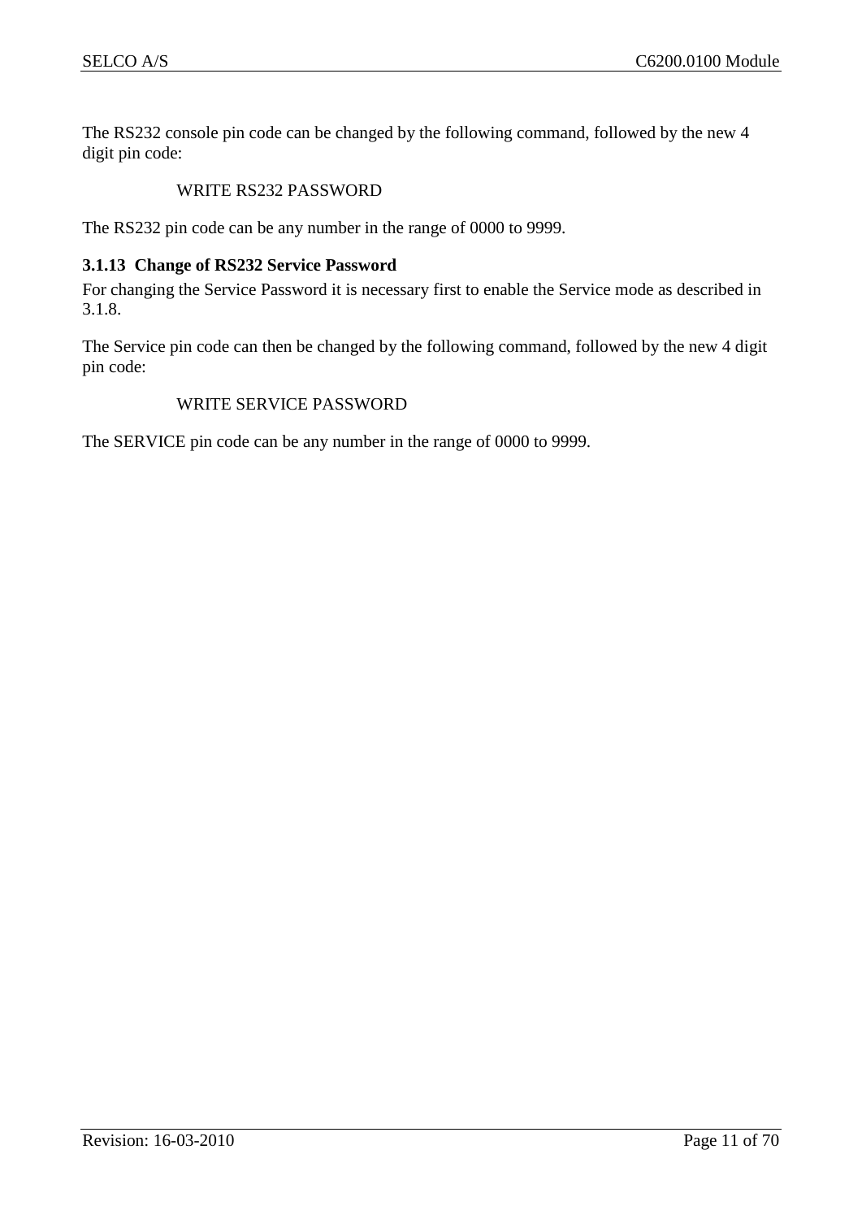The RS232 console pin code can be changed by the following command, followed by the new 4 digit pin code:

    WRITE RS232 PASSWORD

The RS232 pin code can be any number in the range of 0000 to 9999.

### 3.1.13 Change of RS232 Service Password

For changing the Service Password it is necessary first to enable the Service mode as described in 3.1.8.

The Service pin code can then be changed by the following command, followed by the new 4 digit pin code:

    WRITE SERVICE PASSWORD

The SERVICE pin code can be any number in the range of 0000 to 9999.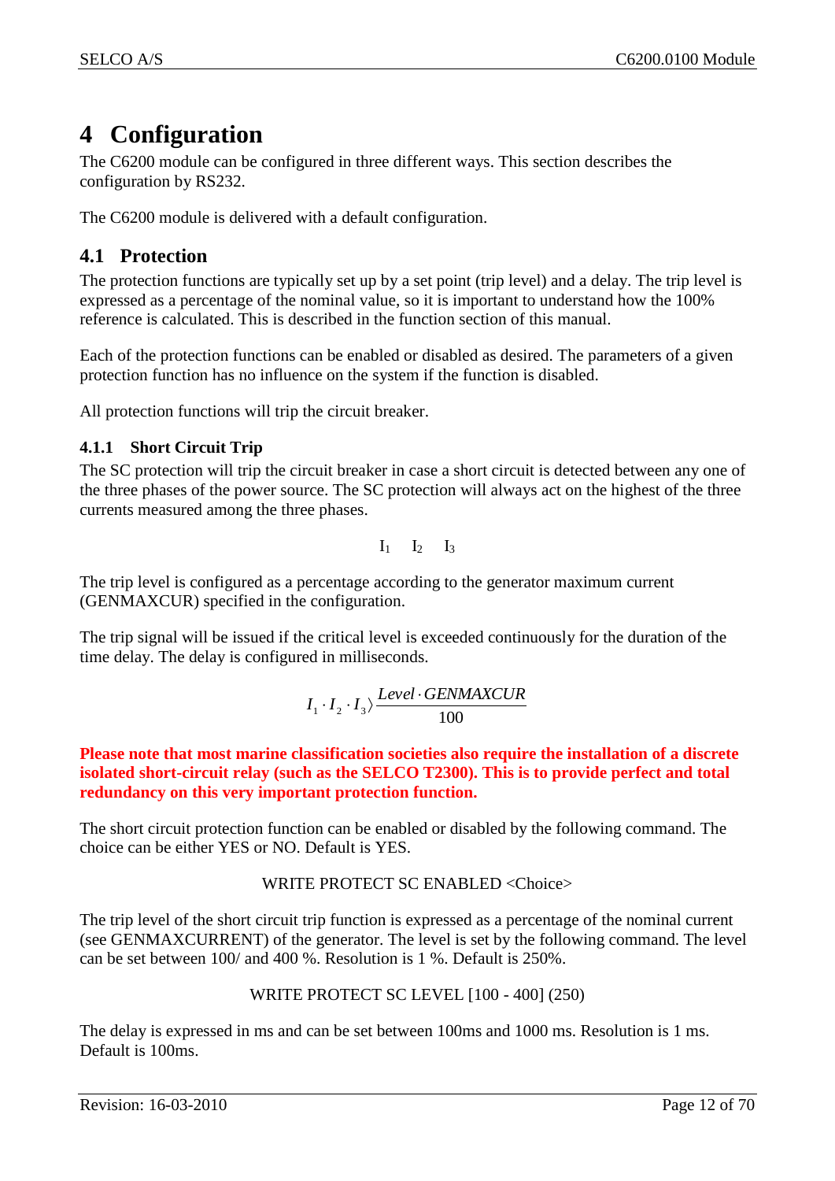# 4 Configuration

The C6200 module can be configured in three different ways. This section describes the configuration by RS232.

The C6200 module is delivered with a default configuration.

## 4.1 Protection

The protection functions are typically set up by a set point (trip level) and a delay. The trip level is expressed as a percentage of the nominal value, so it is important to understand how the 100% reference is calculated. This is described in the function section of this manual.

Each of the protection functions can be enabled or disabled as desired. The parameters of a given protection function has no influence on the system if the function is disabled.

All protection functions will trip the circuit breaker.

### 4.1.1 Short Circuit Trip

The SC protection will trip the circuit breaker in case a short circuit is detected between any one of the three phases of the power source. The SC protection will always act on the highest of the three currents measured among the three phases.

$$I_1 \quad I_2 \quad I_3$$

The trip level is configured as a percentage according to the generator maximum current (GENMAXCUR) specified in the configuration.

The trip signal will be issued if the critical level is exceeded continuously for the duration of the time delay. The delay is configured in milliseconds.

$$I_1 \cdot I_2 \cdot I_3 \rangle \frac{Level \cdot GENMAXCUR}{100}$$

**Please note that most marine classification societies also require the installation of a discrete isolated short-circuit relay (such as the SELCO T2300). This is to provide perfect and total redundancy on this very important protection function.**

The short circuit protection function can be enabled or disabled by the following command. The choice can be either YES or NO. Default is YES.

WRITE PROTECT SC ENABLED <Choice>

The trip level of the short circuit trip function is expressed as a percentage of the nominal current (see GENMAXCURRENT) of the generator. The level is set by the following command. The level can be set between 100/ and 400 %. Resolution is 1 %. Default is 250%.

WRITE PROTECT SC LEVEL [100 - 400] (250)

The delay is expressed in ms and can be set between 100ms and 1000 ms. Resolution is 1 ms. Default is 100ms.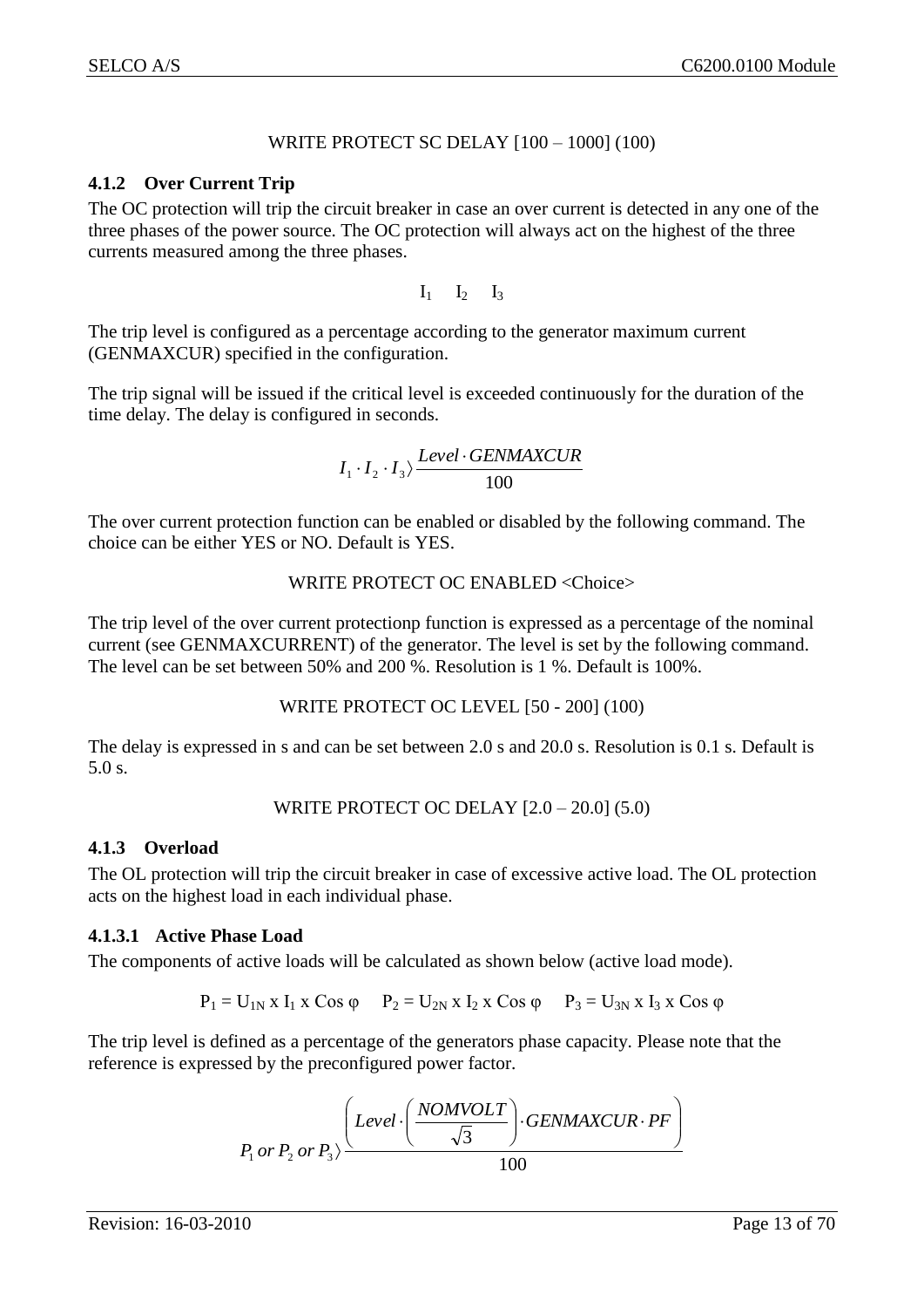WRITE PROTECT SC DELAY [100 – 1000] (100)

### 4.1.2 Over Current Trip

The OC protection will trip the circuit breaker in case an over current is detected in any one of the three phases of the power source. The OC protection will always act on the highest of the three currents measured among the three phases.

$$I_1 \quad I_2 \quad I_3$$

The trip level is configured as a percentage according to the generator maximum current (GENMAXCUR) specified in the configuration.

The trip signal will be issued if the critical level is exceeded continuously for the duration of the time delay. The delay is configured in seconds.

$$I_1 \cdot I_2 \cdot I_3 \rangle \frac{Level \cdot GENMAXCUR}{100}$$

The over current protection function can be enabled or disabled by the following command. The choice can be either YES or NO. Default is YES.

WRITE PROTECT OC ENABLED <Choice>

The trip level of the over current protectionp function is expressed as a percentage of the nominal current (see GENMAXCURRENT) of the generator. The level is set by the following command. The level can be set between 50% and 200 %. Resolution is 1 %. Default is 100%.

WRITE PROTECT OC LEVEL [50 - 200] (100)

The delay is expressed in s and can be set between 2.0 s and 20.0 s. Resolution is 0.1 s. Default is 5.0 s.

WRITE PROTECT OC DELAY [2.0 – 20.0] (5.0)

### 4.1.3 Overload

The OL protection will trip the circuit breaker in case of excessive active load. The OL protection acts on the highest load in each individual phase.

#### 4.1.3.1 Active Phase Load

The components of active loads will be calculated as shown below (active load mode).

$$P_1 = U_{1N} \text{ x } I_1 \text{ x } \text{Cos } \varphi \quad P_2 = U_{2N} \text{ x } I_2 \text{ x } \text{Cos } \varphi \quad P_3 = U_{3N} \text{ x } I_3 \text{ x } \text{Cos } \varphi$$

The trip level is defined as a percentage of the generators phase capacity. Please note that the reference is expressed by the preconfigured power factor.

$$P_1 \text{ or } P_2 \text{ or } P_3 \rangle \frac{\left( Level \cdot \left( \frac{NOMVOLT}{\sqrt{3}} \right) \cdot GENMAXCUR \cdot PF \right)}{100}$$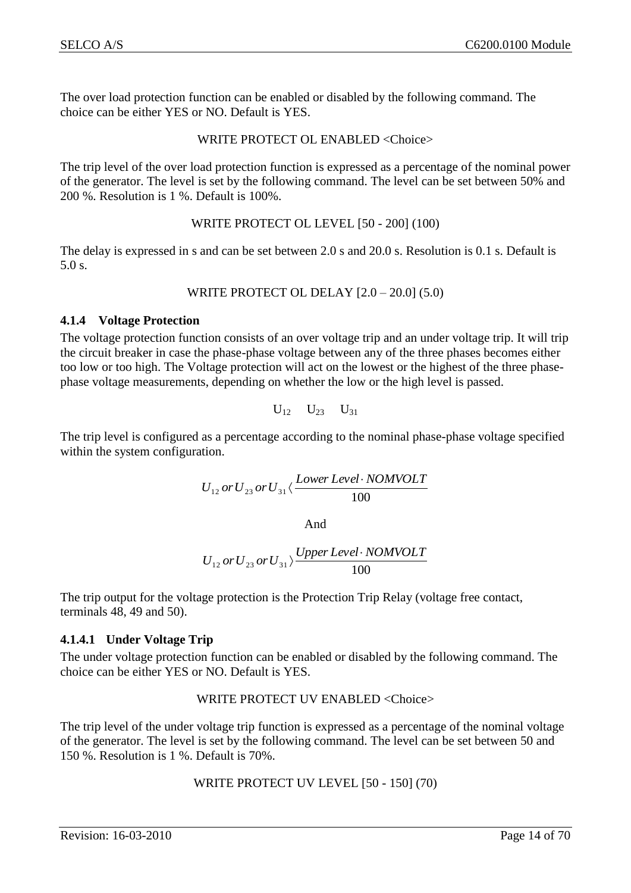The over load protection function can be enabled or disabled by the following command. The choice can be either YES or NO. Default is YES.

WRITE PROTECT OL ENABLED <Choice>

The trip level of the over load protection function is expressed as a percentage of the nominal power of the generator. The level is set by the following command. The level can be set between 50% and 200 %. Resolution is 1 %. Default is 100%.

WRITE PROTECT OL LEVEL [50 - 200] (100)

The delay is expressed in s and can be set between 2.0 s and 20.0 s. Resolution is 0.1 s. Default is 5.0 s.

WRITE PROTECT OL DELAY [2.0 – 20.0] (5.0)

### 4.1.4 Voltage Protection

The voltage protection function consists of an over voltage trip and an under voltage trip. It will trip the circuit breaker in case the phase-phase voltage between any of the three phases becomes either too low or too high. The Voltage protection will act on the lowest or the highest of the three phase-phase voltage measurements, depending on whether the low or the high level is passed.

$U_{12}$  $U_{23}$  $U_{31}$

The trip level is configured as a percentage according to the nominal phase-phase voltage specified within the system configuration.

$$U_{12}\ or\ U_{23}\ or\ U_{31} < \frac{Lower\ Level \cdot NOMVOLT}{100}$$

And

$$U_{12}\ or\ U_{23}\ or\ U_{31} > \frac{Upper\ Level \cdot NOMVOLT}{100}$$

The trip output for the voltage protection is the Protection Trip Relay (voltage free contact, terminals 48, 49 and 50).

#### 4.1.4.1 Under Voltage Trip

The under voltage protection function can be enabled or disabled by the following command. The choice can be either YES or NO. Default is YES.

WRITE PROTECT UV ENABLED <Choice>

The trip level of the under voltage trip function is expressed as a percentage of the nominal voltage of the generator. The level is set by the following command. The level can be set between 50 and 150 %. Resolution is 1 %. Default is 70%.

WRITE PROTECT UV LEVEL [50 - 150] (70)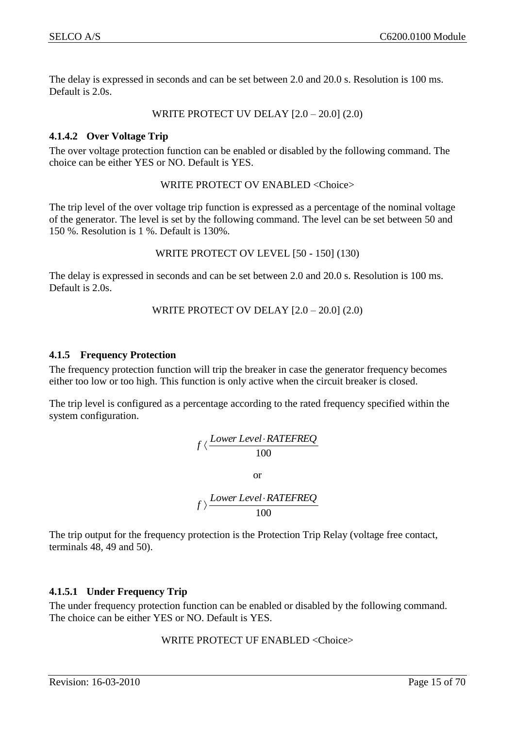The delay is expressed in seconds and can be set between 2.0 and 20.0 s. Resolution is 100 ms. Default is 2.0s.

WRITE PROTECT UV DELAY [2.0 – 20.0] (2.0)

#### 4.1.4.2 Over Voltage Trip

The over voltage protection function can be enabled or disabled by the following command. The choice can be either YES or NO. Default is YES.

WRITE PROTECT OV ENABLED <Choice>

The trip level of the over voltage trip function is expressed as a percentage of the nominal voltage of the generator. The level is set by the following command. The level can be set between 50 and 150 %. Resolution is 1 %. Default is 130%.

WRITE PROTECT OV LEVEL [50 - 150] (130)

The delay is expressed in seconds and can be set between 2.0 and 20.0 s. Resolution is 100 ms. Default is 2.0s.

WRITE PROTECT OV DELAY [2.0 – 20.0] (2.0)

### 4.1.5 Frequency Protection

The frequency protection function will trip the breaker in case the generator frequency becomes either too low or too high. This function is only active when the circuit breaker is closed.

The trip level is configured as a percentage according to the rated frequency specified within the system configuration.

$$f \langle \frac{Lower\ Level \cdot RATEFREQ}{100}$$

or

$$f \rangle \frac{Lower\ Level \cdot RATEFREQ}{100}$$

The trip output for the frequency protection is the Protection Trip Relay (voltage free contact, terminals 48, 49 and 50).

#### 4.1.5.1 Under Frequency Trip

The under frequency protection function can be enabled or disabled by the following command. The choice can be either YES or NO. Default is YES.

WRITE PROTECT UF ENABLED <Choice>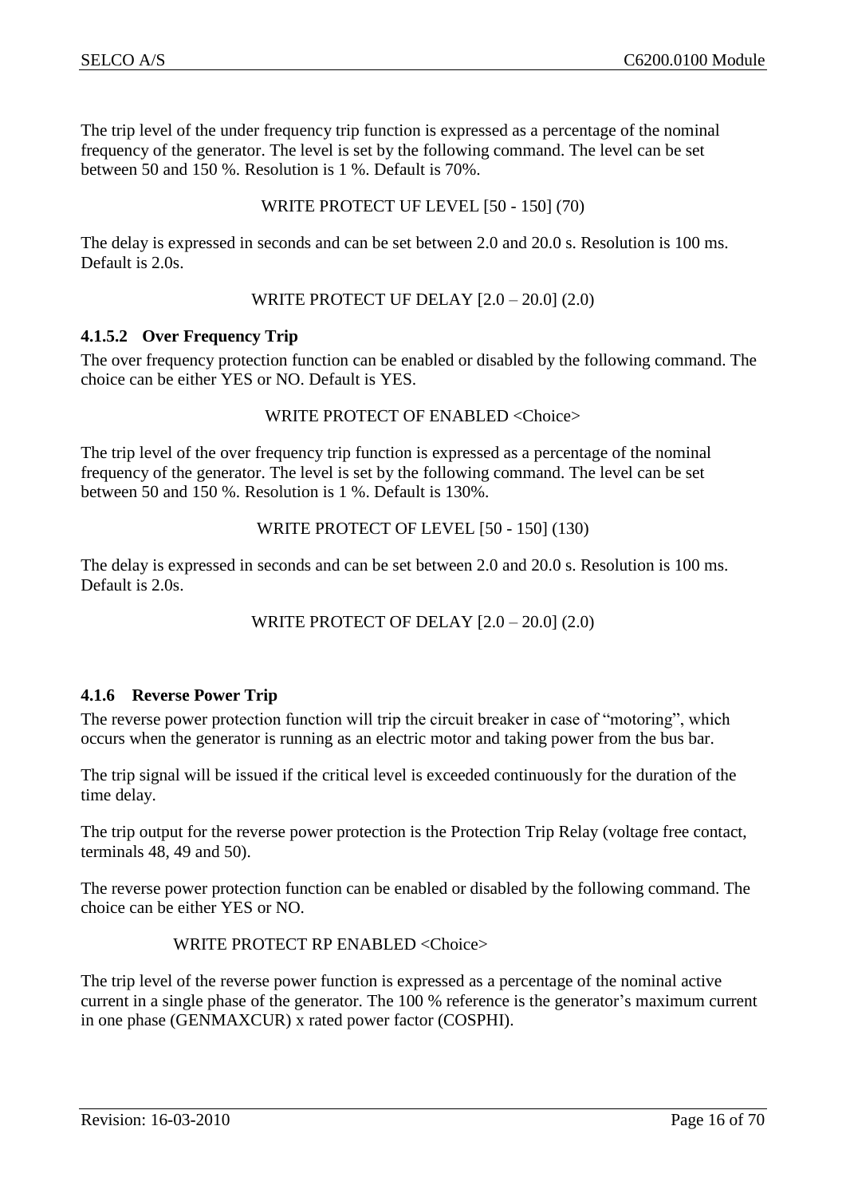The trip level of the under frequency trip function is expressed as a percentage of the nominal frequency of the generator. The level is set by the following command. The level can be set between 50 and 150 %. Resolution is 1 %. Default is 70%.

WRITE PROTECT UF LEVEL [50 - 150] (70)

The delay is expressed in seconds and can be set between 2.0 and 20.0 s. Resolution is 100 ms. Default is 2.0s.

WRITE PROTECT UF DELAY [2.0 – 20.0] (2.0)

#### 4.1.5.2 Over Frequency Trip

The over frequency protection function can be enabled or disabled by the following command. The choice can be either YES or NO. Default is YES.

WRITE PROTECT OF ENABLED <Choice>

The trip level of the over frequency trip function is expressed as a percentage of the nominal frequency of the generator. The level is set by the following command. The level can be set between 50 and 150 %. Resolution is 1 %. Default is 130%.

WRITE PROTECT OF LEVEL [50 - 150] (130)

The delay is expressed in seconds and can be set between 2.0 and 20.0 s. Resolution is 100 ms. Default is 2.0s.

WRITE PROTECT OF DELAY [2.0 – 20.0] (2.0)

### 4.1.6 Reverse Power Trip

The reverse power protection function will trip the circuit breaker in case of "motoring", which occurs when the generator is running as an electric motor and taking power from the bus bar.

The trip signal will be issued if the critical level is exceeded continuously for the duration of the time delay.

The trip output for the reverse power protection is the Protection Trip Relay (voltage free contact, terminals 48, 49 and 50).

The reverse power protection function can be enabled or disabled by the following command. The choice can be either YES or NO.

WRITE PROTECT RP ENABLED <Choice>

The trip level of the reverse power function is expressed as a percentage of the nominal active current in a single phase of the generator. The 100 % reference is the generator's maximum current in one phase (GENMAXCUR) x rated power factor (COSPHI).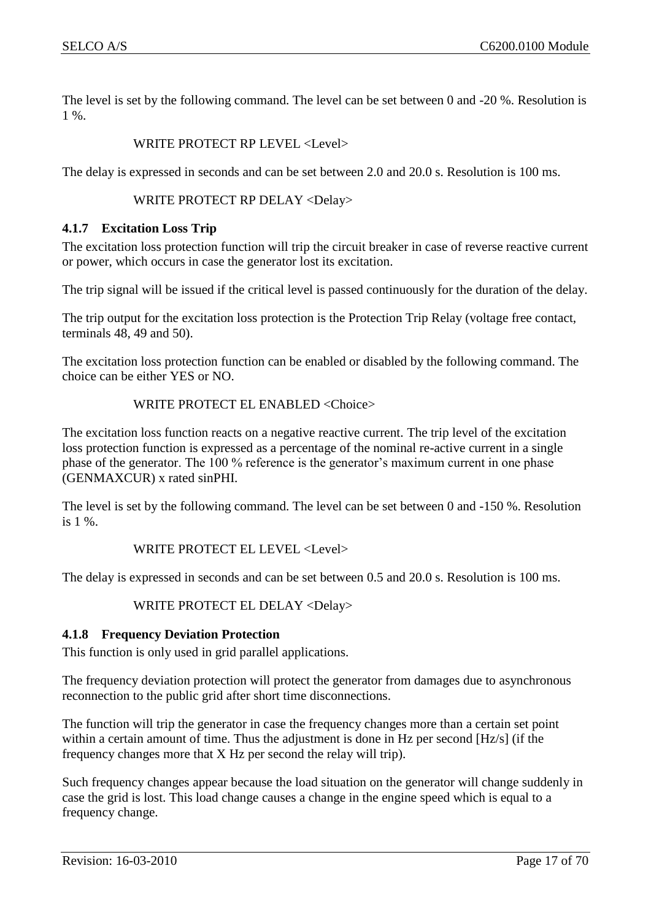The level is set by the following command. The level can be set between 0 and -20 %. Resolution is 1 %.

WRITE PROTECT RP LEVEL <Level>

The delay is expressed in seconds and can be set between 2.0 and 20.0 s. Resolution is 100 ms.

WRITE PROTECT RP DELAY <Delay>

### 4.1.7 Excitation Loss Trip

The excitation loss protection function will trip the circuit breaker in case of reverse reactive current or power, which occurs in case the generator lost its excitation.

The trip signal will be issued if the critical level is passed continuously for the duration of the delay.

The trip output for the excitation loss protection is the Protection Trip Relay (voltage free contact, terminals 48, 49 and 50).

The excitation loss protection function can be enabled or disabled by the following command. The choice can be either YES or NO.

WRITE PROTECT EL ENABLED <Choice>

The excitation loss function reacts on a negative reactive current. The trip level of the excitation loss protection function is expressed as a percentage of the nominal re-active current in a single phase of the generator. The 100 % reference is the generator's maximum current in one phase (GENMAXCUR) x rated sinPHI.

The level is set by the following command. The level can be set between 0 and -150 %. Resolution is 1 %.

WRITE PROTECT EL LEVEL <Level>

The delay is expressed in seconds and can be set between 0.5 and 20.0 s. Resolution is 100 ms.

WRITE PROTECT EL DELAY <Delay>

### 4.1.8 Frequency Deviation Protection

This function is only used in grid parallel applications.

The frequency deviation protection will protect the generator from damages due to asynchronous reconnection to the public grid after short time disconnections.

The function will trip the generator in case the frequency changes more than a certain set point within a certain amount of time. Thus the adjustment is done in Hz per second [Hz/s] (if the frequency changes more that X Hz per second the relay will trip).

Such frequency changes appear because the load situation on the generator will change suddenly in case the grid is lost. This load change causes a change in the engine speed which is equal to a frequency change.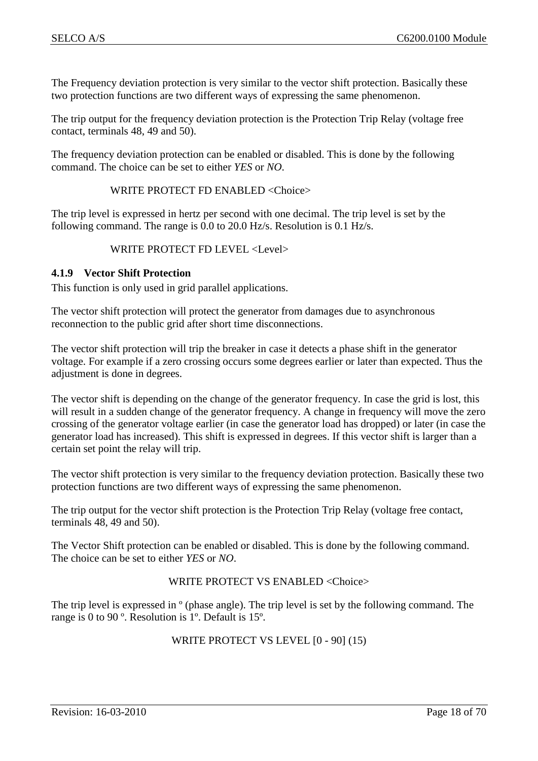The Frequency deviation protection is very similar to the vector shift protection. Basically these two protection functions are two different ways of expressing the same phenomenon.

The trip output for the frequency deviation protection is the Protection Trip Relay (voltage free contact, terminals 48, 49 and 50).

The frequency deviation protection can be enabled or disabled. This is done by the following command. The choice can be set to either *YES* or *NO*.

WRITE PROTECT FD ENABLED <Choice>

The trip level is expressed in hertz per second with one decimal. The trip level is set by the following command. The range is 0.0 to 20.0 Hz/s. Resolution is 0.1 Hz/s.

WRITE PROTECT FD LEVEL <Level>

### 4.1.9 Vector Shift Protection

This function is only used in grid parallel applications.

The vector shift protection will protect the generator from damages due to asynchronous reconnection to the public grid after short time disconnections.

The vector shift protection will trip the breaker in case it detects a phase shift in the generator voltage. For example if a zero crossing occurs some degrees earlier or later than expected. Thus the adjustment is done in degrees.

The vector shift is depending on the change of the generator frequency. In case the grid is lost, this will result in a sudden change of the generator frequency. A change in frequency will move the zero crossing of the generator voltage earlier (in case the generator load has dropped) or later (in case the generator load has increased). This shift is expressed in degrees. If this vector shift is larger than a certain set point the relay will trip.

The vector shift protection is very similar to the frequency deviation protection. Basically these two protection functions are two different ways of expressing the same phenomenon.

The trip output for the vector shift protection is the Protection Trip Relay (voltage free contact, terminals 48, 49 and 50).

The Vector Shift protection can be enabled or disabled. This is done by the following command. The choice can be set to either *YES* or *NO*.

WRITE PROTECT VS ENABLED <Choice>

The trip level is expressed in º (phase angle). The trip level is set by the following command. The range is 0 to 90 º. Resolution is 1º. Default is 15º.

WRITE PROTECT VS LEVEL [0 - 90] (15)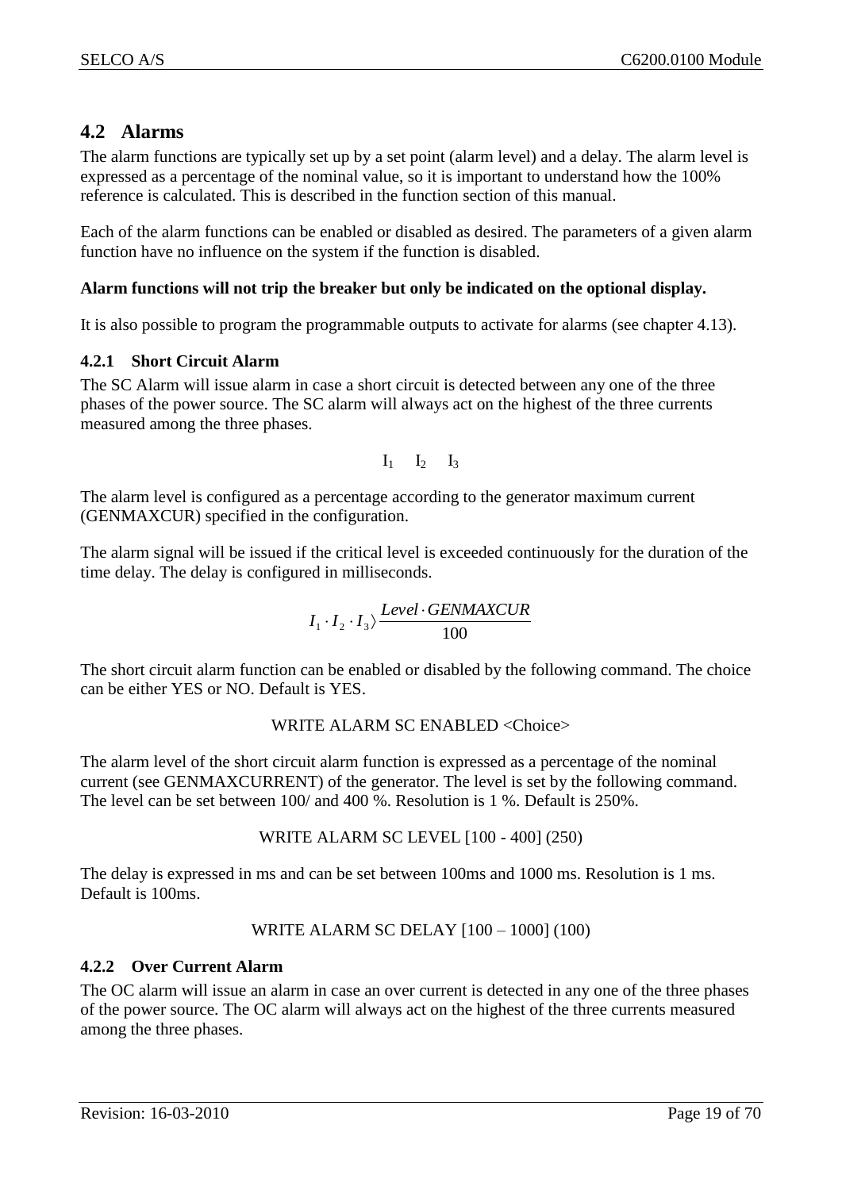## 4.2 Alarms

The alarm functions are typically set up by a set point (alarm level) and a delay. The alarm level is expressed as a percentage of the nominal value, so it is important to understand how the 100% reference is calculated. This is described in the function section of this manual.

Each of the alarm functions can be enabled or disabled as desired. The parameters of a given alarm function have no influence on the system if the function is disabled.

**Alarm functions will not trip the breaker but only be indicated on the optional display.**

It is also possible to program the programmable outputs to activate for alarms (see chapter 4.13).

### 4.2.1 Short Circuit Alarm

The SC Alarm will issue alarm in case a short circuit is detected between any one of the three phases of the power source. The SC alarm will always act on the highest of the three currents measured among the three phases.

$$I_1 \quad I_2 \quad I_3$$

The alarm level is configured as a percentage according to the generator maximum current (GENMAXCUR) specified in the configuration.

The alarm signal will be issued if the critical level is exceeded continuously for the duration of the time delay. The delay is configured in milliseconds.

$$I_1 \cdot I_2 \cdot I_3 \rangle \frac{Level \cdot GENMAXCUR}{100}$$

The short circuit alarm function can be enabled or disabled by the following command. The choice can be either YES or NO. Default is YES.

WRITE ALARM SC ENABLED <Choice>

The alarm level of the short circuit alarm function is expressed as a percentage of the nominal current (see GENMAXCURRENT) of the generator. The level is set by the following command. The level can be set between 100/ and 400 %. Resolution is 1 %. Default is 250%.

WRITE ALARM SC LEVEL [100 - 400] (250)

The delay is expressed in ms and can be set between 100ms and 1000 ms. Resolution is 1 ms. Default is 100ms.

WRITE ALARM SC DELAY [100 – 1000] (100)

### 4.2.2 Over Current Alarm

The OC alarm will issue an alarm in case an over current is detected in any one of the three phases of the power source. The OC alarm will always act on the highest of the three currents measured among the three phases.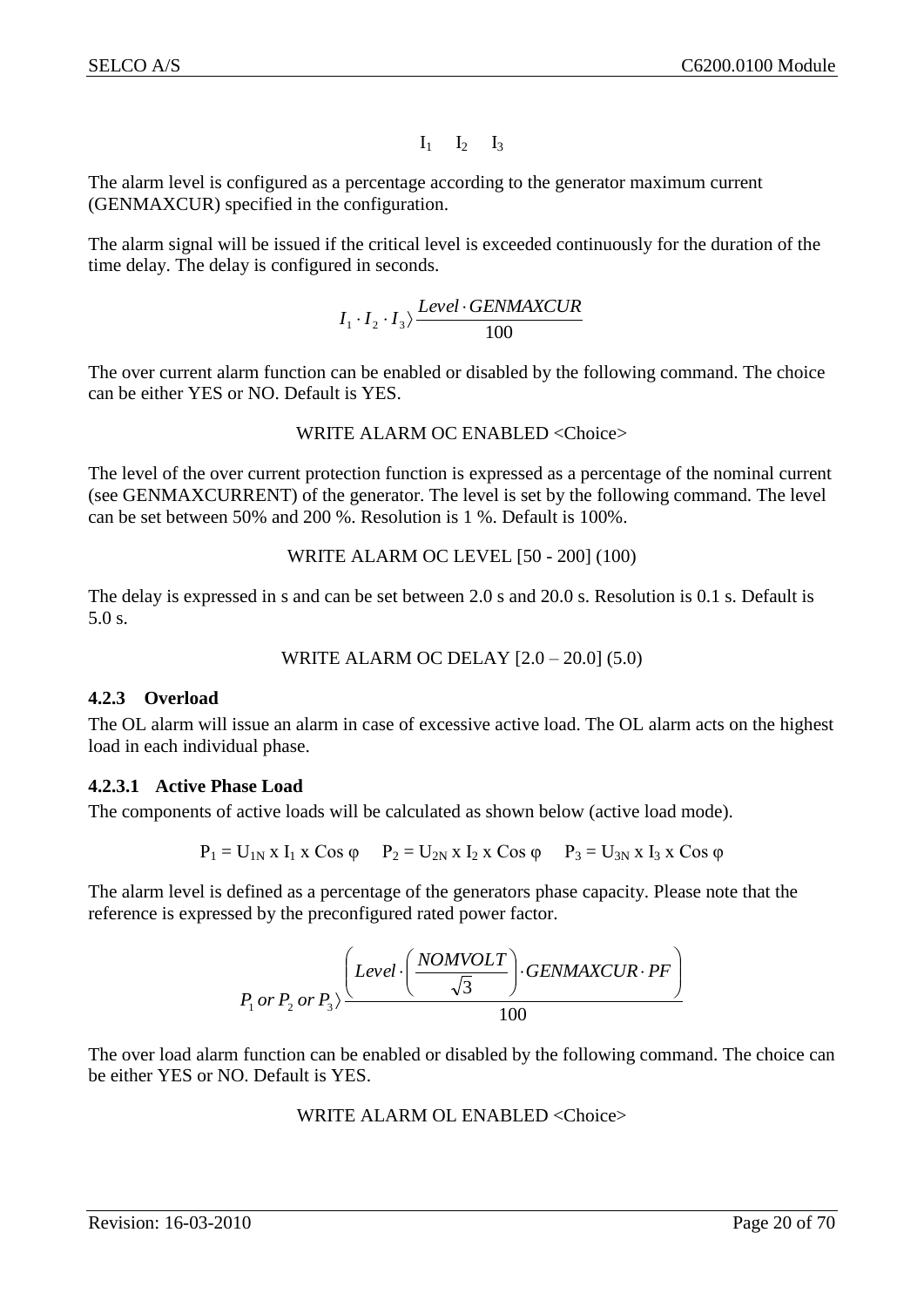$I_1 \quad I_2 \quad I_3$

The alarm level is configured as a percentage according to the generator maximum current (GENMAXCUR) specified in the configuration.

The alarm signal will be issued if the critical level is exceeded continuously for the duration of the time delay. The delay is configured in seconds.

$$I_1 \cdot I_2 \cdot I_3 \rangle \frac{Level \cdot GENMAXCUR}{100}$$

The over current alarm function can be enabled or disabled by the following command. The choice can be either YES or NO. Default is YES.

WRITE ALARM OC ENABLED <Choice>

The level of the over current protection function is expressed as a percentage of the nominal current (see GENMAXCURRENT) of the generator. The level is set by the following command. The level can be set between 50% and 200 %. Resolution is 1 %. Default is 100%.

WRITE ALARM OC LEVEL [50 - 200] (100)

The delay is expressed in s and can be set between 2.0 s and 20.0 s. Resolution is 0.1 s. Default is 5.0 s.

WRITE ALARM OC DELAY [2.0 – 20.0] (5.0)

### 4.2.3 Overload

The OL alarm will issue an alarm in case of excessive active load. The OL alarm acts on the highest load in each individual phase.

#### 4.2.3.1 Active Phase Load

The components of active loads will be calculated as shown below (active load mode).

$P_1 = U_{1N} \text{ x } I_1 \text{ x Cos } \varphi \quad P_2 = U_{2N} \text{ x } I_2 \text{ x Cos } \varphi \quad P_3 = U_{3N} \text{ x } I_3 \text{ x Cos } \varphi$

The alarm level is defined as a percentage of the generators phase capacity. Please note that the reference is expressed by the preconfigured rated power factor.

$$P_1 \text{ or } P_2 \text{ or } P_3 \rangle \frac{\left( Level \cdot \left( \frac{NOMVOLT}{\sqrt{3}} \right) \cdot GENMAXCUR \cdot PF \right)}{100}$$

The over load alarm function can be enabled or disabled by the following command. The choice can be either YES or NO. Default is YES.

WRITE ALARM OL ENABLED <Choice>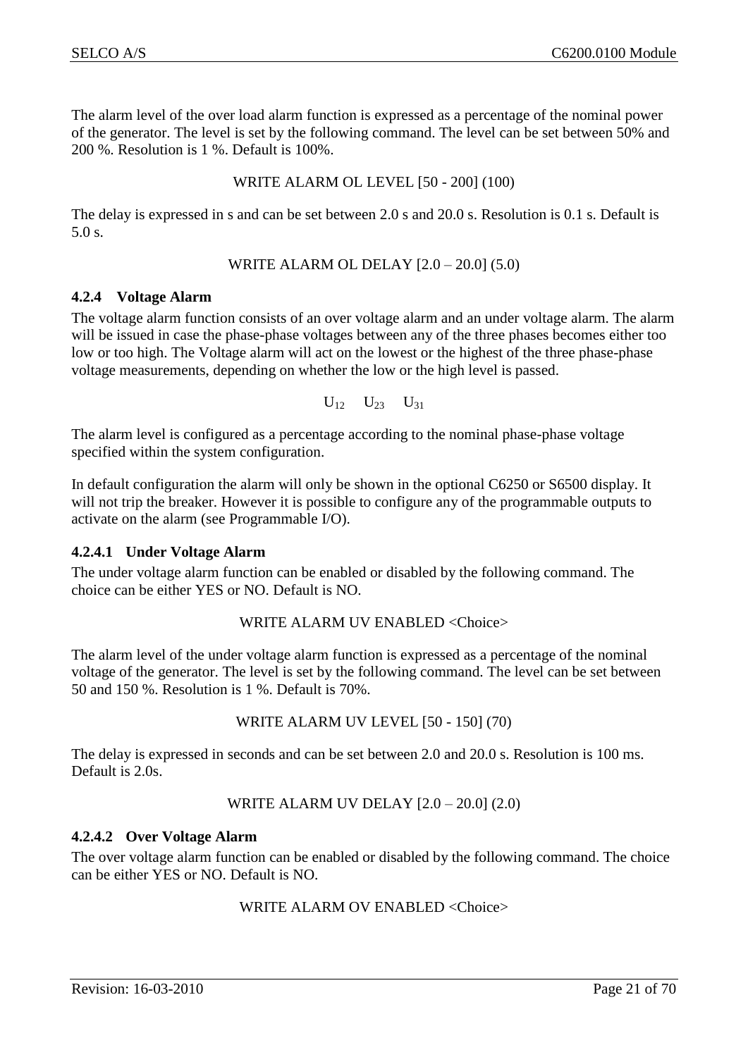The alarm level of the over load alarm function is expressed as a percentage of the nominal power of the generator. The level is set by the following command. The level can be set between 50% and 200 %. Resolution is 1 %. Default is 100%.

WRITE ALARM OL LEVEL [50 - 200] (100)

The delay is expressed in s and can be set between 2.0 s and 20.0 s. Resolution is 0.1 s. Default is 5.0 s.

WRITE ALARM OL DELAY [2.0 – 20.0] (5.0)

### 4.2.4 Voltage Alarm

The voltage alarm function consists of an over voltage alarm and an under voltage alarm. The alarm will be issued in case the phase-phase voltages between any of the three phases becomes either too low or too high. The Voltage alarm will act on the lowest or the highest of the three phase-phase voltage measurements, depending on whether the low or the high level is passed.

$U_{12}$ $U_{23}$ $U_{31}$

The alarm level is configured as a percentage according to the nominal phase-phase voltage specified within the system configuration.

In default configuration the alarm will only be shown in the optional C6250 or S6500 display. It will not trip the breaker. However it is possible to configure any of the programmable outputs to activate on the alarm (see Programmable I/O).

#### 4.2.4.1 Under Voltage Alarm

The under voltage alarm function can be enabled or disabled by the following command. The choice can be either YES or NO. Default is NO.

WRITE ALARM UV ENABLED <Choice>

The alarm level of the under voltage alarm function is expressed as a percentage of the nominal voltage of the generator. The level is set by the following command. The level can be set between 50 and 150 %. Resolution is 1 %. Default is 70%.

WRITE ALARM UV LEVEL [50 - 150] (70)

The delay is expressed in seconds and can be set between 2.0 and 20.0 s. Resolution is 100 ms. Default is 2.0s.

WRITE ALARM UV DELAY [2.0 – 20.0] (2.0)

#### 4.2.4.2 Over Voltage Alarm

The over voltage alarm function can be enabled or disabled by the following command. The choice can be either YES or NO. Default is NO.

WRITE ALARM OV ENABLED <Choice>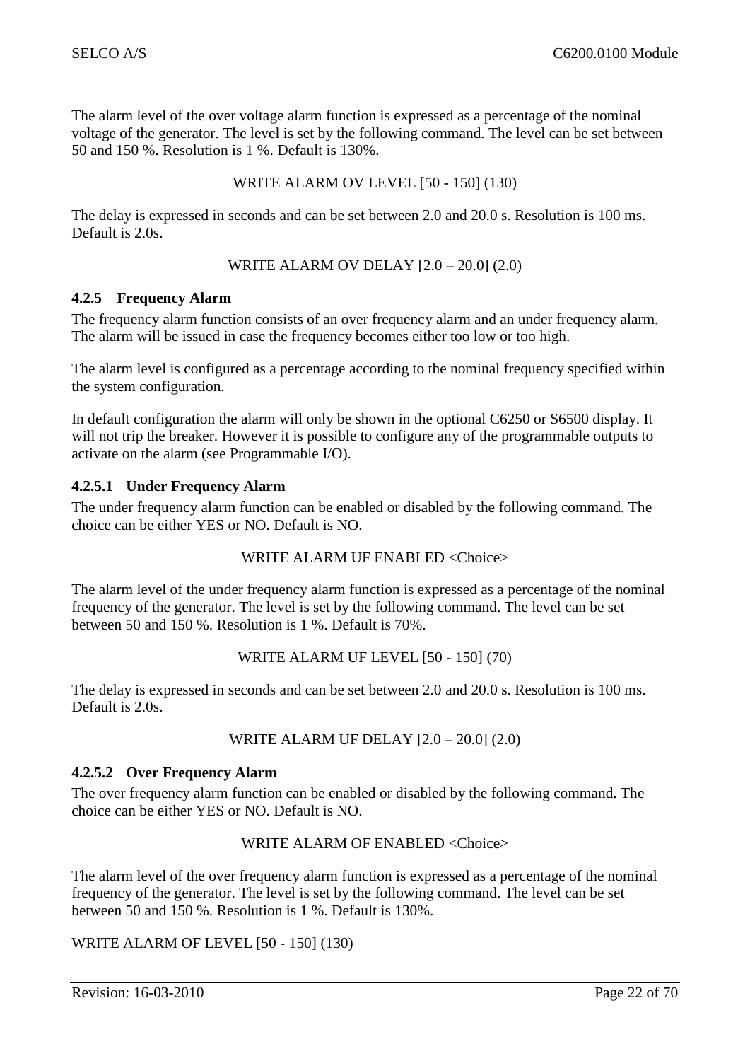The alarm level of the over voltage alarm function is expressed as a percentage of the nominal voltage of the generator. The level is set by the following command. The level can be set between 50 and 150 %. Resolution is 1 %. Default is 130%.

WRITE ALARM OV LEVEL [50 - 150] (130)

The delay is expressed in seconds and can be set between 2.0 and 20.0 s. Resolution is 100 ms. Default is 2.0s.

WRITE ALARM OV DELAY [2.0 – 20.0] (2.0)

#### 4.2.5 Frequency Alarm

The frequency alarm function consists of an over frequency alarm and an under frequency alarm. The alarm will be issued in case the frequency becomes either too low or too high.

The alarm level is configured as a percentage according to the nominal frequency specified within the system configuration.

In default configuration the alarm will only be shown in the optional C6250 or S6500 display. It will not trip the breaker. However it is possible to configure any of the programmable outputs to activate on the alarm (see Programmable I/O).

##### 4.2.5.1 Under Frequency Alarm

The under frequency alarm function can be enabled or disabled by the following command. The choice can be either YES or NO. Default is NO.

WRITE ALARM UF ENABLED <Choice>

The alarm level of the under frequency alarm function is expressed as a percentage of the nominal frequency of the generator. The level is set by the following command. The level can be set between 50 and 150 %. Resolution is 1 %. Default is 70%.

WRITE ALARM UF LEVEL [50 - 150] (70)

The delay is expressed in seconds and can be set between 2.0 and 20.0 s. Resolution is 100 ms. Default is 2.0s.

WRITE ALARM UF DELAY [2.0 – 20.0] (2.0)

##### 4.2.5.2 Over Frequency Alarm

The over frequency alarm function can be enabled or disabled by the following command. The choice can be either YES or NO. Default is NO.

WRITE ALARM OF ENABLED <Choice>

The alarm level of the over frequency alarm function is expressed as a percentage of the nominal frequency of the generator. The level is set by the following command. The level can be set between 50 and 150 %. Resolution is 1 %. Default is 130%.

WRITE ALARM OF LEVEL [50 - 150] (130)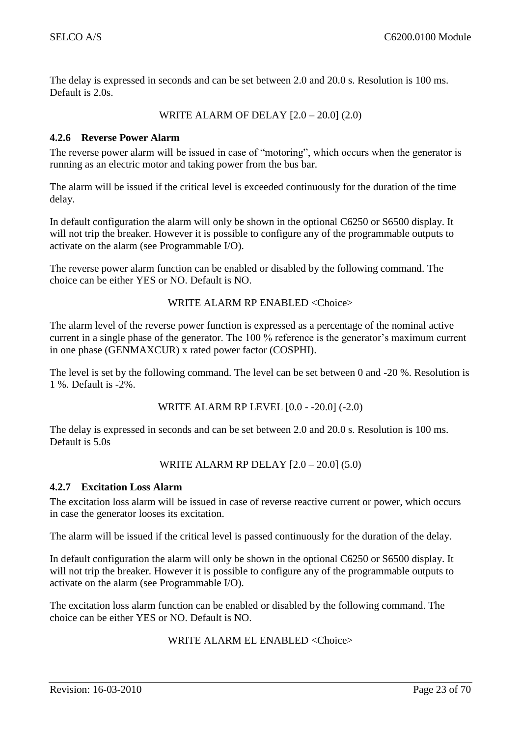The delay is expressed in seconds and can be set between 2.0 and 20.0 s. Resolution is 100 ms. Default is 2.0s.

WRITE ALARM OF DELAY [2.0 – 20.0] (2.0)

### 4.2.6 Reverse Power Alarm

The reverse power alarm will be issued in case of "motoring", which occurs when the generator is running as an electric motor and taking power from the bus bar.

The alarm will be issued if the critical level is exceeded continuously for the duration of the time delay.

In default configuration the alarm will only be shown in the optional C6250 or S6500 display. It will not trip the breaker. However it is possible to configure any of the programmable outputs to activate on the alarm (see Programmable I/O).

The reverse power alarm function can be enabled or disabled by the following command. The choice can be either YES or NO. Default is NO.

WRITE ALARM RP ENABLED <Choice>

The alarm level of the reverse power function is expressed as a percentage of the nominal active current in a single phase of the generator. The 100 % reference is the generator's maximum current in one phase (GENMAXCUR) x rated power factor (COSPHI).

The level is set by the following command. The level can be set between 0 and -20 %. Resolution is 1 %. Default is -2%.

WRITE ALARM RP LEVEL [0.0 - -20.0] (-2.0)

The delay is expressed in seconds and can be set between 2.0 and 20.0 s. Resolution is 100 ms. Default is 5.0s

WRITE ALARM RP DELAY [2.0 – 20.0] (5.0)

### 4.2.7 Excitation Loss Alarm

The excitation loss alarm will be issued in case of reverse reactive current or power, which occurs in case the generator looses its excitation.

The alarm will be issued if the critical level is passed continuously for the duration of the delay.

In default configuration the alarm will only be shown in the optional C6250 or S6500 display. It will not trip the breaker. However it is possible to configure any of the programmable outputs to activate on the alarm (see Programmable I/O).

The excitation loss alarm function can be enabled or disabled by the following command. The choice can be either YES or NO. Default is NO.

WRITE ALARM EL ENABLED <Choice>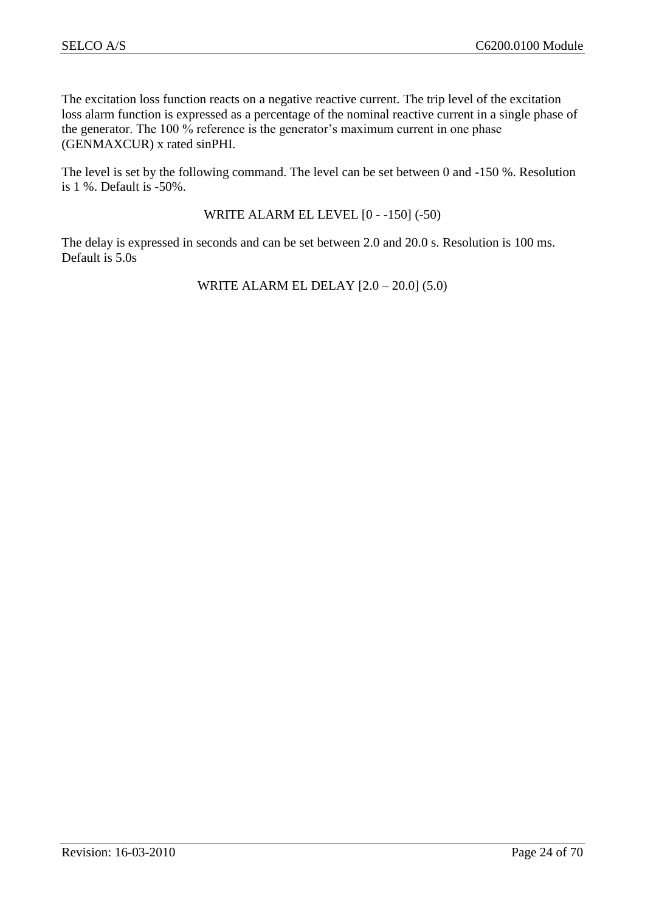The excitation loss function reacts on a negative reactive current. The trip level of the excitation loss alarm function is expressed as a percentage of the nominal reactive current in a single phase of the generator. The 100 % reference is the generator's maximum current in one phase (GENMAXCUR) x rated sinPHI.

The level is set by the following command. The level can be set between 0 and -150 %. Resolution is 1 %. Default is -50%.

WRITE ALARM EL LEVEL [0 - -150] (-50)

The delay is expressed in seconds and can be set between 2.0 and 20.0 s. Resolution is 100 ms. Default is 5.0s

WRITE ALARM EL DELAY [2.0 – 20.0] (5.0)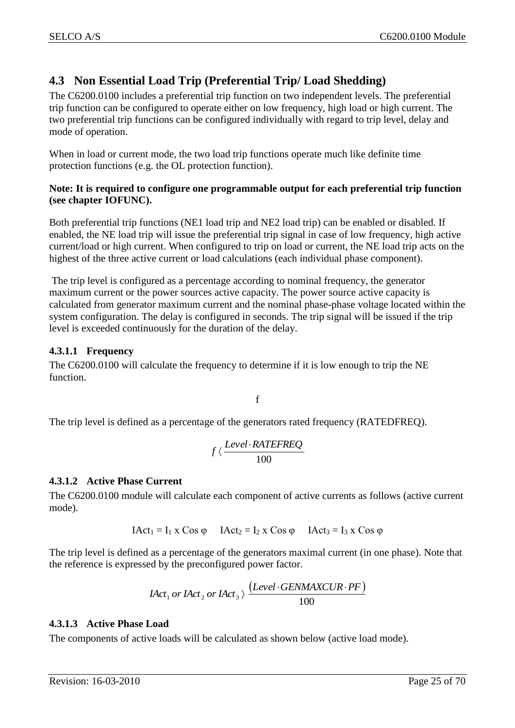## 4.3 Non Essential Load Trip (Preferential Trip/ Load Shedding)

The C6200.0100 includes a preferential trip function on two independent levels. The preferential trip function can be configured to operate either on low frequency, high load or high current. The two preferential trip functions can be configured individually with regard to trip level, delay and mode of operation.

When in load or current mode, the two load trip functions operate much like definite time protection functions (e.g. the OL protection function).

**Note: It is required to configure one programmable output for each preferential trip function (see chapter IOFUNC).**

Both preferential trip functions (NE1 load trip and NE2 load trip) can be enabled or disabled. If enabled, the NE load trip will issue the preferential trip signal in case of low frequency, high active current/load or high current. When configured to trip on load or current, the NE load trip acts on the highest of the three active current or load calculations (each individual phase component).

The trip level is configured as a percentage according to nominal frequency, the generator maximum current or the power sources active capacity. The power source active capacity is calculated from generator maximum current and the nominal phase-phase voltage located within the system configuration. The delay is configured in seconds. The trip signal will be issued if the trip level is exceeded continuously for the duration of the delay.

#### 4.3.1.1 Frequency

The C6200.0100 will calculate the frequency to determine if it is low enough to trip the NE function.

$$f$$

The trip level is defined as a percentage of the generators rated frequency (RATEDFREQ).

$$f \langle \frac{Level \cdot RATEFREQ}{100}$$

#### 4.3.1.2 Active Phase Current

The C6200.0100 module will calculate each component of active currents as follows (active current mode).

$$IAct_1 = I_1 \text{ x Cos } \varphi \quad IAct_2 = I_2 \text{ x Cos } \varphi \quad IAct_3 = I_3 \text{ x Cos } \varphi$$

The trip level is defined as a percentage of the generators maximal current (in one phase). Note that the reference is expressed by the preconfigured power factor.

$$IAct_1 \text{ or } IAct_2 \text{ or } IAct_3 \rangle \frac{(Level \cdot GENMAXCUR \cdot PF)}{100}$$

#### 4.3.1.3 Active Phase Load

The components of active loads will be calculated as shown below (active load mode).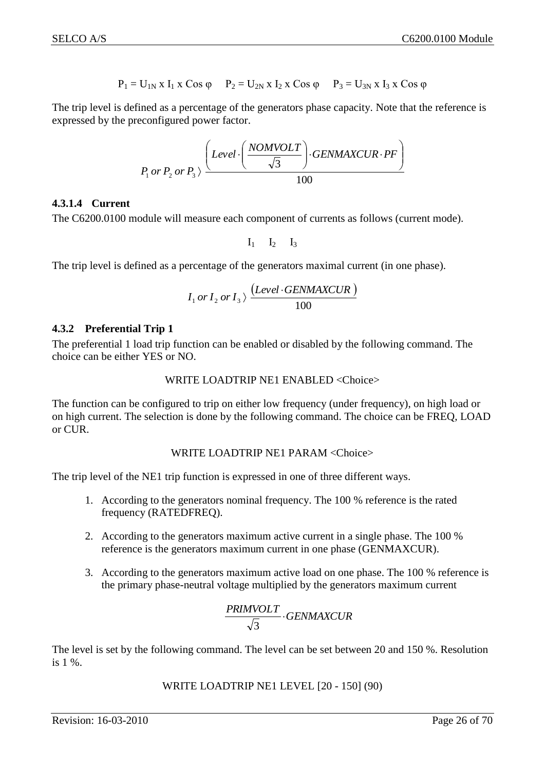$$P_1 = U_{1N} \times I_1 \times \cos\varphi \quad P_2 = U_{2N} \times I_2 \times \cos\varphi \quad P_3 = U_{3N} \times I_3 \times \cos\varphi$$

The trip level is defined as a percentage of the generators phase capacity. Note that the reference is expressed by the preconfigured power factor.

$$P_1 \; or \; P_2 \; or \; P_3 \rangle \; \frac{\left( Level \cdot \left( \frac{NOMVOLT}{\sqrt{3}} \right) \cdot GENMAXCUR \cdot PF \right)}{100}$$

#### 4.3.1.4 Current

The C6200.0100 module will measure each component of currents as follows (current mode).

$$I_1 \quad I_2 \quad I_3$$

The trip level is defined as a percentage of the generators maximal current (in one phase).

$$I_1 \; or \; I_2 \; or \; I_3 \rangle \; \frac{(Level \cdot GENMAXCUR)}{100}$$

### 4.3.2 Preferential Trip 1

The preferential 1 load trip function can be enabled or disabled by the following command. The choice can be either YES or NO.

WRITE LOADTRIP NE1 ENABLED <Choice>

The function can be configured to trip on either low frequency (under frequency), on high load or on high current. The selection is done by the following command. The choice can be FREQ, LOAD or CUR.

WRITE LOADTRIP NE1 PARAM <Choice>

The trip level of the NE1 trip function is expressed in one of three different ways.

1. According to the generators nominal frequency. The 100 % reference is the rated frequency (RATEDFREQ).

2. According to the generators maximum active current in a single phase. The 100 % reference is the generators maximum current in one phase (GENMAXCUR).

3. According to the generators maximum active load on one phase. The 100 % reference is the primary phase-neutral voltage multiplied by the generators maximum current

$$\frac{PRIMVOLT}{\sqrt{3}} \cdot GENMAXCUR$$

The level is set by the following command. The level can be set between 20 and 150 %. Resolution is 1 %.

WRITE LOADTRIP NE1 LEVEL [20 - 150] (90)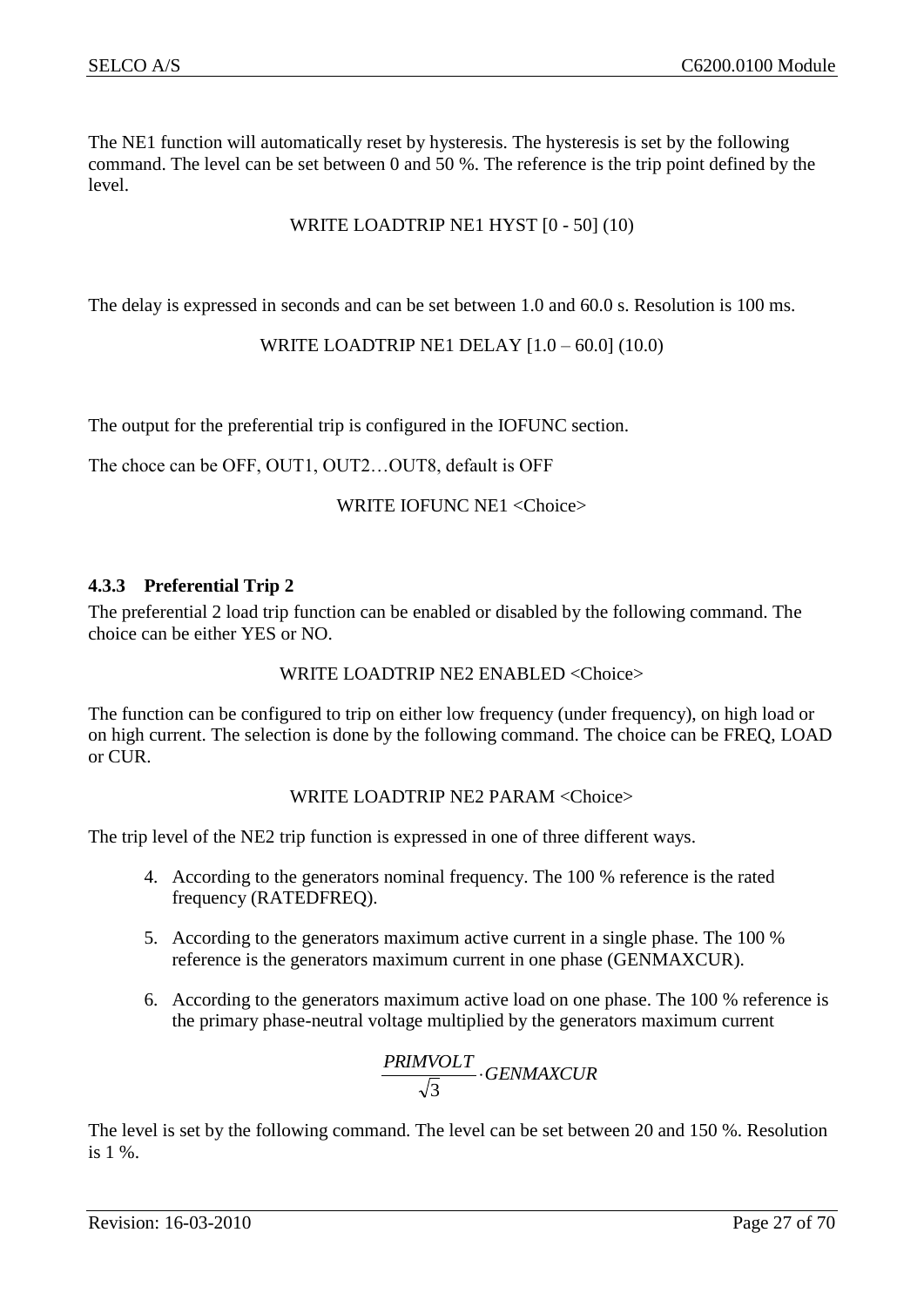The NE1 function will automatically reset by hysteresis. The hysteresis is set by the following command. The level can be set between 0 and 50 %. The reference is the trip point defined by the level.

WRITE LOADTRIP NE1 HYST [0 - 50] (10)

The delay is expressed in seconds and can be set between 1.0 and 60.0 s. Resolution is 100 ms.

WRITE LOADTRIP NE1 DELAY [1.0 – 60.0] (10.0)

The output for the preferential trip is configured in the IOFUNC section.

The choce can be OFF, OUT1, OUT2…OUT8, default is OFF

WRITE IOFUNC NE1 <Choice>

### 4.3.3 Preferential Trip 2

The preferential 2 load trip function can be enabled or disabled by the following command. The choice can be either YES or NO.

WRITE LOADTRIP NE2 ENABLED <Choice>

The function can be configured to trip on either low frequency (under frequency), on high load or on high current. The selection is done by the following command. The choice can be FREQ, LOAD or CUR.

WRITE LOADTRIP NE2 PARAM <Choice>

The trip level of the NE2 trip function is expressed in one of three different ways.

4. According to the generators nominal frequency. The 100 % reference is the rated frequency (RATEDFREQ).

5. According to the generators maximum active current in a single phase. The 100 % reference is the generators maximum current in one phase (GENMAXCUR).

6. According to the generators maximum active load on one phase. The 100 % reference is the primary phase-neutral voltage multiplied by the generators maximum current

$$\frac{PRIMVOLT}{\sqrt{3}} \cdot GENMAXCUR$$

The level is set by the following command. The level can be set between 20 and 150 %. Resolution is 1 %.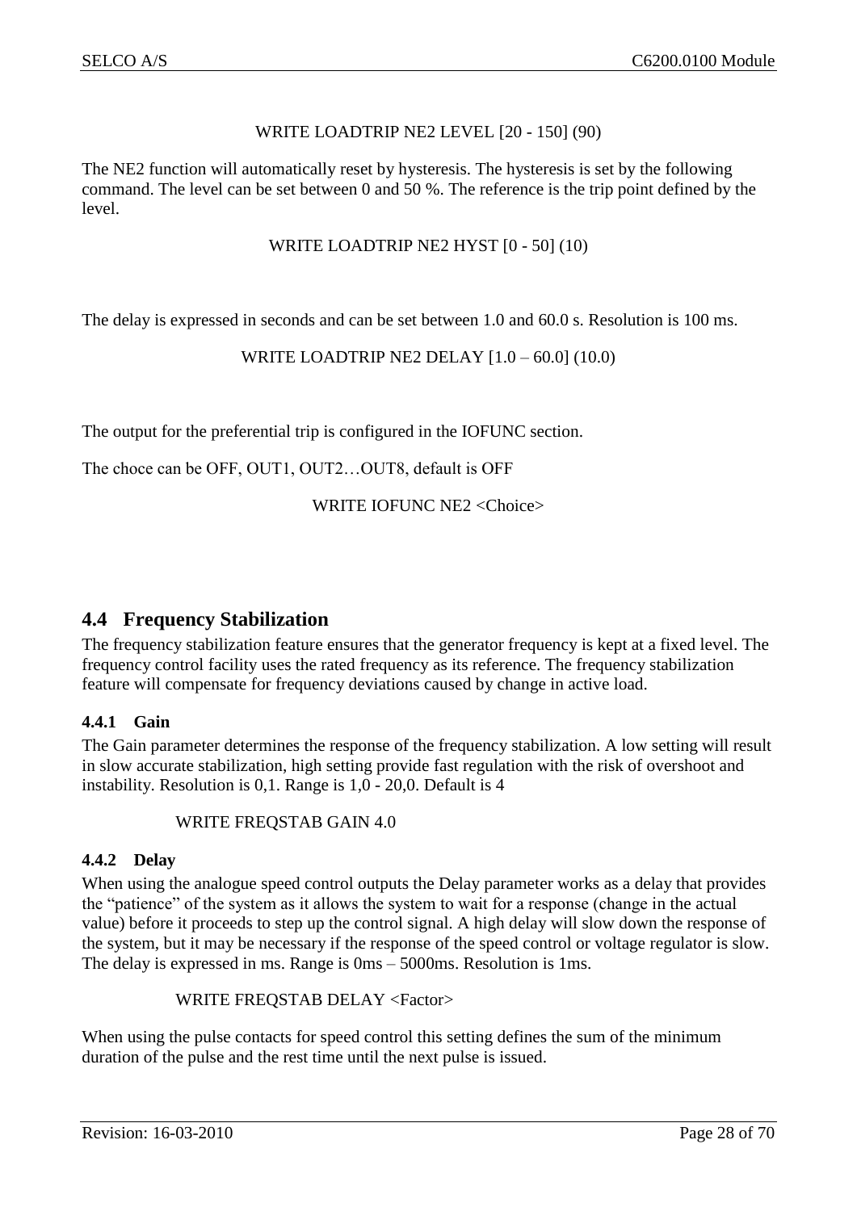WRITE LOADTRIP NE2 LEVEL [20 - 150] (90)

The NE2 function will automatically reset by hysteresis. The hysteresis is set by the following command. The level can be set between 0 and 50 %. The reference is the trip point defined by the level.

WRITE LOADTRIP NE2 HYST [0 - 50] (10)

The delay is expressed in seconds and can be set between 1.0 and 60.0 s. Resolution is 100 ms.

WRITE LOADTRIP NE2 DELAY [1.0 – 60.0] (10.0)

The output for the preferential trip is configured in the IOFUNC section.

The choce can be OFF, OUT1, OUT2…OUT8, default is OFF

WRITE IOFUNC NE2 <Choice>

## 4.4 Frequency Stabilization

The frequency stabilization feature ensures that the generator frequency is kept at a fixed level. The frequency control facility uses the rated frequency as its reference. The frequency stabilization feature will compensate for frequency deviations caused by change in active load.

### 4.4.1 Gain

The Gain parameter determines the response of the frequency stabilization. A low setting will result in slow accurate stabilization, high setting provide fast regulation with the risk of overshoot and instability. Resolution is 0,1. Range is 1,0 - 20,0. Default is 4

WRITE FREQSTAB GAIN 4.0

### 4.4.2 Delay

When using the analogue speed control outputs the Delay parameter works as a delay that provides the "patience" of the system as it allows the system to wait for a response (change in the actual value) before it proceeds to step up the control signal. A high delay will slow down the response of the system, but it may be necessary if the response of the speed control or voltage regulator is slow. The delay is expressed in ms. Range is 0ms – 5000ms. Resolution is 1ms.

WRITE FREQSTAB DELAY <Factor>

When using the pulse contacts for speed control this setting defines the sum of the minimum duration of the pulse and the rest time until the next pulse is issued.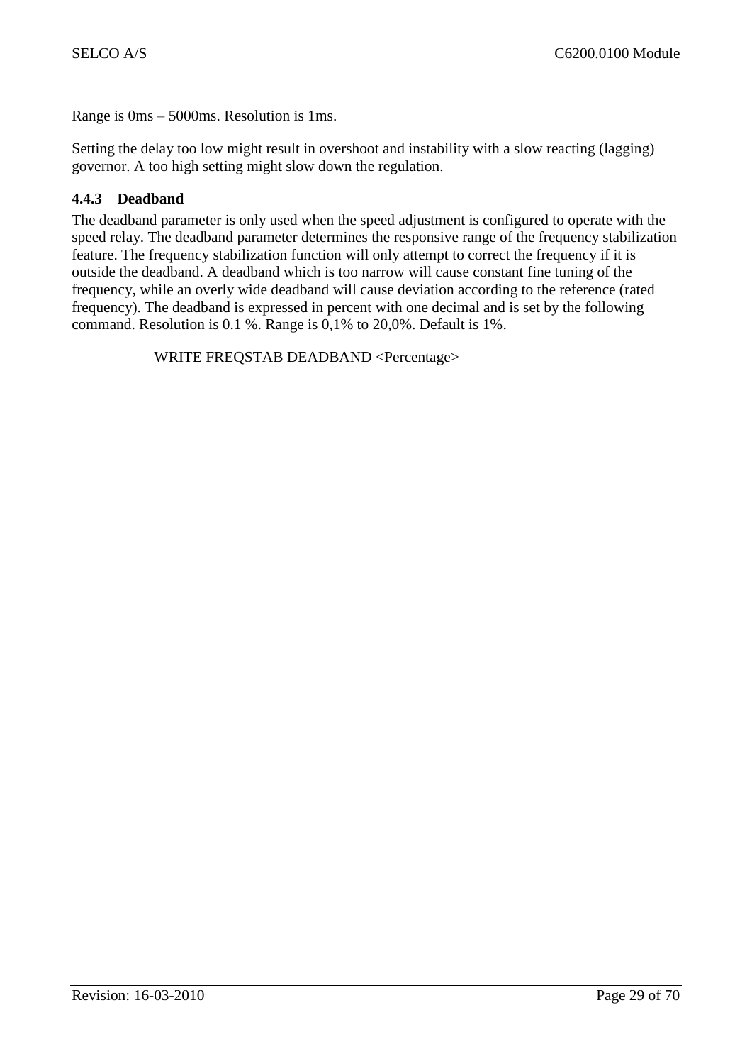Range is 0ms – 5000ms. Resolution is 1ms.

Setting the delay too low might result in overshoot and instability with a slow reacting (lagging) governor. A too high setting might slow down the regulation.

### 4.4.3 Deadband

The deadband parameter is only used when the speed adjustment is configured to operate with the speed relay. The deadband parameter determines the responsive range of the frequency stabilization feature. The frequency stabilization function will only attempt to correct the frequency if it is outside the deadband. A deadband which is too narrow will cause constant fine tuning of the frequency, while an overly wide deadband will cause deviation according to the reference (rated frequency). The deadband is expressed in percent with one decimal and is set by the following command. Resolution is 0.1 %. Range is 0,1% to 20,0%. Default is 1%.

```
WRITE FREQSTAB DEADBAND <Percentage>
```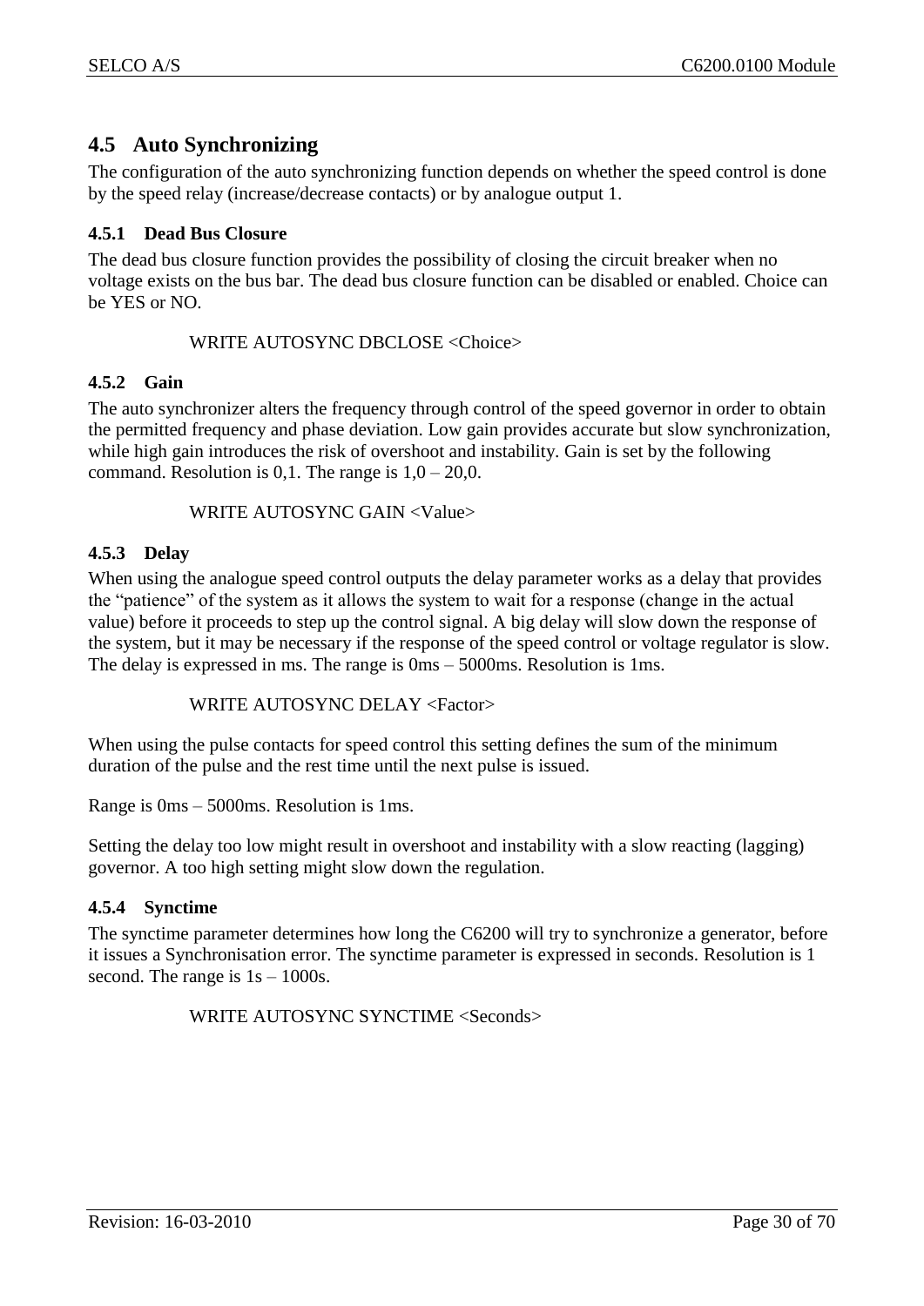## 4.5 Auto Synchronizing

The configuration of the auto synchronizing function depends on whether the speed control is done by the speed relay (increase/decrease contacts) or by analogue output 1.

### 4.5.1 Dead Bus Closure

The dead bus closure function provides the possibility of closing the circuit breaker when no voltage exists on the bus bar. The dead bus closure function can be disabled or enabled. Choice can be YES or NO.

WRITE AUTOSYNC DBCLOSE <Choice>

### 4.5.2 Gain

The auto synchronizer alters the frequency through control of the speed governor in order to obtain the permitted frequency and phase deviation. Low gain provides accurate but slow synchronization, while high gain introduces the risk of overshoot and instability. Gain is set by the following command. Resolution is 0,1. The range is 1,0 – 20,0.

WRITE AUTOSYNC GAIN <Value>

### 4.5.3 Delay

When using the analogue speed control outputs the delay parameter works as a delay that provides the "patience" of the system as it allows the system to wait for a response (change in the actual value) before it proceeds to step up the control signal. A big delay will slow down the response of the system, but it may be necessary if the response of the speed control or voltage regulator is slow. The delay is expressed in ms. The range is 0ms – 5000ms. Resolution is 1ms.

WRITE AUTOSYNC DELAY <Factor>

When using the pulse contacts for speed control this setting defines the sum of the minimum duration of the pulse and the rest time until the next pulse is issued.

Range is 0ms – 5000ms. Resolution is 1ms.

Setting the delay too low might result in overshoot and instability with a slow reacting (lagging) governor. A too high setting might slow down the regulation.

### 4.5.4 Synctime

The synctime parameter determines how long the C6200 will try to synchronize a generator, before it issues a Synchronisation error. The synctime parameter is expressed in seconds. Resolution is 1 second. The range is 1s – 1000s.

WRITE AUTOSYNC SYNCTIME <Seconds>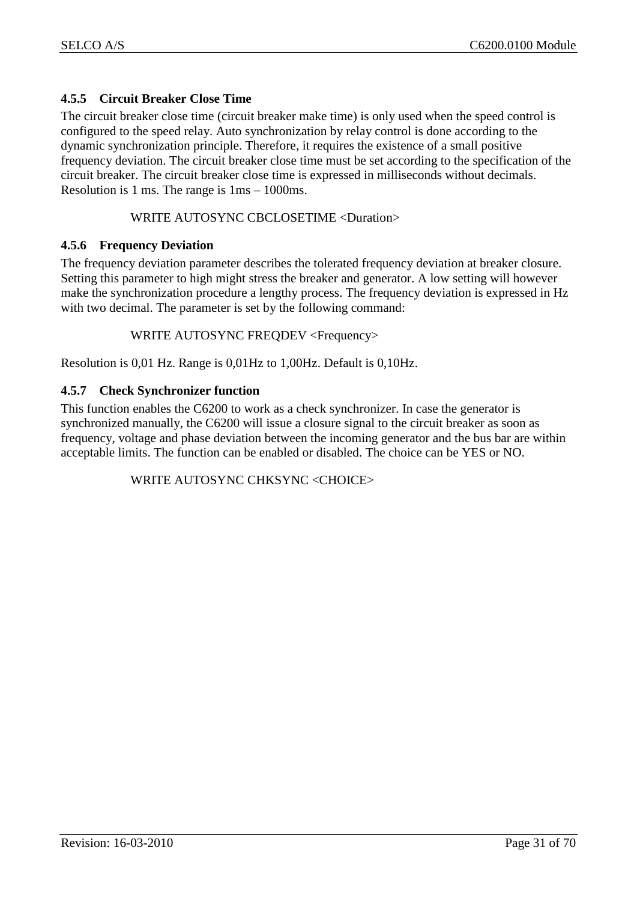### 4.5.5 Circuit Breaker Close Time

The circuit breaker close time (circuit breaker make time) is only used when the speed control is configured to the speed relay. Auto synchronization by relay control is done according to the dynamic synchronization principle. Therefore, it requires the existence of a small positive frequency deviation. The circuit breaker close time must be set according to the specification of the circuit breaker. The circuit breaker close time is expressed in milliseconds without decimals. Resolution is 1 ms. The range is 1ms – 1000ms.

WRITE AUTOSYNC CBCLOSETIME <Duration>

### 4.5.6 Frequency Deviation

The frequency deviation parameter describes the tolerated frequency deviation at breaker closure. Setting this parameter to high might stress the breaker and generator. A low setting will however make the synchronization procedure a lengthy process. The frequency deviation is expressed in Hz with two decimal. The parameter is set by the following command:

WRITE AUTOSYNC FREQDEV <Frequency>

Resolution is 0,01 Hz. Range is 0,01Hz to 1,00Hz. Default is 0,10Hz.

### 4.5.7 Check Synchronizer function

This function enables the C6200 to work as a check synchronizer. In case the generator is synchronized manually, the C6200 will issue a closure signal to the circuit breaker as soon as frequency, voltage and phase deviation between the incoming generator and the bus bar are within acceptable limits. The function can be enabled or disabled. The choice can be YES or NO.

WRITE AUTOSYNC CHKSYNC <CHOICE>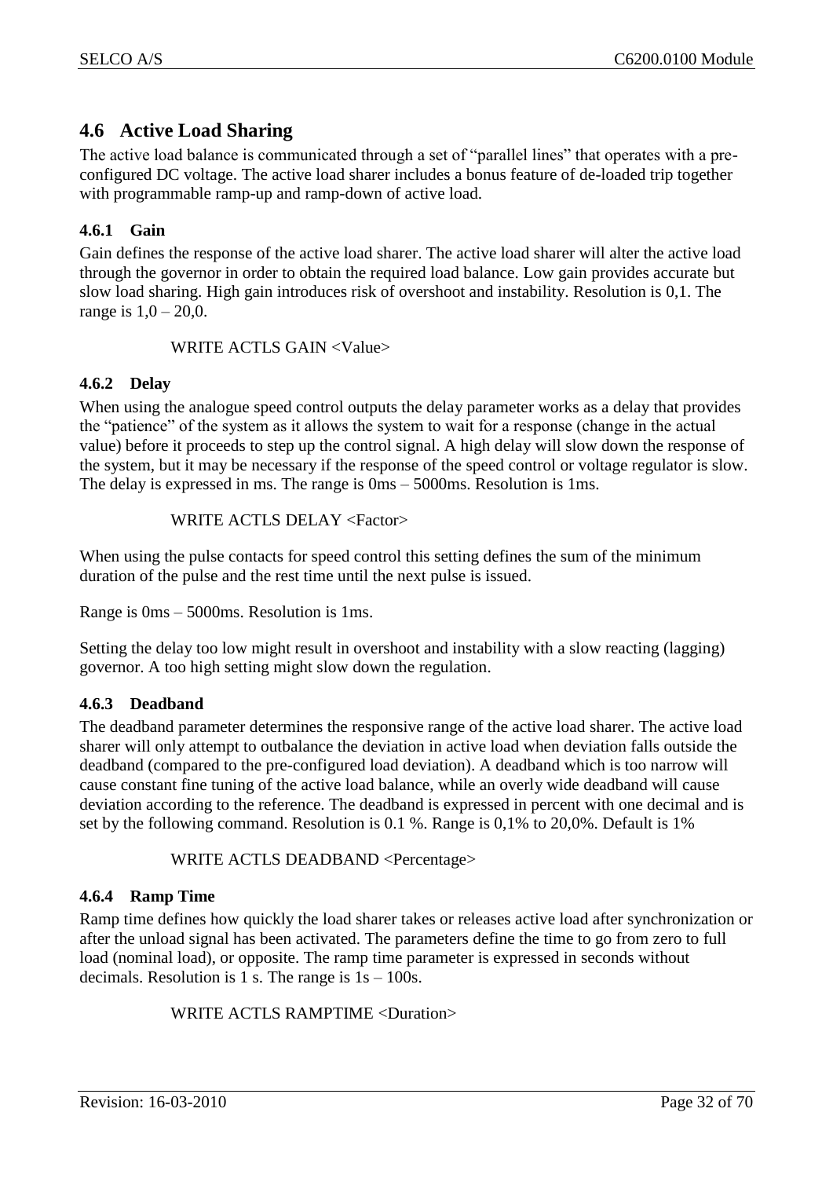## 4.6 Active Load Sharing

The active load balance is communicated through a set of "parallel lines" that operates with a pre-configured DC voltage. The active load sharer includes a bonus feature of de-loaded trip together with programmable ramp-up and ramp-down of active load.

### 4.6.1 Gain

Gain defines the response of the active load sharer. The active load sharer will alter the active load through the governor in order to obtain the required load balance. Low gain provides accurate but slow load sharing. High gain introduces risk of overshoot and instability. Resolution is 0,1. The range is 1,0 – 20,0.

```
WRITE ACTLS GAIN <Value>
```

### 4.6.2 Delay

When using the analogue speed control outputs the delay parameter works as a delay that provides the "patience" of the system as it allows the system to wait for a response (change in the actual value) before it proceeds to step up the control signal. A high delay will slow down the response of the system, but it may be necessary if the response of the speed control or voltage regulator is slow. The delay is expressed in ms. The range is 0ms – 5000ms. Resolution is 1ms.

```
WRITE ACTLS DELAY <Factor>
```

When using the pulse contacts for speed control this setting defines the sum of the minimum duration of the pulse and the rest time until the next pulse is issued.

Range is 0ms – 5000ms. Resolution is 1ms.

Setting the delay too low might result in overshoot and instability with a slow reacting (lagging) governor. A too high setting might slow down the regulation.

### 4.6.3 Deadband

The deadband parameter determines the responsive range of the active load sharer. The active load sharer will only attempt to outbalance the deviation in active load when deviation falls outside the deadband (compared to the pre-configured load deviation). A deadband which is too narrow will cause constant fine tuning of the active load balance, while an overly wide deadband will cause deviation according to the reference. The deadband is expressed in percent with one decimal and is set by the following command. Resolution is 0.1 %. Range is 0,1% to 20,0%. Default is 1%

```
WRITE ACTLS DEADBAND <Percentage>
```

### 4.6.4 Ramp Time

Ramp time defines how quickly the load sharer takes or releases active load after synchronization or after the unload signal has been activated. The parameters define the time to go from zero to full load (nominal load), or opposite. The ramp time parameter is expressed in seconds without decimals. Resolution is 1 s. The range is 1s – 100s.

```
WRITE ACTLS RAMPTIME <Duration>
```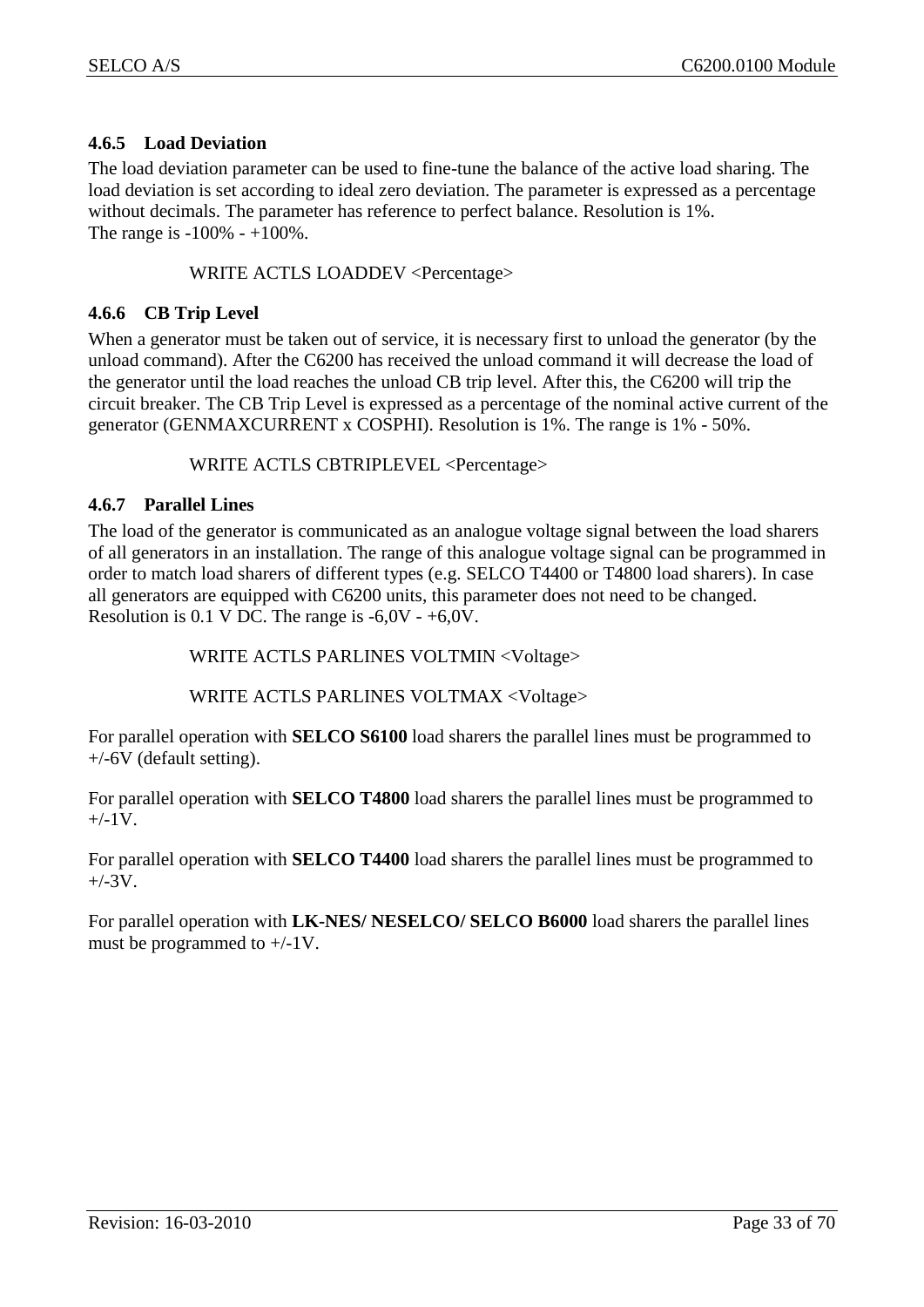### 4.6.5 Load Deviation

The load deviation parameter can be used to fine-tune the balance of the active load sharing. The load deviation is set according to ideal zero deviation. The parameter is expressed as a percentage without decimals. The parameter has reference to perfect balance. Resolution is 1%.
The range is -100% - +100%.

WRITE ACTLS LOADDEV <Percentage>

### 4.6.6 CB Trip Level

When a generator must be taken out of service, it is necessary first to unload the generator (by the unload command). After the C6200 has received the unload command it will decrease the load of the generator until the load reaches the unload CB trip level. After this, the C6200 will trip the circuit breaker. The CB Trip Level is expressed as a percentage of the nominal active current of the generator (GENMAXCURRENT x COSPHI). Resolution is 1%. The range is 1% - 50%.

WRITE ACTLS CBTRIPLEVEL <Percentage>

### 4.6.7 Parallel Lines

The load of the generator is communicated as an analogue voltage signal between the load sharers of all generators in an installation. The range of this analogue voltage signal can be programmed in order to match load sharers of different types (e.g. SELCO T4400 or T4800 load sharers). In case all generators are equipped with C6200 units, this parameter does not need to be changed. Resolution is 0.1 V DC. The range is -6,0V - +6,0V.

WRITE ACTLS PARLINES VOLTMIN <Voltage>

WRITE ACTLS PARLINES VOLTMAX <Voltage>

For parallel operation with **SELCO S6100** load sharers the parallel lines must be programmed to +/-6V (default setting).

For parallel operation with **SELCO T4800** load sharers the parallel lines must be programmed to +/-1V.

For parallel operation with **SELCO T4400** load sharers the parallel lines must be programmed to +/-3V.

For parallel operation with **LK-NES/ NESELCO/ SELCO B6000** load sharers the parallel lines must be programmed to +/-1V.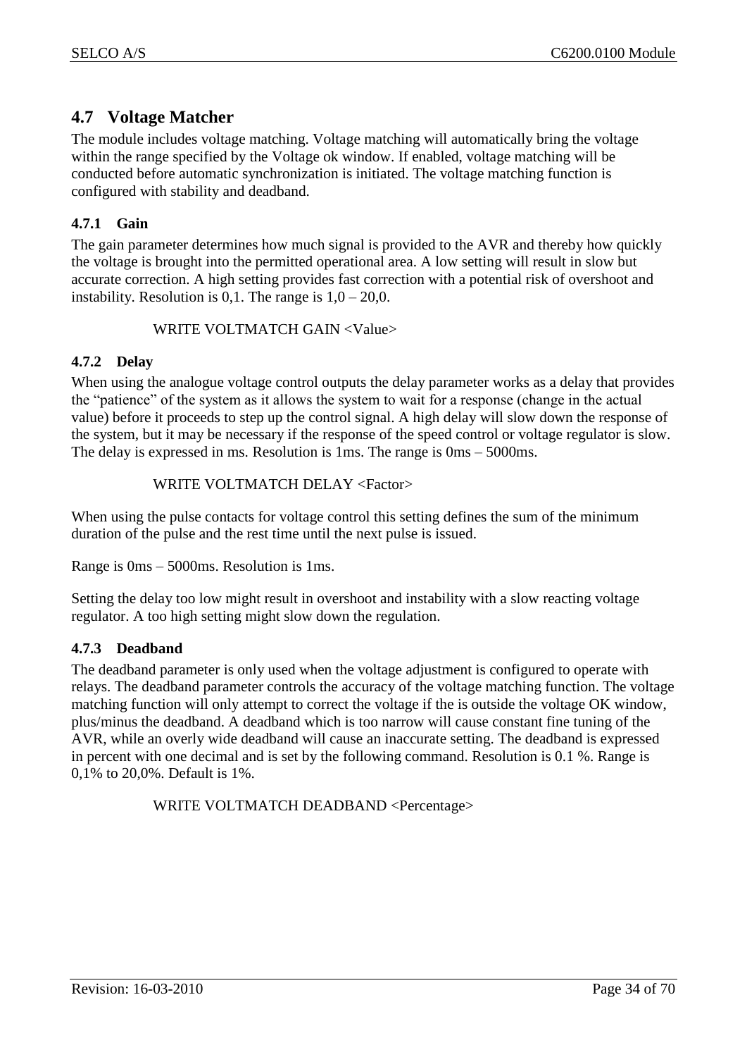## 4.7 Voltage Matcher

The module includes voltage matching. Voltage matching will automatically bring the voltage within the range specified by the Voltage ok window. If enabled, voltage matching will be conducted before automatic synchronization is initiated. The voltage matching function is configured with stability and deadband.

### 4.7.1 Gain

The gain parameter determines how much signal is provided to the AVR and thereby how quickly the voltage is brought into the permitted operational area. A low setting will result in slow but accurate correction. A high setting provides fast correction with a potential risk of overshoot and instability. Resolution is 0,1. The range is 1,0 – 20,0.

```
WRITE VOLTMATCH GAIN <Value>
```

### 4.7.2 Delay

When using the analogue voltage control outputs the delay parameter works as a delay that provides the "patience" of the system as it allows the system to wait for a response (change in the actual value) before it proceeds to step up the control signal. A high delay will slow down the response of the system, but it may be necessary if the response of the speed control or voltage regulator is slow. The delay is expressed in ms. Resolution is 1ms. The range is 0ms – 5000ms.

```
WRITE VOLTMATCH DELAY <Factor>
```

When using the pulse contacts for voltage control this setting defines the sum of the minimum duration of the pulse and the rest time until the next pulse is issued.

Range is 0ms – 5000ms. Resolution is 1ms.

Setting the delay too low might result in overshoot and instability with a slow reacting voltage regulator. A too high setting might slow down the regulation.

### 4.7.3 Deadband

The deadband parameter is only used when the voltage adjustment is configured to operate with relays. The deadband parameter controls the accuracy of the voltage matching function. The voltage matching function will only attempt to correct the voltage if the is outside the voltage OK window, plus/minus the deadband. A deadband which is too narrow will cause constant fine tuning of the AVR, while an overly wide deadband will cause an inaccurate setting. The deadband is expressed in percent with one decimal and is set by the following command. Resolution is 0.1 %. Range is 0,1% to 20,0%. Default is 1%.

```
WRITE VOLTMATCH DEADBAND <Percentage>
```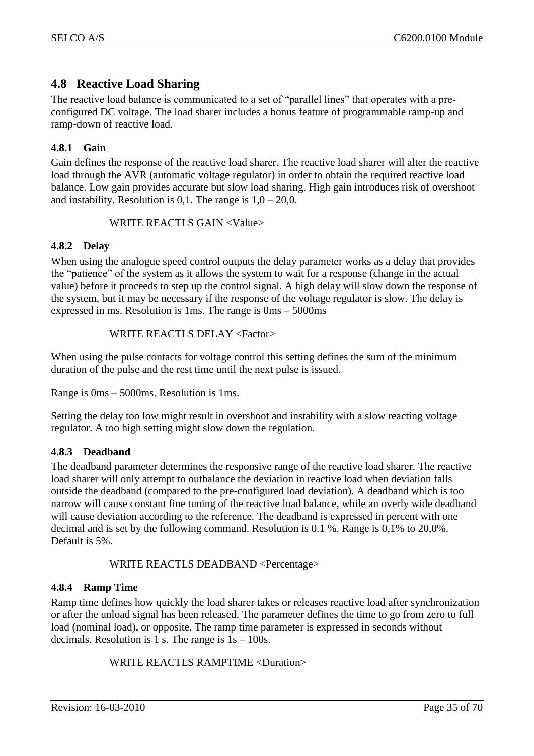## 4.8 Reactive Load Sharing

The reactive load balance is communicated to a set of “parallel lines” that operates with a pre-configured DC voltage. The load sharer includes a bonus feature of programmable ramp-up and ramp-down of reactive load.

### 4.8.1 Gain

Gain defines the response of the reactive load sharer. The reactive load sharer will alter the reactive load through the AVR (automatic voltage regulator) in order to obtain the required reactive load balance. Low gain provides accurate but slow load sharing. High gain introduces risk of overshoot and instability. Resolution is 0,1. The range is 1,0 – 20,0.

```
WRITE REACTLS GAIN <Value>
```

### 4.8.2 Delay

When using the analogue speed control outputs the delay parameter works as a delay that provides the “patience” of the system as it allows the system to wait for a response (change in the actual value) before it proceeds to step up the control signal. A high delay will slow down the response of the system, but it may be necessary if the response of the voltage regulator is slow. The delay is expressed in ms. Resolution is 1ms. The range is 0ms – 5000ms

```
WRITE REACTLS DELAY <Factor>
```

When using the pulse contacts for voltage control this setting defines the sum of the minimum duration of the pulse and the rest time until the next pulse is issued.

Range is 0ms – 5000ms. Resolution is 1ms.

Setting the delay too low might result in overshoot and instability with a slow reacting voltage regulator. A too high setting might slow down the regulation.

### 4.8.3 Deadband

The deadband parameter determines the responsive range of the reactive load sharer. The reactive load sharer will only attempt to outbalance the deviation in reactive load when deviation falls outside the deadband (compared to the pre-configured load deviation). A deadband which is too narrow will cause constant fine tuning of the reactive load balance, while an overly wide deadband will cause deviation according to the reference. The deadband is expressed in percent with one decimal and is set by the following command. Resolution is 0.1 %. Range is 0,1% to 20,0%. Default is 5%.

```
WRITE REACTLS DEADBAND <Percentage>
```

### 4.8.4 Ramp Time

Ramp time defines how quickly the load sharer takes or releases reactive load after synchronization or after the unload signal has been released. The parameter defines the time to go from zero to full load (nominal load), or opposite. The ramp time parameter is expressed in seconds without decimals. Resolution is 1 s. The range is 1s – 100s.

```
WRITE REACTLS RAMPTIME <Duration>
```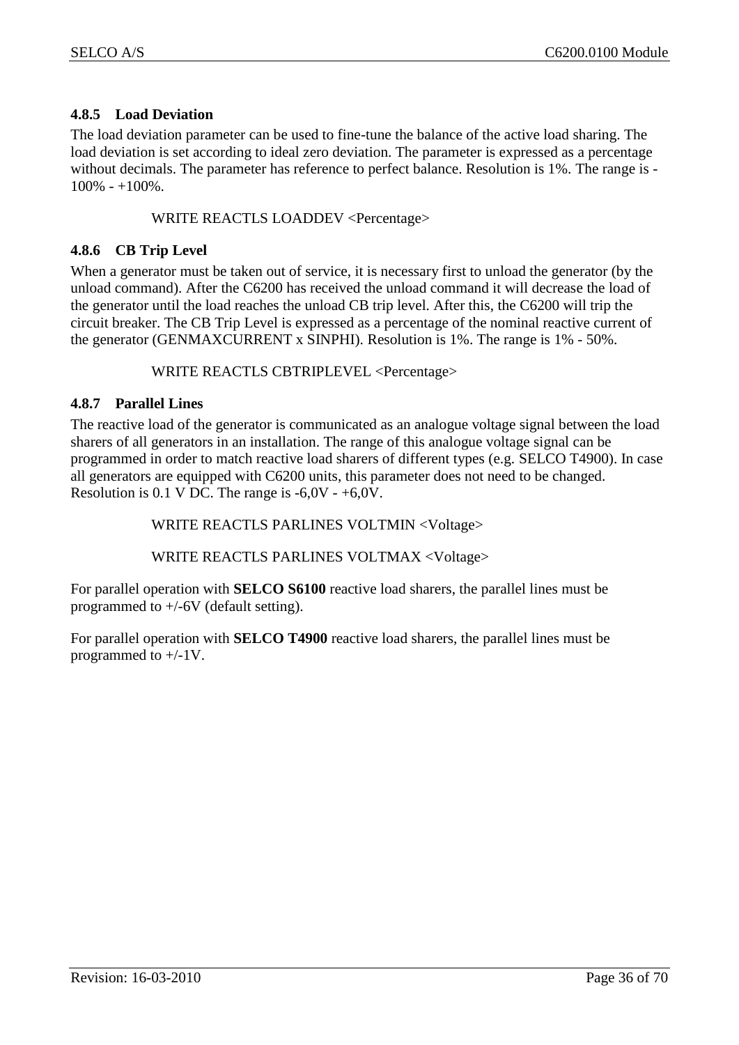### 4.8.5 Load Deviation

The load deviation parameter can be used to fine-tune the balance of the active load sharing. The load deviation is set according to ideal zero deviation. The parameter is expressed as a percentage without decimals. The parameter has reference to perfect balance. Resolution is 1%. The range is -100% - +100%.

WRITE REACTLS LOADDEV <Percentage>

### 4.8.6 CB Trip Level

When a generator must be taken out of service, it is necessary first to unload the generator (by the unload command). After the C6200 has received the unload command it will decrease the load of the generator until the load reaches the unload CB trip level. After this, the C6200 will trip the circuit breaker. The CB Trip Level is expressed as a percentage of the nominal reactive current of the generator (GENMAXCURRENT x SINPHI). Resolution is 1%. The range is 1% - 50%.

WRITE REACTLS CBTRIPLEVEL <Percentage>

### 4.8.7 Parallel Lines

The reactive load of the generator is communicated as an analogue voltage signal between the load sharers of all generators in an installation. The range of this analogue voltage signal can be programmed in order to match reactive load sharers of different types (e.g. SELCO T4900). In case all generators are equipped with C6200 units, this parameter does not need to be changed. Resolution is 0.1 V DC. The range is -6,0V - +6,0V.

WRITE REACTLS PARLINES VOLTMIN <Voltage>

WRITE REACTLS PARLINES VOLTMAX <Voltage>

For parallel operation with **SELCO S6100** reactive load sharers, the parallel lines must be programmed to +/-6V (default setting).

For parallel operation with **SELCO T4900** reactive load sharers, the parallel lines must be programmed to +/-1V.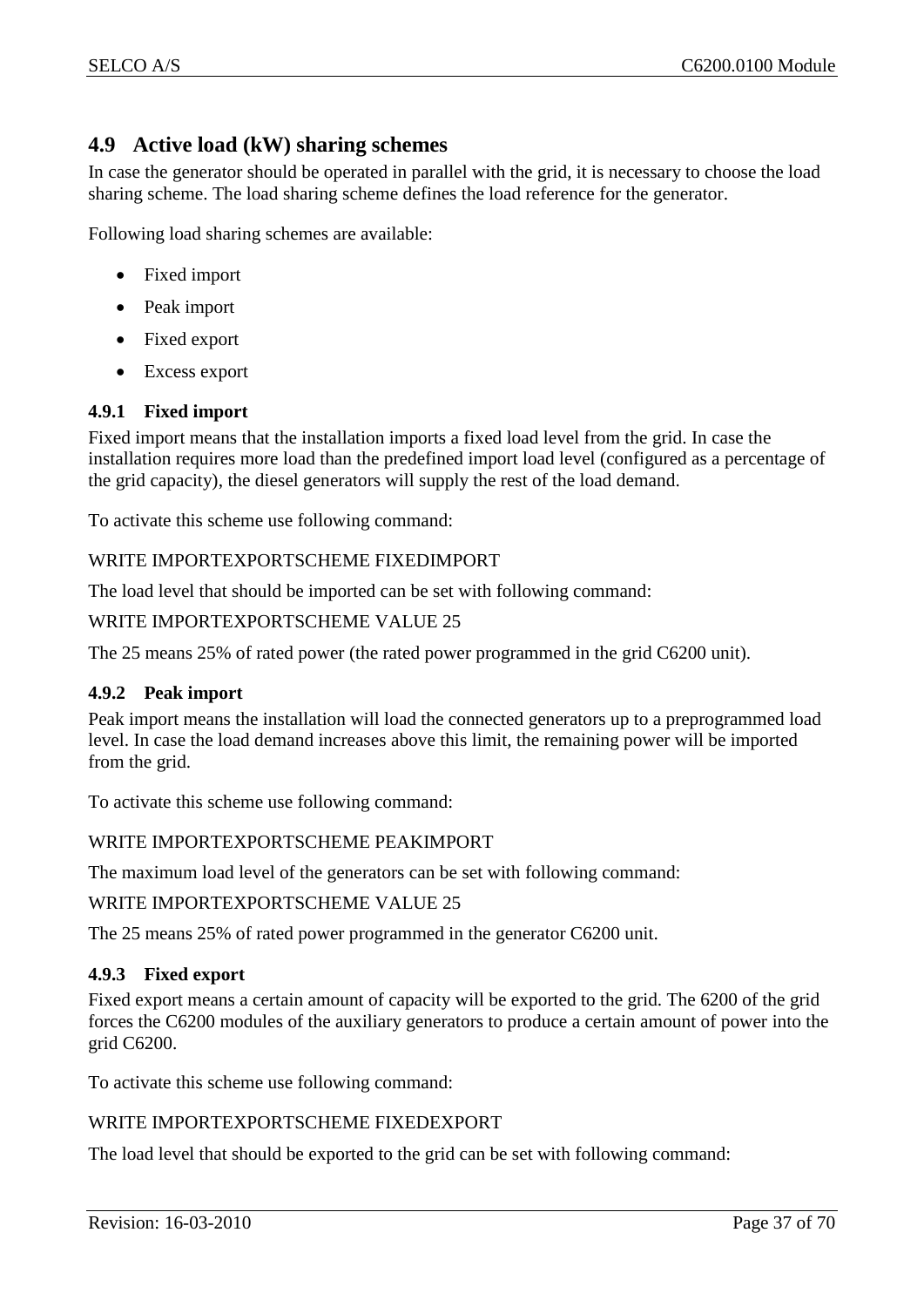## 4.9 Active load (kW) sharing schemes

In case the generator should be operated in parallel with the grid, it is necessary to choose the load sharing scheme. The load sharing scheme defines the load reference for the generator.

Following load sharing schemes are available:

- Fixed import
- Peak import
- Fixed export
- Excess export

### 4.9.1 Fixed import

Fixed import means that the installation imports a fixed load level from the grid. In case the installation requires more load than the predefined import load level (configured as a percentage of the grid capacity), the diesel generators will supply the rest of the load demand.

To activate this scheme use following command:

WRITE IMPORTEXPORTSCHEME FIXEDIMPORT

The load level that should be imported can be set with following command:

WRITE IMPORTEXPORTSCHEME VALUE 25

The 25 means 25% of rated power (the rated power programmed in the grid C6200 unit).

### 4.9.2 Peak import

Peak import means the installation will load the connected generators up to a preprogrammed load level. In case the load demand increases above this limit, the remaining power will be imported from the grid.

To activate this scheme use following command:

WRITE IMPORTEXPORTSCHEME PEAKIMPORT

The maximum load level of the generators can be set with following command:

WRITE IMPORTEXPORTSCHEME VALUE 25

The 25 means 25% of rated power programmed in the generator C6200 unit.

### 4.9.3 Fixed export

Fixed export means a certain amount of capacity will be exported to the grid. The 6200 of the grid forces the C6200 modules of the auxiliary generators to produce a certain amount of power into the grid C6200.

To activate this scheme use following command:

WRITE IMPORTEXPORTSCHEME FIXEDEXPORT

The load level that should be exported to the grid can be set with following command: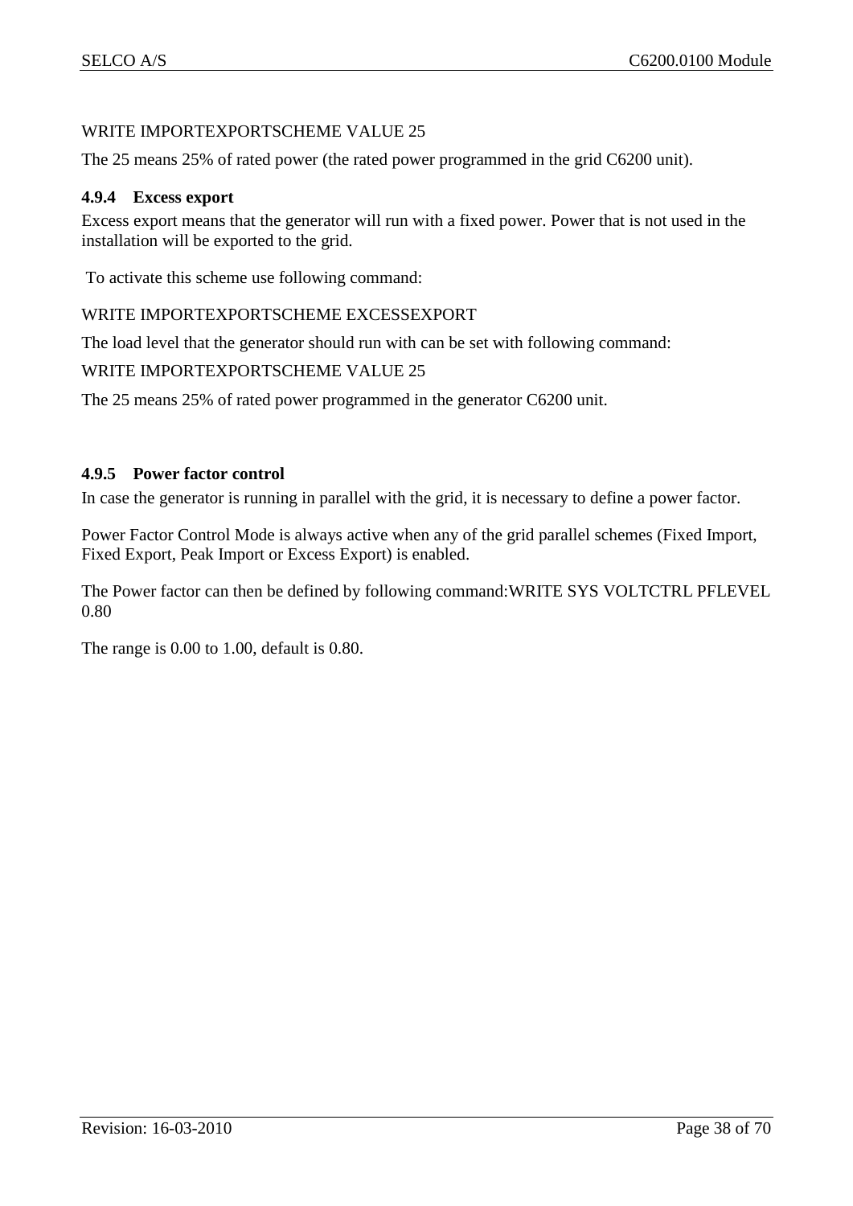WRITE IMPORTEXPORTSCHEME VALUE 25

The 25 means 25% of rated power (the rated power programmed in the grid C6200 unit).

#### 4.9.4 Excess export

Excess export means that the generator will run with a fixed power. Power that is not used in the installation will be exported to the grid.

To activate this scheme use following command:

WRITE IMPORTEXPORTSCHEME EXCESSEXPORT

The load level that the generator should run with can be set with following command:

WRITE IMPORTEXPORTSCHEME VALUE 25

The 25 means 25% of rated power programmed in the generator C6200 unit.

#### 4.9.5 Power factor control

In case the generator is running in parallel with the grid, it is necessary to define a power factor.

Power Factor Control Mode is always active when any of the grid parallel schemes (Fixed Import, Fixed Export, Peak Import or Excess Export) is enabled.

The Power factor can then be defined by following command:WRITE SYS VOLTCTRL PFLEVEL 0.80

The range is 0.00 to 1.00, default is 0.80.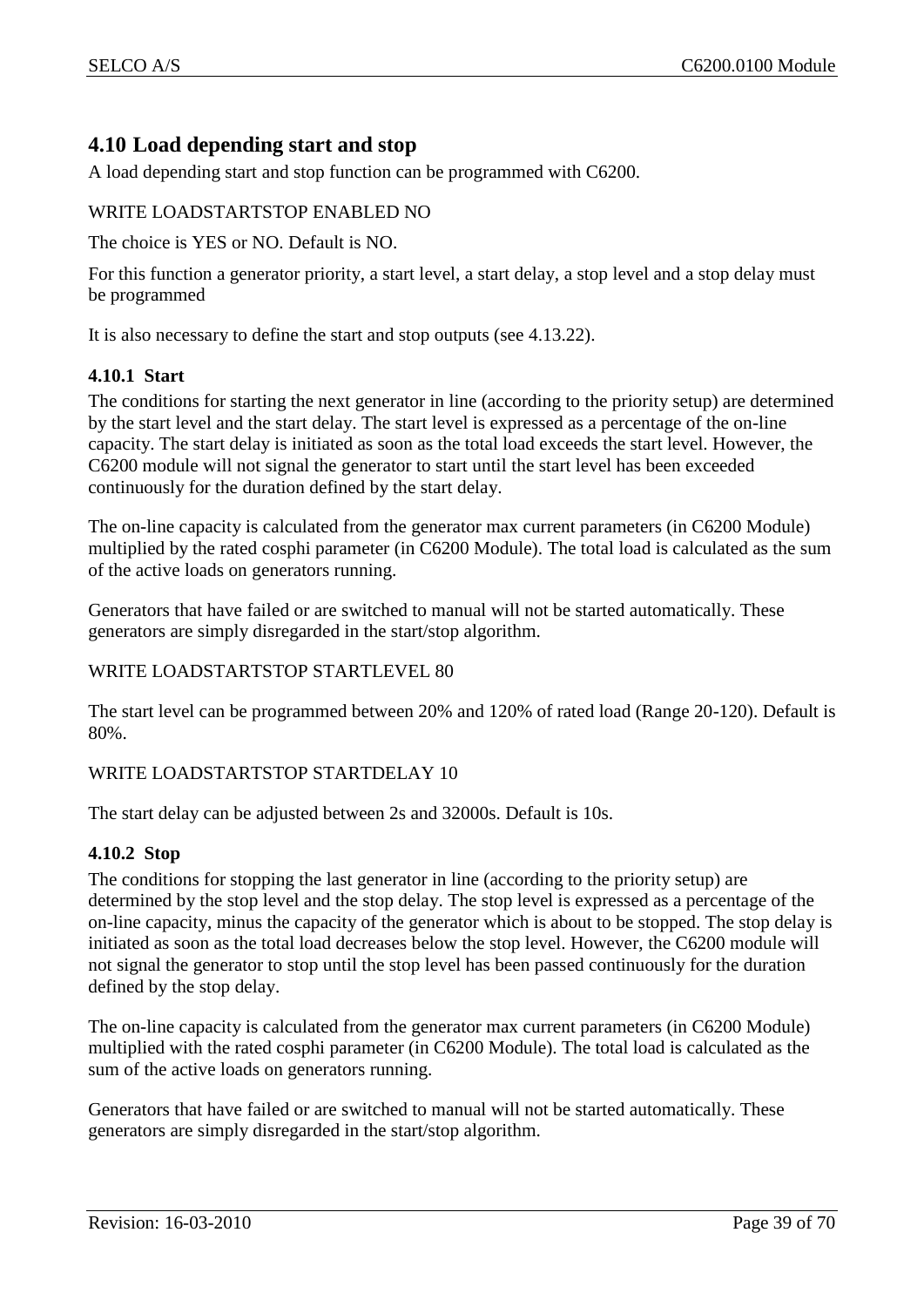## 4.10 Load depending start and stop

A load depending start and stop function can be programmed with C6200.

WRITE LOADSTARTSTOP ENABLED NO

The choice is YES or NO. Default is NO.

For this function a generator priority, a start level, a start delay, a stop level and a stop delay must be programmed

It is also necessary to define the start and stop outputs (see 4.13.22).

### 4.10.1 Start

The conditions for starting the next generator in line (according to the priority setup) are determined by the start level and the start delay. The start level is expressed as a percentage of the on-line capacity. The start delay is initiated as soon as the total load exceeds the start level. However, the C6200 module will not signal the generator to start until the start level has been exceeded continuously for the duration defined by the start delay.

The on-line capacity is calculated from the generator max current parameters (in C6200 Module) multiplied by the rated cosphi parameter (in C6200 Module). The total load is calculated as the sum of the active loads on generators running.

Generators that have failed or are switched to manual will not be started automatically. These generators are simply disregarded in the start/stop algorithm.

WRITE LOADSTARTSTOP STARTLEVEL 80

The start level can be programmed between 20% and 120% of rated load (Range 20-120). Default is 80%.

WRITE LOADSTARTSTOP STARTDELAY 10

The start delay can be adjusted between 2s and 32000s. Default is 10s.

### 4.10.2 Stop

The conditions for stopping the last generator in line (according to the priority setup) are determined by the stop level and the stop delay. The stop level is expressed as a percentage of the on-line capacity, minus the capacity of the generator which is about to be stopped. The stop delay is initiated as soon as the total load decreases below the stop level. However, the C6200 module will not signal the generator to stop until the stop level has been passed continuously for the duration defined by the stop delay.

The on-line capacity is calculated from the generator max current parameters (in C6200 Module) multiplied with the rated cosphi parameter (in C6200 Module). The total load is calculated as the sum of the active loads on generators running.

Generators that have failed or are switched to manual will not be started automatically. These generators are simply disregarded in the start/stop algorithm.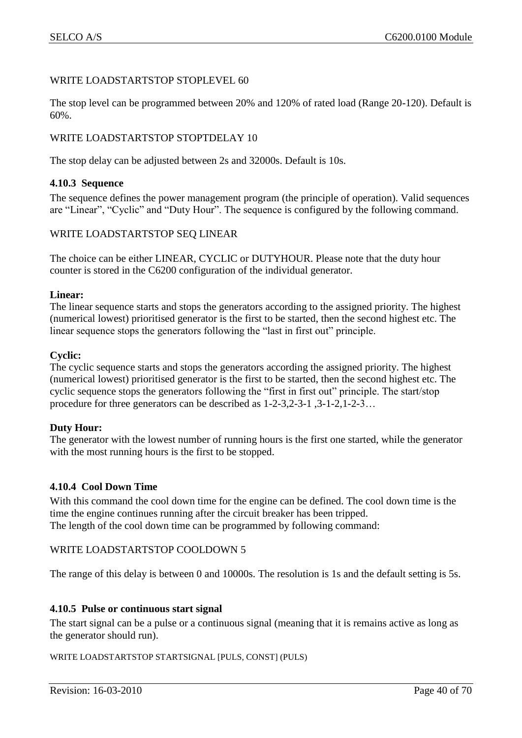WRITE LOADSTARTSTOP STOPLEVEL 60

The stop level can be programmed between 20% and 120% of rated load (Range 20-120). Default is 60%.

WRITE LOADSTARTSTOP STOPTDELAY 10

The stop delay can be adjusted between 2s and 32000s. Default is 10s.

### 4.10.3 Sequence

The sequence defines the power management program (the principle of operation). Valid sequences are "Linear", "Cyclic" and "Duty Hour". The sequence is configured by the following command.

WRITE LOADSTARTSTOP SEQ LINEAR

The choice can be either LINEAR, CYCLIC or DUTYHOUR. Please note that the duty hour counter is stored in the C6200 configuration of the individual generator.

**Linear:**
The linear sequence starts and stops the generators according to the assigned priority. The highest (numerical lowest) prioritised generator is the first to be started, then the second highest etc. The linear sequence stops the generators following the "last in first out" principle.

**Cyclic:**
The cyclic sequence starts and stops the generators according the assigned priority. The highest (numerical lowest) prioritised generator is the first to be started, then the second highest etc. The cyclic sequence stops the generators following the "first in first out" principle. The start/stop procedure for three generators can be described as 1-2-3,2-3-1 ,3-1-2,1-2-3…

**Duty Hour:**
The generator with the lowest number of running hours is the first one started, while the generator with the most running hours is the first to be stopped.

### 4.10.4 Cool Down Time

With this command the cool down time for the engine can be defined. The cool down time is the time the engine continues running after the circuit breaker has been tripped.
The length of the cool down time can be programmed by following command:

WRITE LOADSTARTSTOP COOLDOWN 5

The range of this delay is between 0 and 10000s. The resolution is 1s and the default setting is 5s.

### 4.10.5 Pulse or continuous start signal

The start signal can be a pulse or a continuous signal (meaning that it is remains active as long as the generator should run).

WRITE LOADSTARTSTOP STARTSIGNAL [PULS, CONST] (PULS)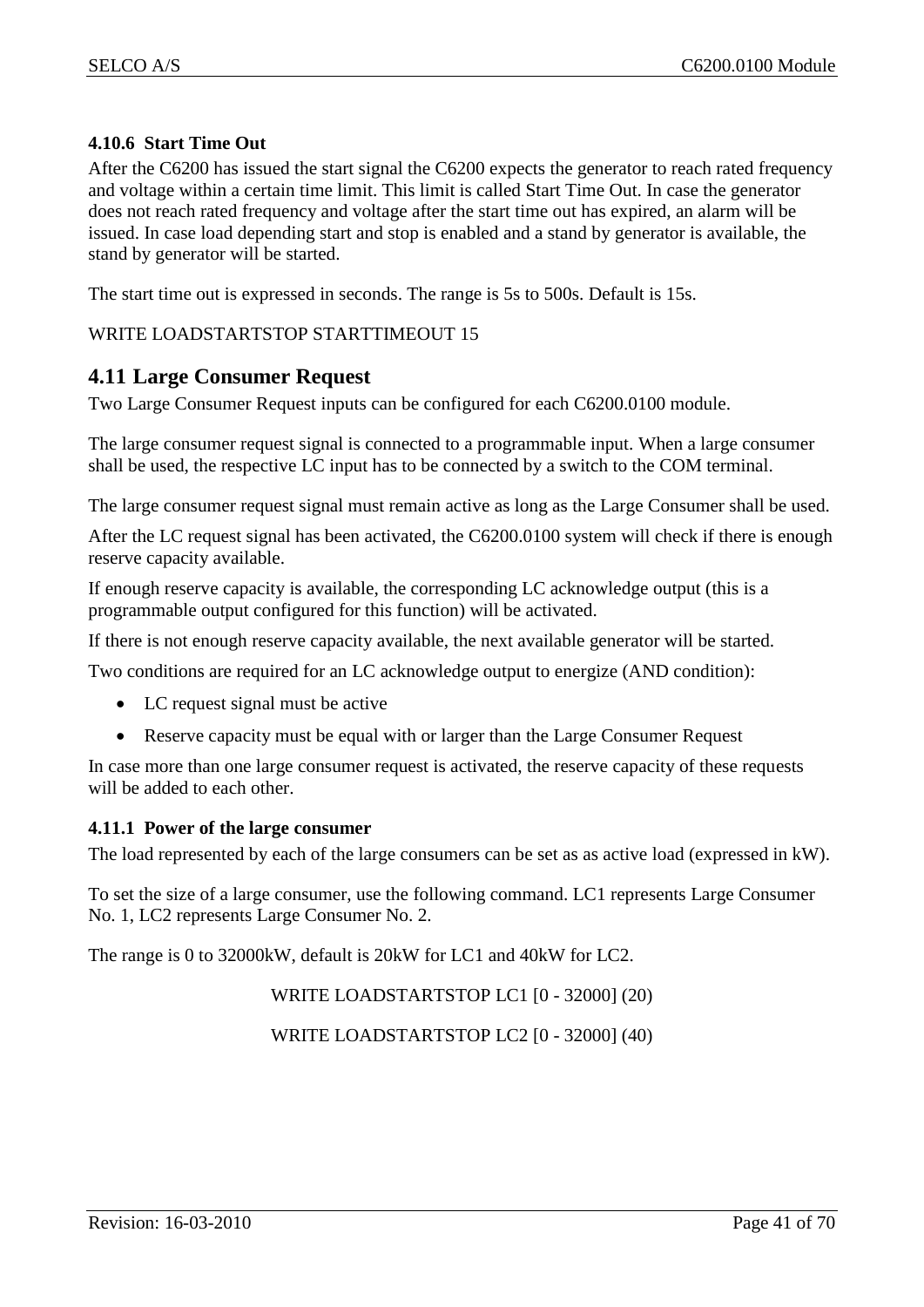#### 4.10.6 Start Time Out

After the C6200 has issued the start signal the C6200 expects the generator to reach rated frequency and voltage within a certain time limit. This limit is called Start Time Out. In case the generator does not reach rated frequency and voltage after the start time out has expired, an alarm will be issued. In case load depending start and stop is enabled and a stand by generator is available, the stand by generator will be started.

The start time out is expressed in seconds. The range is 5s to 500s. Default is 15s.

WRITE LOADSTARTSTOP STARTTIMEOUT 15

## 4.11 Large Consumer Request

Two Large Consumer Request inputs can be configured for each C6200.0100 module.

The large consumer request signal is connected to a programmable input. When a large consumer shall be used, the respective LC input has to be connected by a switch to the COM terminal.

The large consumer request signal must remain active as long as the Large Consumer shall be used.

After the LC request signal has been activated, the C6200.0100 system will check if there is enough reserve capacity available.

If enough reserve capacity is available, the corresponding LC acknowledge output (this is a programmable output configured for this function) will be activated.

If there is not enough reserve capacity available, the next available generator will be started.

Two conditions are required for an LC acknowledge output to energize (AND condition):

- LC request signal must be active
- Reserve capacity must be equal with or larger than the Large Consumer Request

In case more than one large consumer request is activated, the reserve capacity of these requests will be added to each other.

#### 4.11.1 Power of the large consumer

The load represented by each of the large consumers can be set as as active load (expressed in kW).

To set the size of a large consumer, use the following command. LC1 represents Large Consumer No. 1, LC2 represents Large Consumer No. 2.

The range is 0 to 32000kW, default is 20kW for LC1 and 40kW for LC2.

WRITE LOADSTARTSTOP LC1 [0 - 32000] (20)

WRITE LOADSTARTSTOP LC2 [0 - 32000] (40)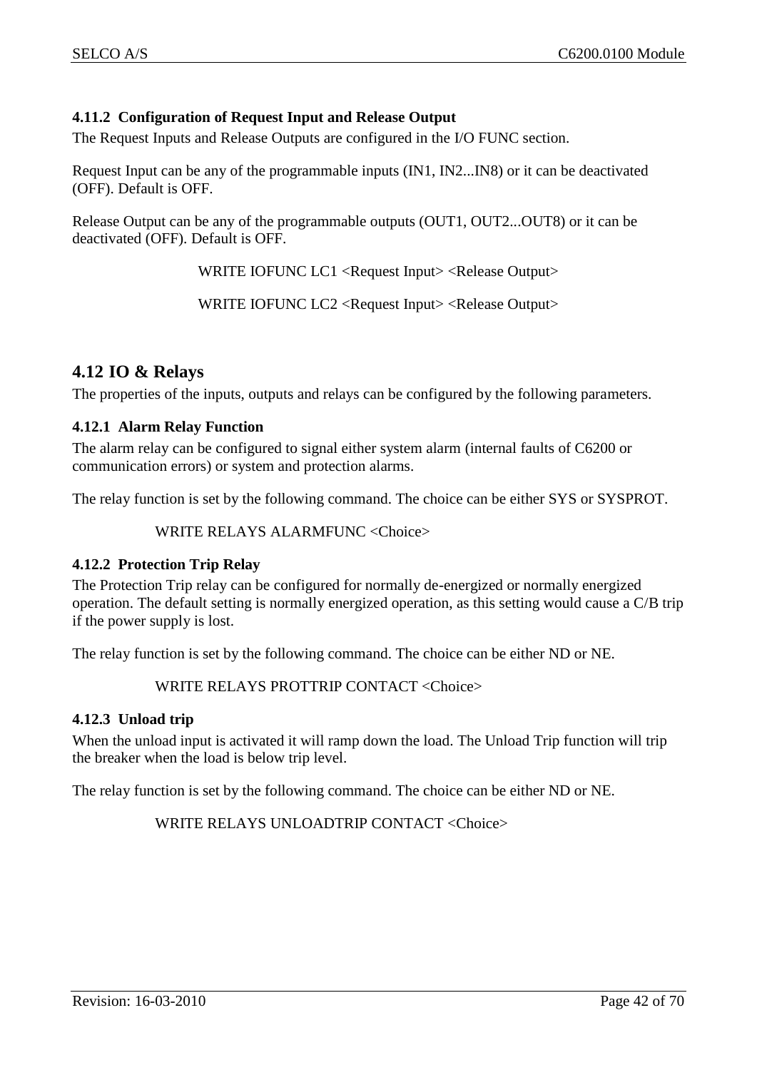### 4.11.2 Configuration of Request Input and Release Output

The Request Inputs and Release Outputs are configured in the I/O FUNC section.

Request Input can be any of the programmable inputs (IN1, IN2...IN8) or it can be deactivated (OFF). Default is OFF.

Release Output can be any of the programmable outputs (OUT1, OUT2...OUT8) or it can be deactivated (OFF). Default is OFF.

```
WRITE IOFUNC LC1 <Request Input> <Release Output>

WRITE IOFUNC LC2 <Request Input> <Release Output>
```

## 4.12 IO & Relays

The properties of the inputs, outputs and relays can be configured by the following parameters.

### 4.12.1 Alarm Relay Function

The alarm relay can be configured to signal either system alarm (internal faults of C6200 or communication errors) or system and protection alarms.

The relay function is set by the following command. The choice can be either SYS or SYSPROT.

```
WRITE RELAYS ALARMFUNC <Choice>
```

### 4.12.2 Protection Trip Relay

The Protection Trip relay can be configured for normally de-energized or normally energized operation. The default setting is normally energized operation, as this setting would cause a C/B trip if the power supply is lost.

The relay function is set by the following command. The choice can be either ND or NE.

```
WRITE RELAYS PROTTRIP CONTACT <Choice>
```

### 4.12.3 Unload trip

When the unload input is activated it will ramp down the load. The Unload Trip function will trip the breaker when the load is below trip level.

The relay function is set by the following command. The choice can be either ND or NE.

```
WRITE RELAYS UNLOADTRIP CONTACT <Choice>
```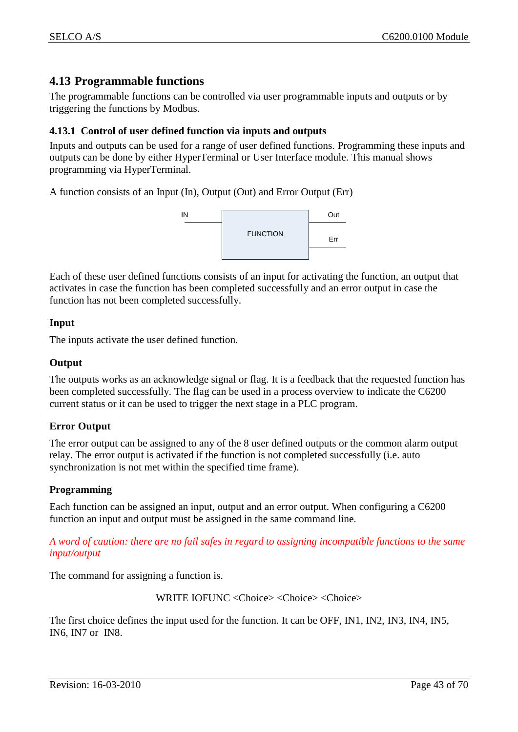## 4.13 Programmable functions

The programmable functions can be controlled via user programmable inputs and outputs or by triggering the functions by Modbus.

### 4.13.1 Control of user defined function via inputs and outputs

Inputs and outputs can be used for a range of user defined functions. Programming these inputs and outputs can be done by either HyperTerminal or User Interface module. This manual shows programming via HyperTerminal.

A function consists of an Input (In), Output (Out) and Error Output (Err)

```
IN                          Out
 -------- +----------+ --------
          | FUNCTION |
          |          |  Err
          +----------+ --------
```

Each of these user defined functions consists of an input for activating the function, an output that activates in case the function has been completed successfully and an error output in case the function has not been completed successfully.

**Input**

The inputs activate the user defined function.

**Output**

The outputs works as an acknowledge signal or flag. It is a feedback that the requested function has been completed successfully. The flag can be used in a process overview to indicate the C6200 current status or it can be used to trigger the next stage in a PLC program.

**Error Output**

The error output can be assigned to any of the 8 user defined outputs or the common alarm output relay. The error output is activated if the function is not completed successfully (i.e. auto synchronization is not met within the specified time frame).

**Programming**

Each function can be assigned an input, output and an error output. When configuring a C6200 function an input and output must be assigned in the same command line.

*A word of caution: there are no fail safes in regard to assigning incompatible functions to the same input/output*

The command for assigning a function is.

WRITE IOFUNC <Choice> <Choice> <Choice>

The first choice defines the input used for the function. It can be OFF, IN1, IN2, IN3, IN4, IN5, IN6, IN7 or IN8.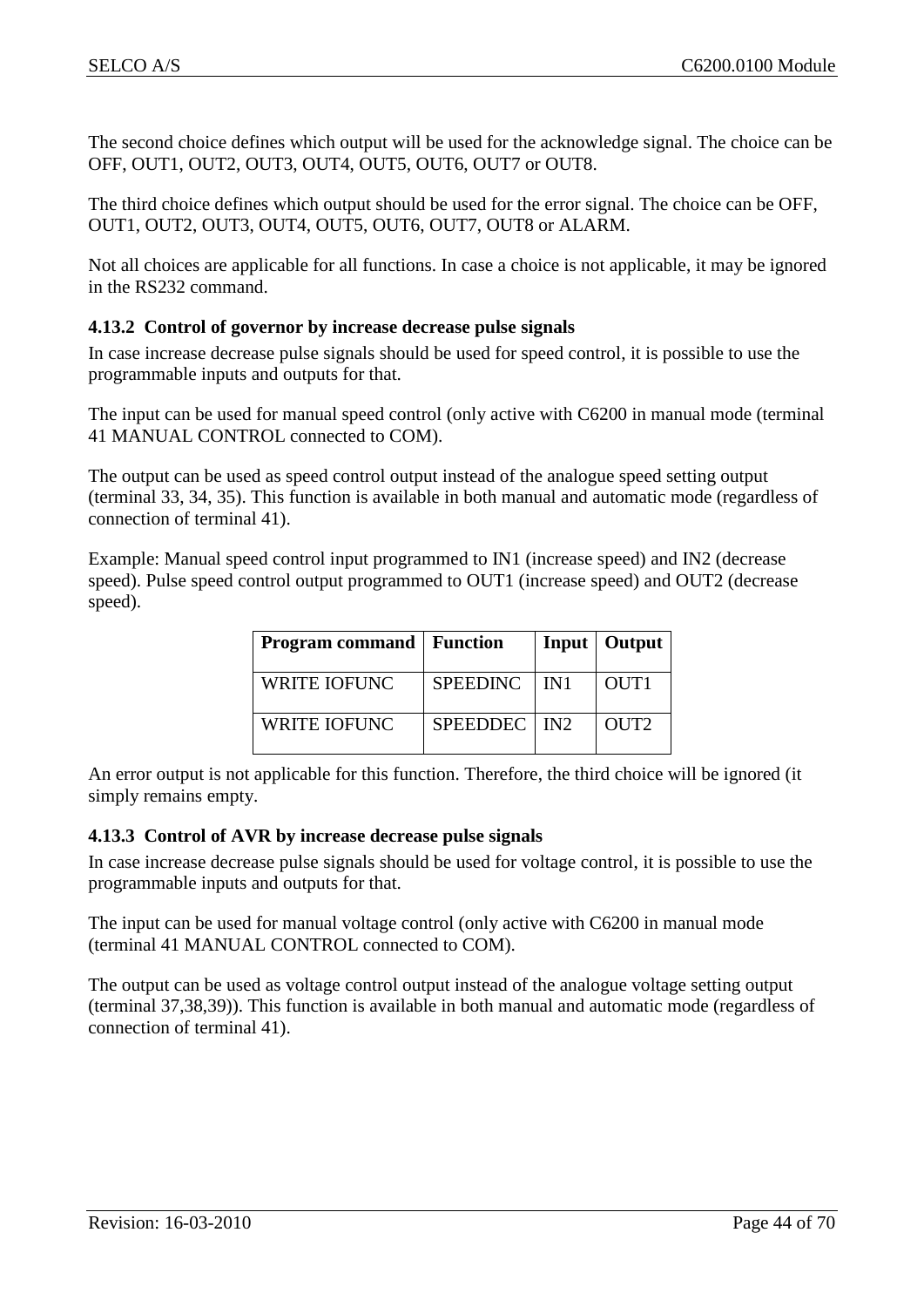The second choice defines which output will be used for the acknowledge signal. The choice can be OFF, OUT1, OUT2, OUT3, OUT4, OUT5, OUT6, OUT7 or OUT8.

The third choice defines which output should be used for the error signal. The choice can be OFF, OUT1, OUT2, OUT3, OUT4, OUT5, OUT6, OUT7, OUT8 or ALARM.

Not all choices are applicable for all functions. In case a choice is not applicable, it may be ignored in the RS232 command.

### 4.13.2 Control of governor by increase decrease pulse signals

In case increase decrease pulse signals should be used for speed control, it is possible to use the programmable inputs and outputs for that.

The input can be used for manual speed control (only active with C6200 in manual mode (terminal 41 MANUAL CONTROL connected to COM).

The output can be used as speed control output instead of the analogue speed setting output (terminal 33, 34, 35). This function is available in both manual and automatic mode (regardless of connection of terminal 41).

Example: Manual speed control input programmed to IN1 (increase speed) and IN2 (decrease speed). Pulse speed control output programmed to OUT1 (increase speed) and OUT2 (decrease speed).

| Program command | Function | Input | Output |
|---|---|---|---|
| WRITE IOFUNC | SPEEDINC | IN1 | OUT1 |
| WRITE IOFUNC | SPEEDDEC | IN2 | OUT2 |

An error output is not applicable for this function. Therefore, the third choice will be ignored (it simply remains empty.

### 4.13.3 Control of AVR by increase decrease pulse signals

In case increase decrease pulse signals should be used for voltage control, it is possible to use the programmable inputs and outputs for that.

The input can be used for manual voltage control (only active with C6200 in manual mode (terminal 41 MANUAL CONTROL connected to COM).

The output can be used as voltage control output instead of the analogue voltage setting output (terminal 37,38,39)). This function is available in both manual and automatic mode (regardless of connection of terminal 41).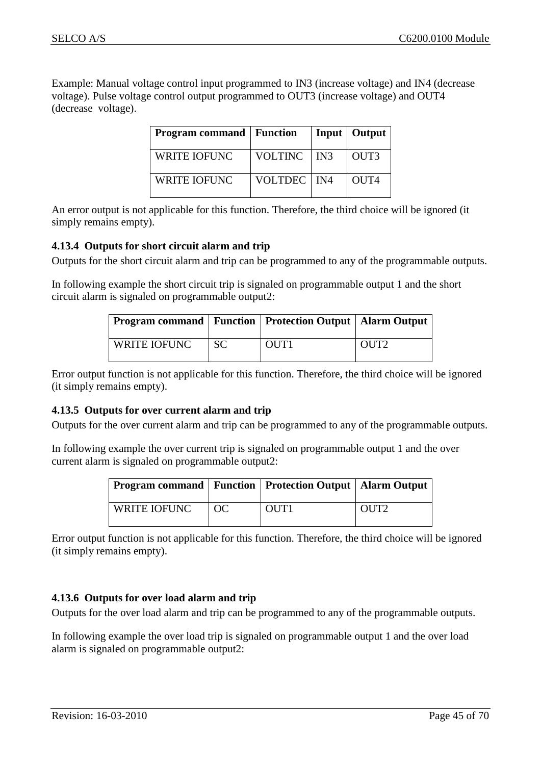Example: Manual voltage control input programmed to IN3 (increase voltage) and IN4 (decrease voltage). Pulse voltage control output programmed to OUT3 (increase voltage) and OUT4 (decrease voltage).

| Program command | Function | Input | Output |
|---|---|---|---|
| WRITE IOFUNC | VOLTINC | IN3 | OUT3 |
| WRITE IOFUNC | VOLTDEC | IN4 | OUT4 |

An error output is not applicable for this function. Therefore, the third choice will be ignored (it simply remains empty).

### 4.13.4 Outputs for short circuit alarm and trip

Outputs for the short circuit alarm and trip can be programmed to any of the programmable outputs.

In following example the short circuit trip is signaled on programmable output 1 and the short circuit alarm is signaled on programmable output2:

| Program command | Function | Protection Output | Alarm Output |
|---|---|---|---|
| WRITE IOFUNC | SC | OUT1 | OUT2 |

Error output function is not applicable for this function. Therefore, the third choice will be ignored (it simply remains empty).

### 4.13.5 Outputs for over current alarm and trip

Outputs for the over current alarm and trip can be programmed to any of the programmable outputs.

In following example the over current trip is signaled on programmable output 1 and the over current alarm is signaled on programmable output2:

| Program command | Function | Protection Output | Alarm Output |
|---|---|---|---|
| WRITE IOFUNC | OC | OUT1 | OUT2 |

Error output function is not applicable for this function. Therefore, the third choice will be ignored (it simply remains empty).

### 4.13.6 Outputs for over load alarm and trip

Outputs for the over load alarm and trip can be programmed to any of the programmable outputs.

In following example the over load trip is signaled on programmable output 1 and the over load alarm is signaled on programmable output2: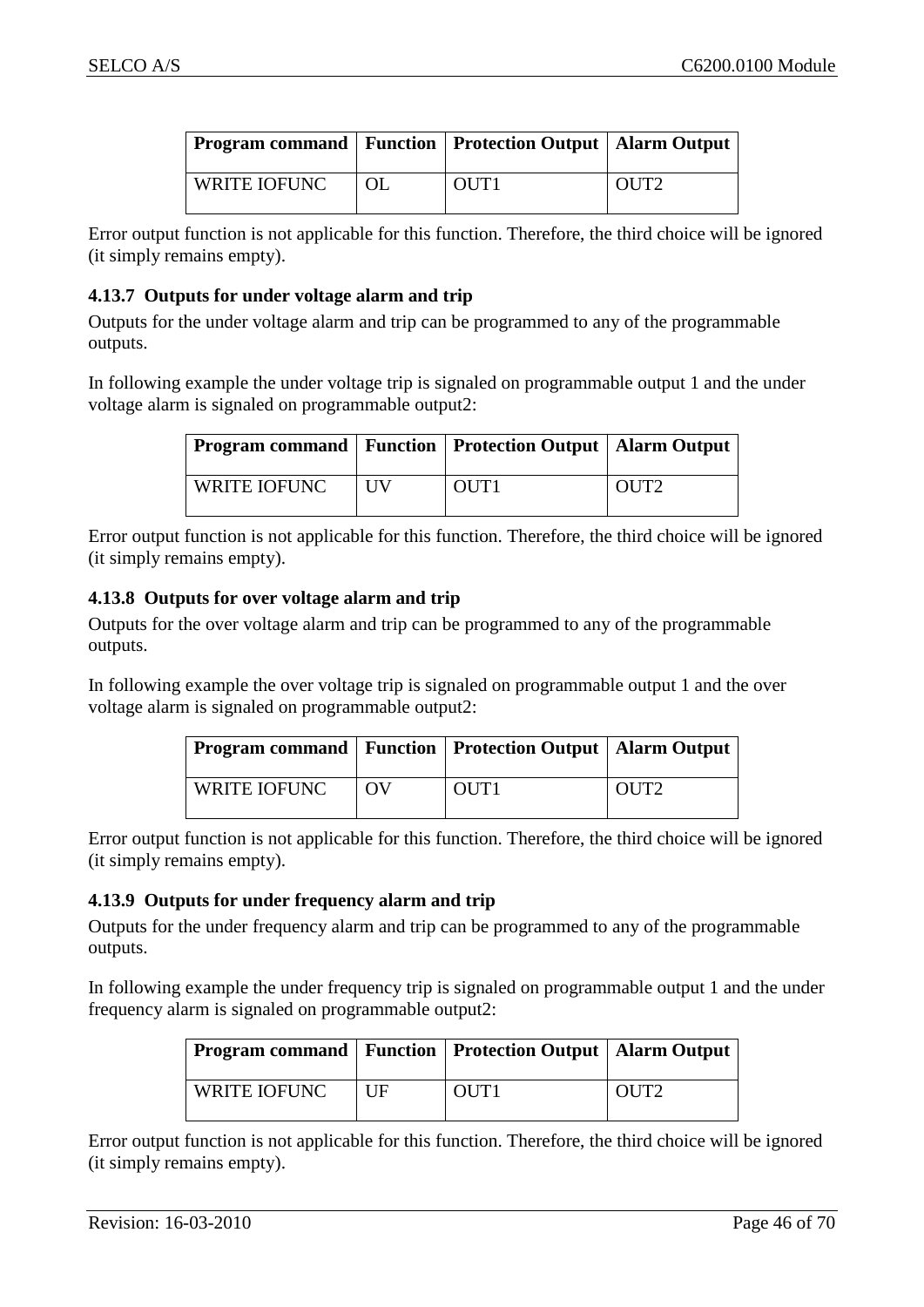| Program command | Function | Protection Output | Alarm Output |
|---|---|---|---|
| WRITE IOFUNC | OL | OUT1 | OUT2 |

Error output function is not applicable for this function. Therefore, the third choice will be ignored (it simply remains empty).

### 4.13.7 Outputs for under voltage alarm and trip

Outputs for the under voltage alarm and trip can be programmed to any of the programmable outputs.

In following example the under voltage trip is signaled on programmable output 1 and the under voltage alarm is signaled on programmable output2:

| Program command | Function | Protection Output | Alarm Output |
|---|---|---|---|
| WRITE IOFUNC | UV | OUT1 | OUT2 |

Error output function is not applicable for this function. Therefore, the third choice will be ignored (it simply remains empty).

### 4.13.8 Outputs for over voltage alarm and trip

Outputs for the over voltage alarm and trip can be programmed to any of the programmable outputs.

In following example the over voltage trip is signaled on programmable output 1 and the over voltage alarm is signaled on programmable output2:

| Program command | Function | Protection Output | Alarm Output |
|---|---|---|---|
| WRITE IOFUNC | OV | OUT1 | OUT2 |

Error output function is not applicable for this function. Therefore, the third choice will be ignored (it simply remains empty).

### 4.13.9 Outputs for under frequency alarm and trip

Outputs for the under frequency alarm and trip can be programmed to any of the programmable outputs.

In following example the under frequency trip is signaled on programmable output 1 and the under frequency alarm is signaled on programmable output2:

| Program command | Function | Protection Output | Alarm Output |
|---|---|---|---|
| WRITE IOFUNC | UF | OUT1 | OUT2 |

Error output function is not applicable for this function. Therefore, the third choice will be ignored (it simply remains empty).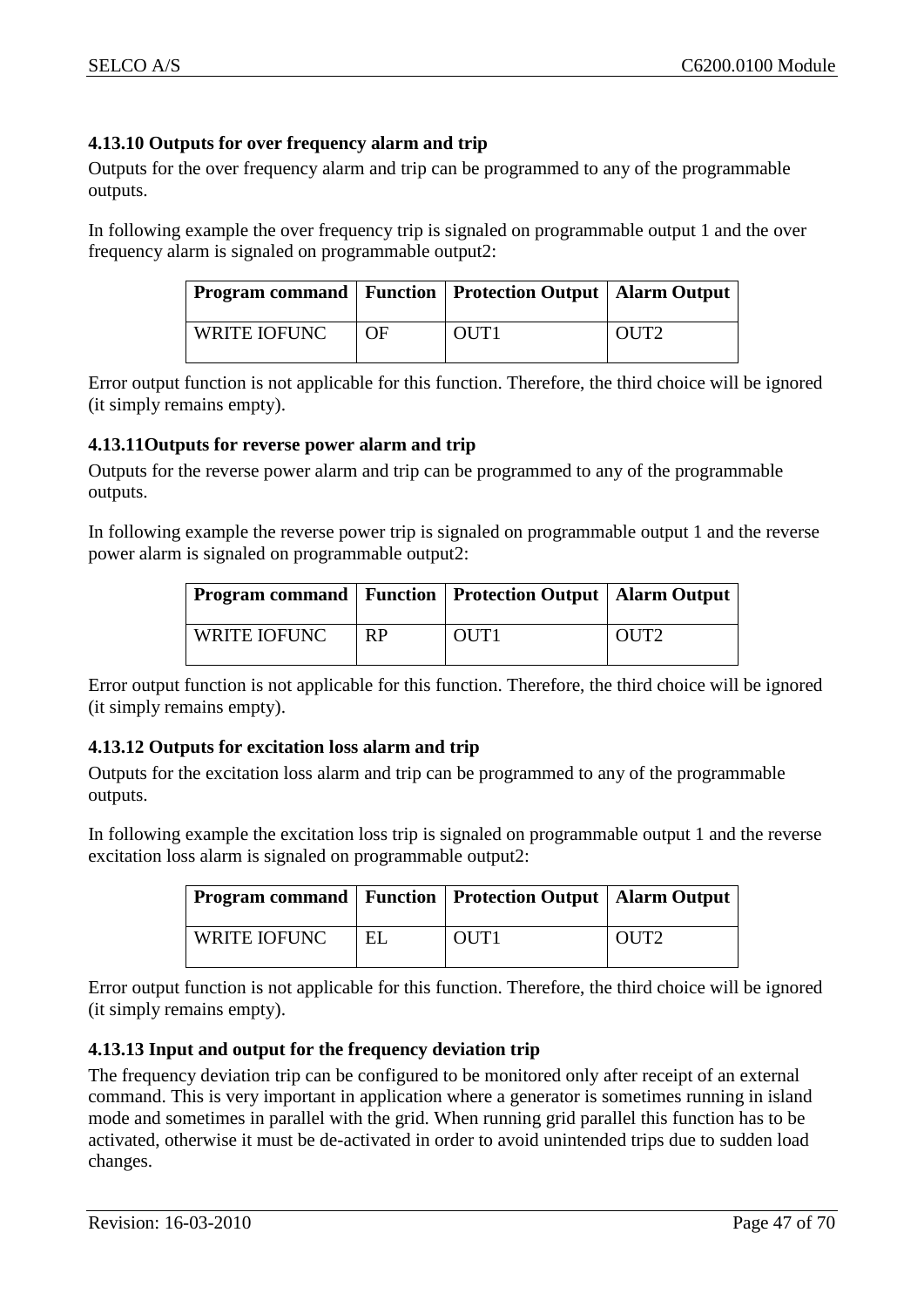#### 4.13.10 Outputs for over frequency alarm and trip

Outputs for the over frequency alarm and trip can be programmed to any of the programmable outputs.

In following example the over frequency trip is signaled on programmable output 1 and the over frequency alarm is signaled on programmable output2:

| Program command | Function | Protection Output | Alarm Output |
|---|---|---|---|
| WRITE IOFUNC | OF | OUT1 | OUT2 |

Error output function is not applicable for this function. Therefore, the third choice will be ignored (it simply remains empty).

#### 4.13.11Outputs for reverse power alarm and trip

Outputs for the reverse power alarm and trip can be programmed to any of the programmable outputs.

In following example the reverse power trip is signaled on programmable output 1 and the reverse power alarm is signaled on programmable output2:

| Program command | Function | Protection Output | Alarm Output |
|---|---|---|---|
| WRITE IOFUNC | RP | OUT1 | OUT2 |

Error output function is not applicable for this function. Therefore, the third choice will be ignored (it simply remains empty).

#### 4.13.12 Outputs for excitation loss alarm and trip

Outputs for the excitation loss alarm and trip can be programmed to any of the programmable outputs.

In following example the excitation loss trip is signaled on programmable output 1 and the reverse excitation loss alarm is signaled on programmable output2:

| Program command | Function | Protection Output | Alarm Output |
|---|---|---|---|
| WRITE IOFUNC | EL | OUT1 | OUT2 |

Error output function is not applicable for this function. Therefore, the third choice will be ignored (it simply remains empty).

#### 4.13.13 Input and output for the frequency deviation trip

The frequency deviation trip can be configured to be monitored only after receipt of an external command. This is very important in application where a generator is sometimes running in island mode and sometimes in parallel with the grid. When running grid parallel this function has to be activated, otherwise it must be de-activated in order to avoid unintended trips due to sudden load changes.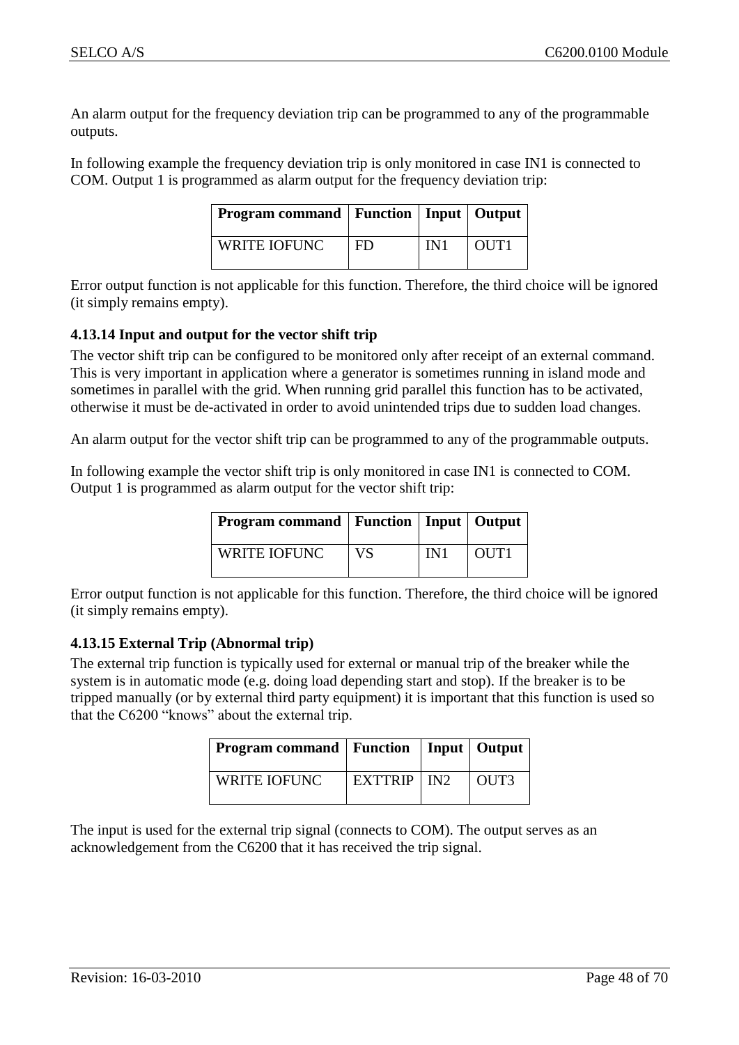An alarm output for the frequency deviation trip can be programmed to any of the programmable outputs.

In following example the frequency deviation trip is only monitored in case IN1 is connected to COM. Output 1 is programmed as alarm output for the frequency deviation trip:

| Program command | Function | Input | Output |
|---|---|---|---|
| WRITE IOFUNC | FD | IN1 | OUT1 |

Error output function is not applicable for this function. Therefore, the third choice will be ignored (it simply remains empty).

### 4.13.14 Input and output for the vector shift trip

The vector shift trip can be configured to be monitored only after receipt of an external command. This is very important in application where a generator is sometimes running in island mode and sometimes in parallel with the grid. When running grid parallel this function has to be activated, otherwise it must be de-activated in order to avoid unintended trips due to sudden load changes.

An alarm output for the vector shift trip can be programmed to any of the programmable outputs.

In following example the vector shift trip is only monitored in case IN1 is connected to COM. Output 1 is programmed as alarm output for the vector shift trip:

| Program command | Function | Input | Output |
|---|---|---|---|
| WRITE IOFUNC | VS | IN1 | OUT1 |

Error output function is not applicable for this function. Therefore, the third choice will be ignored (it simply remains empty).

### 4.13.15 External Trip (Abnormal trip)

The external trip function is typically used for external or manual trip of the breaker while the system is in automatic mode (e.g. doing load depending start and stop). If the breaker is to be tripped manually (or by external third party equipment) it is important that this function is used so that the C6200 "knows" about the external trip.

| Program command | Function | Input | Output |
|---|---|---|---|
| WRITE IOFUNC | EXTTRIP | IN2 | OUT3 |

The input is used for the external trip signal (connects to COM). The output serves as an acknowledgement from the C6200 that it has received the trip signal.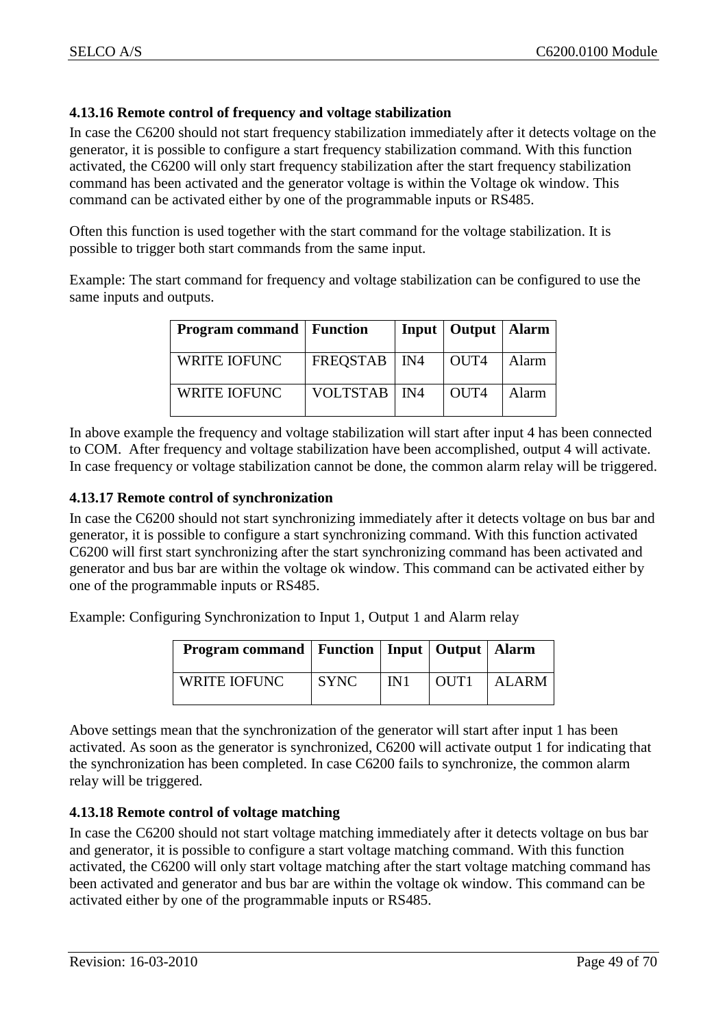### 4.13.16 Remote control of frequency and voltage stabilization

In case the C6200 should not start frequency stabilization immediately after it detects voltage on the generator, it is possible to configure a start frequency stabilization command. With this function activated, the C6200 will only start frequency stabilization after the start frequency stabilization command has been activated and the generator voltage is within the Voltage ok window. This command can be activated either by one of the programmable inputs or RS485.

Often this function is used together with the start command for the voltage stabilization. It is possible to trigger both start commands from the same input.

Example: The start command for frequency and voltage stabilization can be configured to use the same inputs and outputs.

| Program command | Function | Input | Output | Alarm |
|---|---|---|---|---|
| WRITE IOFUNC | FREQSTAB | IN4 | OUT4 | Alarm |
| WRITE IOFUNC | VOLTSTAB | IN4 | OUT4 | Alarm |

In above example the frequency and voltage stabilization will start after input 4 has been connected to COM. After frequency and voltage stabilization have been accomplished, output 4 will activate. In case frequency or voltage stabilization cannot be done, the common alarm relay will be triggered.

### 4.13.17 Remote control of synchronization

In case the C6200 should not start synchronizing immediately after it detects voltage on bus bar and generator, it is possible to configure a start synchronizing command. With this function activated C6200 will first start synchronizing after the start synchronizing command has been activated and generator and bus bar are within the voltage ok window. This command can be activated either by one of the programmable inputs or RS485.

Example: Configuring Synchronization to Input 1, Output 1 and Alarm relay

| Program command | Function | Input | Output | Alarm |
|---|---|---|---|---|
| WRITE IOFUNC | SYNC | IN1 | OUT1 | ALARM |

Above settings mean that the synchronization of the generator will start after input 1 has been activated. As soon as the generator is synchronized, C6200 will activate output 1 for indicating that the synchronization has been completed. In case C6200 fails to synchronize, the common alarm relay will be triggered.

### 4.13.18 Remote control of voltage matching

In case the C6200 should not start voltage matching immediately after it detects voltage on bus bar and generator, it is possible to configure a start voltage matching command. With this function activated, the C6200 will only start voltage matching after the start voltage matching command has been activated and generator and bus bar are within the voltage ok window. This command can be activated either by one of the programmable inputs or RS485.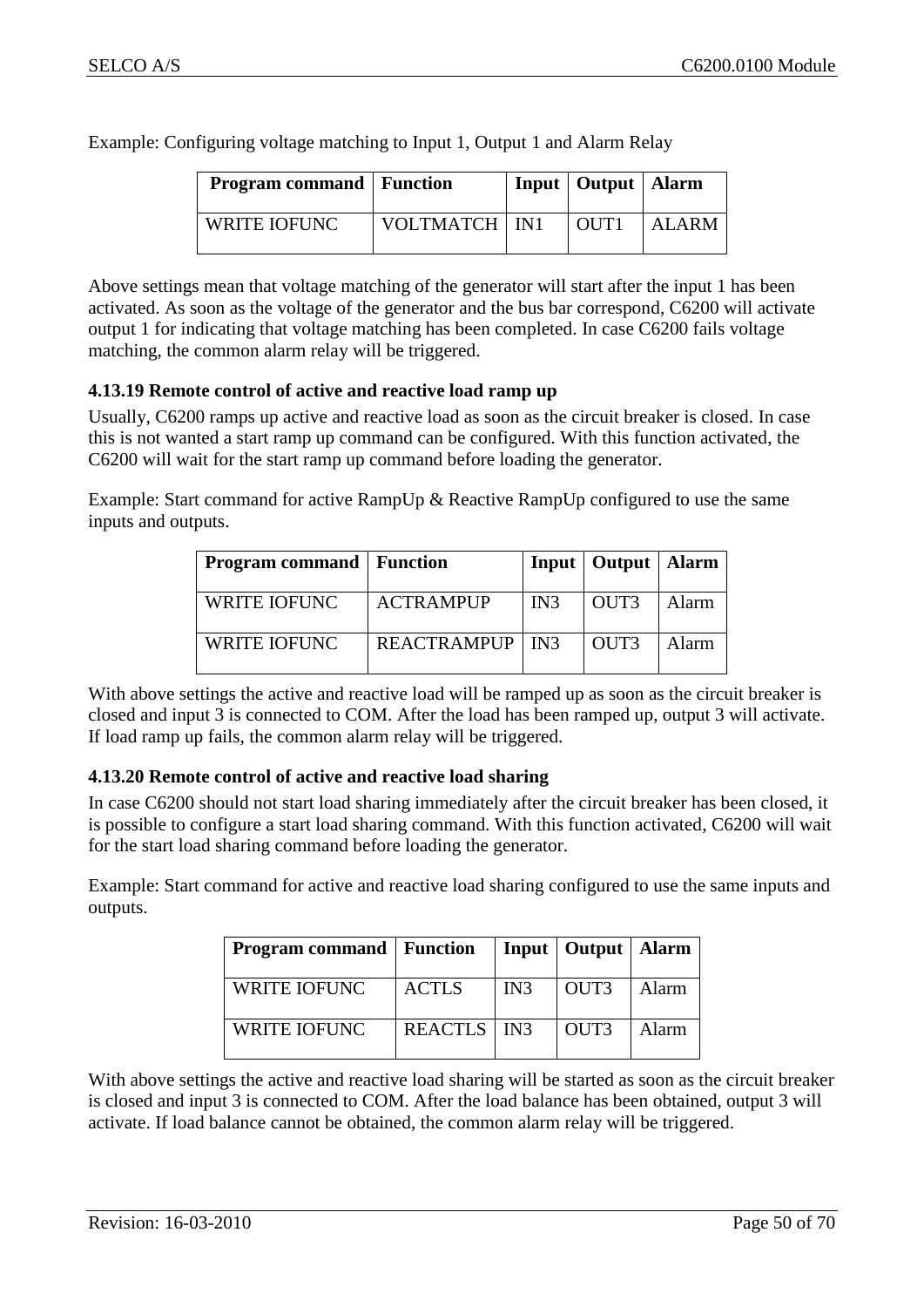Example: Configuring voltage matching to Input 1, Output 1 and Alarm Relay

| Program command | Function | Input | Output | Alarm |
|---|---|---|---|---|
| WRITE IOFUNC | VOLTMATCH | IN1 | OUT1 | ALARM |

Above settings mean that voltage matching of the generator will start after the input 1 has been activated. As soon as the voltage of the generator and the bus bar correspond, C6200 will activate output 1 for indicating that voltage matching has been completed. In case C6200 fails voltage matching, the common alarm relay will be triggered.

### 4.13.19 Remote control of active and reactive load ramp up

Usually, C6200 ramps up active and reactive load as soon as the circuit breaker is closed. In case this is not wanted a start ramp up command can be configured. With this function activated, the C6200 will wait for the start ramp up command before loading the generator.

Example: Start command for active RampUp & Reactive RampUp configured to use the same inputs and outputs.

| Program command | Function | Input | Output | Alarm |
|---|---|---|---|---|
| WRITE IOFUNC | ACTRAMPUP | IN3 | OUT3 | Alarm |
| WRITE IOFUNC | REACTRAMPUP | IN3 | OUT3 | Alarm |

With above settings the active and reactive load will be ramped up as soon as the circuit breaker is closed and input 3 is connected to COM. After the load has been ramped up, output 3 will activate. If load ramp up fails, the common alarm relay will be triggered.

### 4.13.20 Remote control of active and reactive load sharing

In case C6200 should not start load sharing immediately after the circuit breaker has been closed, it is possible to configure a start load sharing command. With this function activated, C6200 will wait for the start load sharing command before loading the generator.

Example: Start command for active and reactive load sharing configured to use the same inputs and outputs.

| Program command | Function | Input | Output | Alarm |
|---|---|---|---|---|
| WRITE IOFUNC | ACTLS | IN3 | OUT3 | Alarm |
| WRITE IOFUNC | REACTLS | IN3 | OUT3 | Alarm |

With above settings the active and reactive load sharing will be started as soon as the circuit breaker is closed and input 3 is connected to COM. After the load balance has been obtained, output 3 will activate. If load balance cannot be obtained, the common alarm relay will be triggered.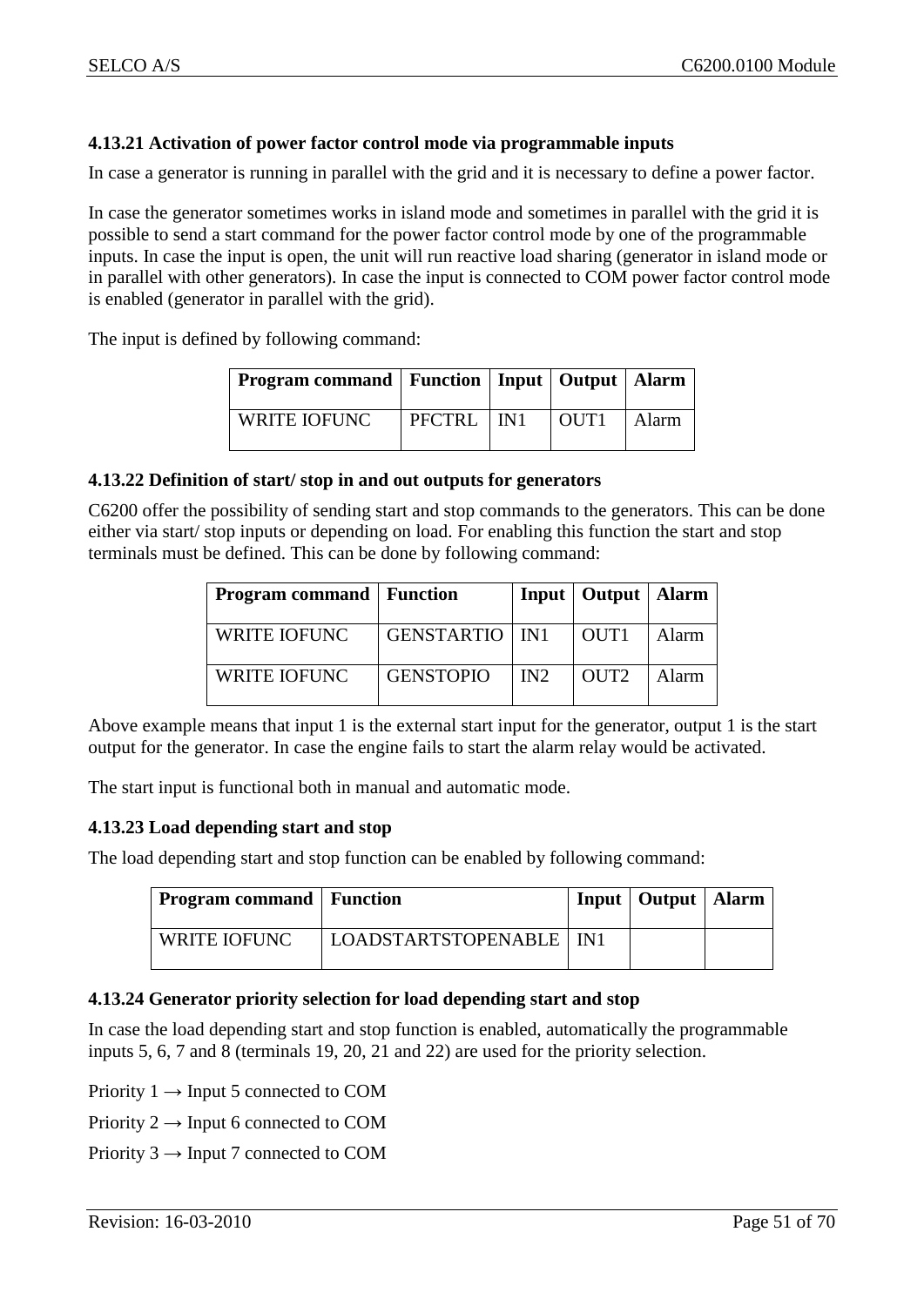### 4.13.21 Activation of power factor control mode via programmable inputs

In case a generator is running in parallel with the grid and it is necessary to define a power factor.

In case the generator sometimes works in island mode and sometimes in parallel with the grid it is possible to send a start command for the power factor control mode by one of the programmable inputs. In case the input is open, the unit will run reactive load sharing (generator in island mode or in parallel with other generators). In case the input is connected to COM power factor control mode is enabled (generator in parallel with the grid).

The input is defined by following command:

| Program command | Function | Input | Output | Alarm |
|---|---|---|---|---|
| WRITE IOFUNC | PFCTRL | IN1 | OUT1 | Alarm |

### 4.13.22 Definition of start/ stop in and out outputs for generators

C6200 offer the possibility of sending start and stop commands to the generators. This can be done either via start/ stop inputs or depending on load. For enabling this function the start and stop terminals must be defined. This can be done by following command:

| Program command | Function | Input | Output | Alarm |
|---|---|---|---|---|
| WRITE IOFUNC | GENSTARTIO | IN1 | OUT1 | Alarm |
| WRITE IOFUNC | GENSTOPIO | IN2 | OUT2 | Alarm |

Above example means that input 1 is the external start input for the generator, output 1 is the start output for the generator. In case the engine fails to start the alarm relay would be activated.

The start input is functional both in manual and automatic mode.

### 4.13.23 Load depending start and stop

The load depending start and stop function can be enabled by following command:

| Program command | Function | Input | Output | Alarm |
|---|---|---|---|---|
| WRITE IOFUNC | LOADSTARTSTOPENABLE | IN1 | | |

### 4.13.24 Generator priority selection for load depending start and stop

In case the load depending start and stop function is enabled, automatically the programmable inputs 5, 6, 7 and 8 (terminals 19, 20, 21 and 22) are used for the priority selection.

Priority 1 → Input 5 connected to COM

Priority 2 → Input 6 connected to COM

Priority 3 → Input 7 connected to COM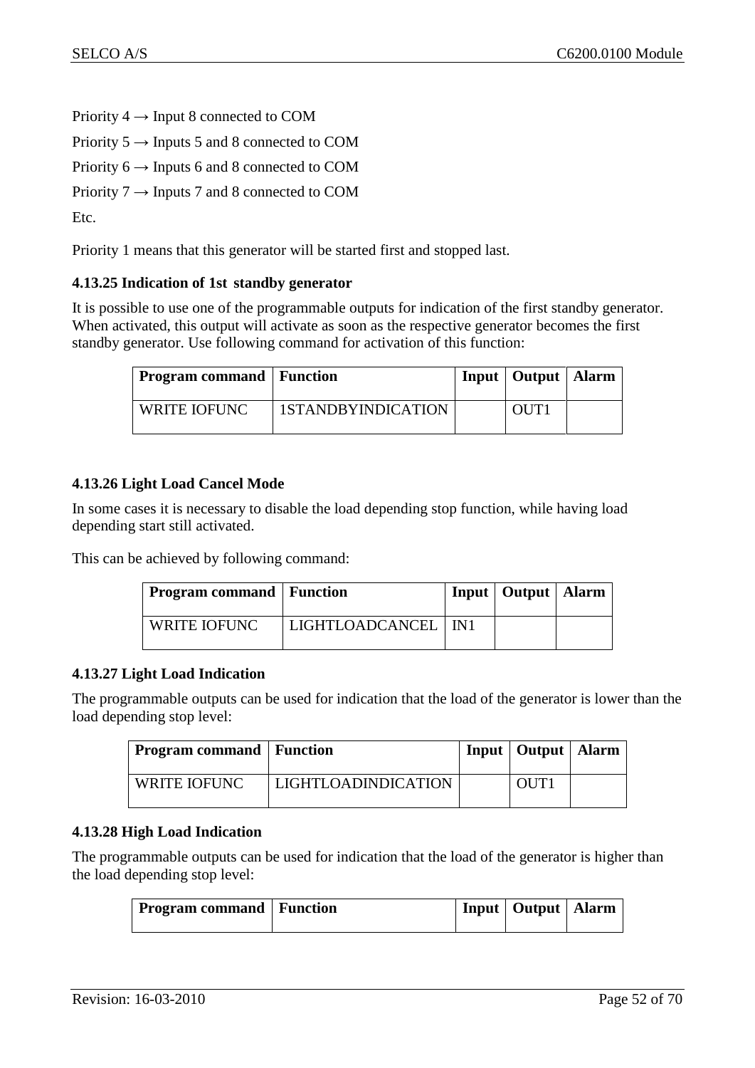Priority 4 → Input 8 connected to COM

Priority 5 → Inputs 5 and 8 connected to COM

Priority 6 → Inputs 6 and 8 connected to COM

Priority 7 → Inputs 7 and 8 connected to COM

Etc.

Priority 1 means that this generator will be started first and stopped last.

### 4.13.25 Indication of 1st standby generator

It is possible to use one of the programmable outputs for indication of the first standby generator. When activated, this output will activate as soon as the respective generator becomes the first standby generator. Use following command for activation of this function:

| Program command | Function | Input | Output | Alarm |
|---|---|---|---|---|
| WRITE IOFUNC | 1STANDBYINDICATION | | OUT1 | |

### 4.13.26 Light Load Cancel Mode

In some cases it is necessary to disable the load depending stop function, while having load depending start still activated.

This can be achieved by following command:

| Program command | Function | Input | Output | Alarm |
|---|---|---|---|---|
| WRITE IOFUNC | LIGHTLOADCANCEL | IN1 | | |

### 4.13.27 Light Load Indication

The programmable outputs can be used for indication that the load of the generator is lower than the load depending stop level:

| Program command | Function | Input | Output | Alarm |
|---|---|---|---|---|
| WRITE IOFUNC | LIGHTLOADINDICATION | | OUT1 | |

### 4.13.28 High Load Indication

The programmable outputs can be used for indication that the load of the generator is higher than the load depending stop level:

| Program command | Function | Input | Output | Alarm |
|---|---|---|---|---|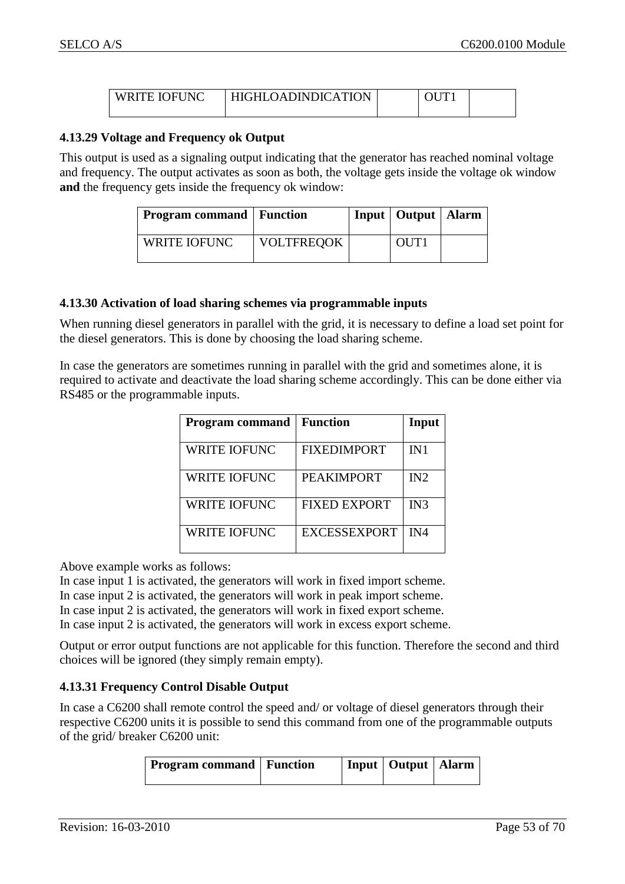| WRITE IOFUNC | HIGHLOADINDICATION | | OUT1 | |
|---|---|---|---|---|

### 4.13.29 Voltage and Frequency ok Output

This output is used as a signaling output indicating that the generator has reached nominal voltage and frequency. The output activates as soon as both, the voltage gets inside the voltage ok window **and** the frequency gets inside the frequency ok window:

| Program command | Function | Input | Output | Alarm |
|---|---|---|---|---|
| WRITE IOFUNC | VOLTFREQOK | | OUT1 | |

### 4.13.30 Activation of load sharing schemes via programmable inputs

When running diesel generators in parallel with the grid, it is necessary to define a load set point for the diesel generators. This is done by choosing the load sharing scheme.

In case the generators are sometimes running in parallel with the grid and sometimes alone, it is required to activate and deactivate the load sharing scheme accordingly. This can be done either via RS485 or the programmable inputs.

| Program command | Function | Input |
|---|---|---|
| WRITE IOFUNC | FIXEDIMPORT | IN1 |
| WRITE IOFUNC | PEAKIMPORT | IN2 |
| WRITE IOFUNC | FIXED EXPORT | IN3 |
| WRITE IOFUNC | EXCESSEXPORT | IN4 |

Above example works as follows:
In case input 1 is activated, the generators will work in fixed import scheme.
In case input 2 is activated, the generators will work in peak import scheme.
In case input 2 is activated, the generators will work in fixed export scheme.
In case input 2 is activated, the generators will work in excess export scheme.

Output or error output functions are not applicable for this function. Therefore the second and third choices will be ignored (they simply remain empty).

### 4.13.31 Frequency Control Disable Output

In case a C6200 shall remote control the speed and/ or voltage of diesel generators through their respective C6200 units it is possible to send this command from one of the programmable outputs of the grid/ breaker C6200 unit:

| Program command | Function | Input | Output | Alarm |
|---|---|---|---|---|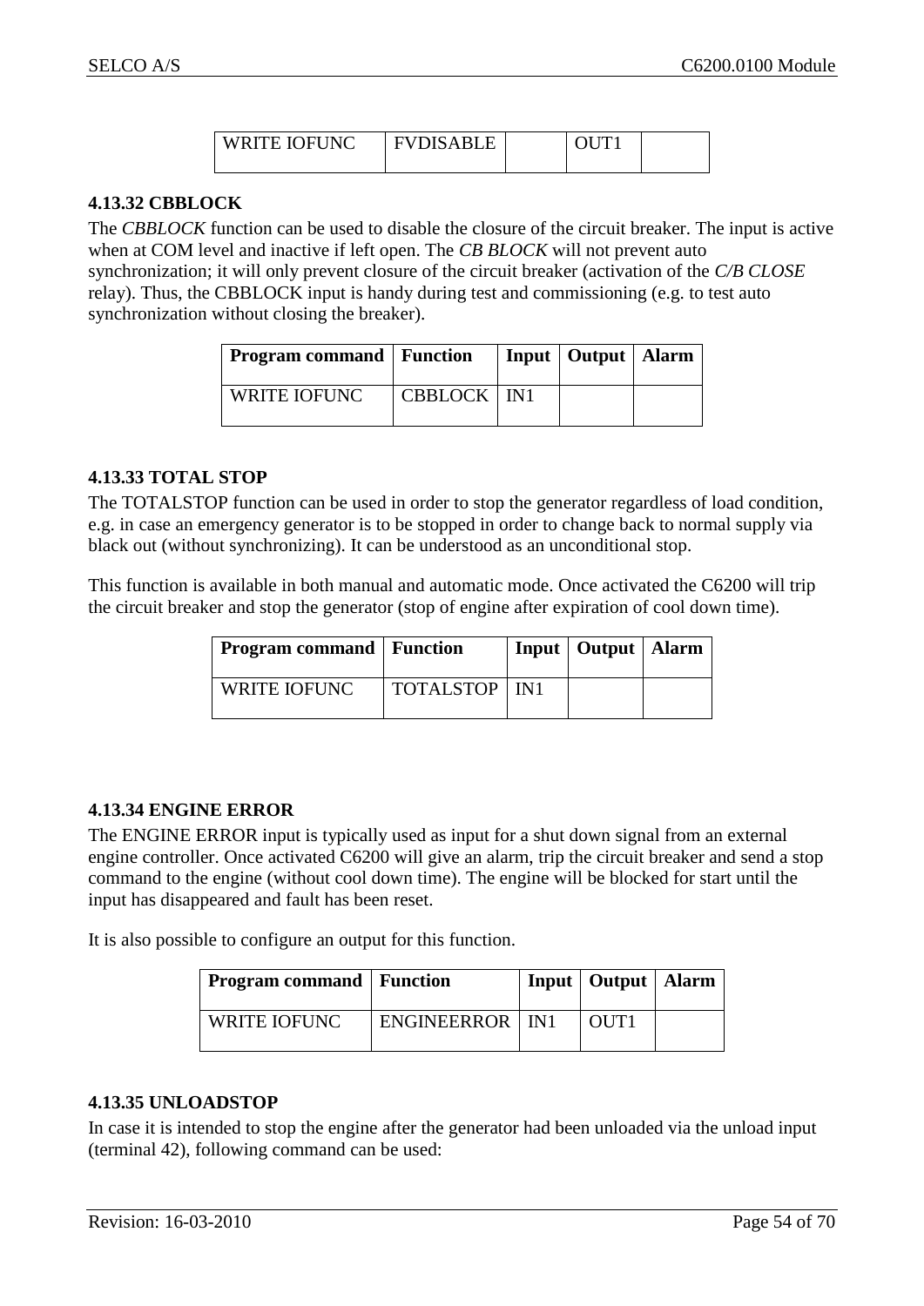| WRITE IOFUNC | FVDISABLE | | OUT1 | |
|---|---|---|---|---|

### 4.13.32 CBBLOCK

The *CBBLOCK* function can be used to disable the closure of the circuit breaker. The input is active when at COM level and inactive if left open. The *CB BLOCK* will not prevent auto synchronization; it will only prevent closure of the circuit breaker (activation of the *C/B CLOSE* relay). Thus, the CBBLOCK input is handy during test and commissioning (e.g. to test auto synchronization without closing the breaker).

| Program command | Function | Input | Output | Alarm |
|---|---|---|---|---|
| WRITE IOFUNC | CBBLOCK | IN1 | | |

### 4.13.33 TOTAL STOP

The TOTALSTOP function can be used in order to stop the generator regardless of load condition, e.g. in case an emergency generator is to be stopped in order to change back to normal supply via black out (without synchronizing). It can be understood as an unconditional stop.

This function is available in both manual and automatic mode. Once activated the C6200 will trip the circuit breaker and stop the generator (stop of engine after expiration of cool down time).

| Program command | Function | Input | Output | Alarm |
|---|---|---|---|---|
| WRITE IOFUNC | TOTALSTOP | IN1 | | |

### 4.13.34 ENGINE ERROR

The ENGINE ERROR input is typically used as input for a shut down signal from an external engine controller. Once activated C6200 will give an alarm, trip the circuit breaker and send a stop command to the engine (without cool down time). The engine will be blocked for start until the input has disappeared and fault has been reset.

It is also possible to configure an output for this function.

| Program command | Function | Input | Output | Alarm |
|---|---|---|---|---|
| WRITE IOFUNC | ENGINEERROR | IN1 | OUT1 | |

### 4.13.35 UNLOADSTOP

In case it is intended to stop the engine after the generator had been unloaded via the unload input (terminal 42), following command can be used: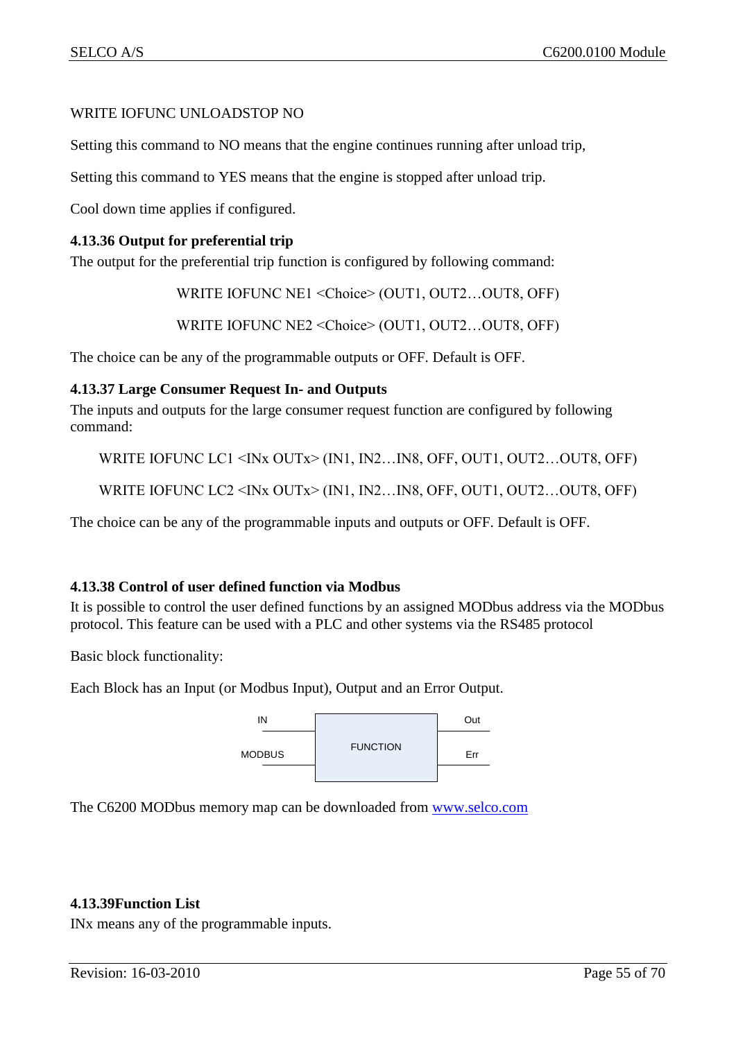WRITE IOFUNC UNLOADSTOP NO

Setting this command to NO means that the engine continues running after unload trip,

Setting this command to YES means that the engine is stopped after unload trip.

Cool down time applies if configured.

### 4.13.36 Output for preferential trip

The output for the preferential trip function is configured by following command:

WRITE IOFUNC NE1 <Choice> (OUT1, OUT2…OUT8, OFF)

WRITE IOFUNC NE2 <Choice> (OUT1, OUT2…OUT8, OFF)

The choice can be any of the programmable outputs or OFF. Default is OFF.

### 4.13.37 Large Consumer Request In- and Outputs

The inputs and outputs for the large consumer request function are configured by following command:

WRITE IOFUNC LC1 <INx OUTx> (IN1, IN2…IN8, OFF, OUT1, OUT2…OUT8, OFF)

WRITE IOFUNC LC2 <INx OUTx> (IN1, IN2…IN8, OFF, OUT1, OUT2…OUT8, OFF)

The choice can be any of the programmable inputs and outputs or OFF. Default is OFF.

### 4.13.38 Control of user defined function via Modbus

It is possible to control the user defined functions by an assigned MODbus address via the MODbus protocol. This feature can be used with a PLC and other systems via the RS485 protocol

Basic block functionality:

Each Block has an Input (or Modbus Input), Output and an Error Output.

IN | FUNCTION | Out

MODBUS | | Err

The C6200 MODbus memory map can be downloaded from www.selco.com

### 4.13.39Function List

INx means any of the programmable inputs.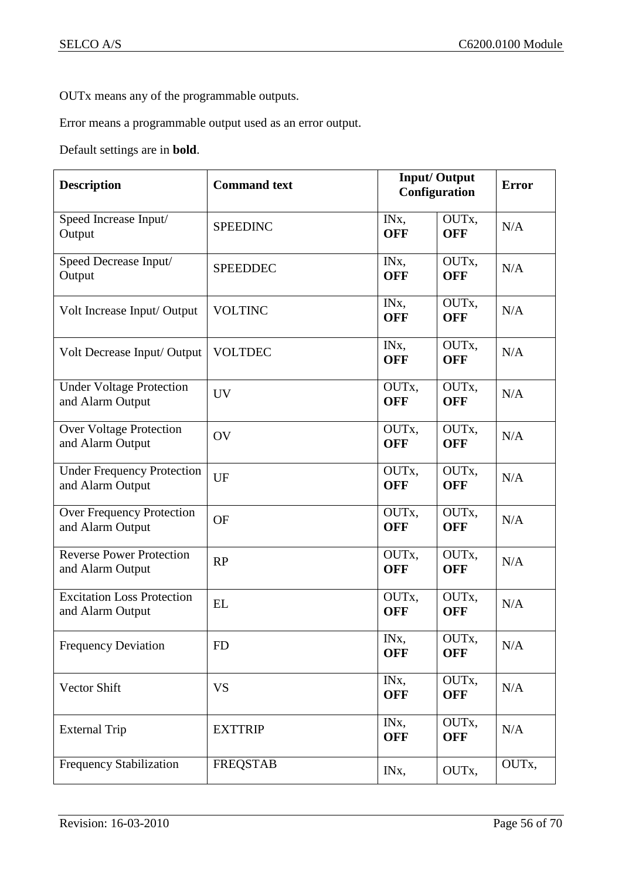OUTx means any of the programmable outputs.

Error means a programmable output used as an error output.

Default settings are in **bold**.

| Description | Command text | Input/ Output Configuration | | Error |
|---|---|---|---|---|
| Speed Increase Input/ Output | SPEEDINC | INx, **OFF** | OUTx, **OFF** | N/A |
| Speed Decrease Input/ Output | SPEEDDEC | INx, **OFF** | OUTx, **OFF** | N/A |
| Volt Increase Input/ Output | VOLTINC | INx, **OFF** | OUTx, **OFF** | N/A |
| Volt Decrease Input/ Output | VOLTDEC | INx, **OFF** | OUTx, **OFF** | N/A |
| Under Voltage Protection and Alarm Output | UV | OUTx, **OFF** | OUTx, **OFF** | N/A |
| Over Voltage Protection and Alarm Output | OV | OUTx, **OFF** | OUTx, **OFF** | N/A |
| Under Frequency Protection and Alarm Output | UF | OUTx, **OFF** | OUTx, **OFF** | N/A |
| Over Frequency Protection and Alarm Output | OF | OUTx, **OFF** | OUTx, **OFF** | N/A |
| Reverse Power Protection and Alarm Output | RP | OUTx, **OFF** | OUTx, **OFF** | N/A |
| Excitation Loss Protection and Alarm Output | EL | OUTx, **OFF** | OUTx, **OFF** | N/A |
| Frequency Deviation | FD | INx, **OFF** | OUTx, **OFF** | N/A |
| Vector Shift | VS | INx, **OFF** | OUTx, **OFF** | N/A |
| External Trip | EXTTRIP | INx, **OFF** | OUTx, **OFF** | N/A |
| Frequency Stabilization | FREQSTAB | INx, | OUTx, | OUTx, |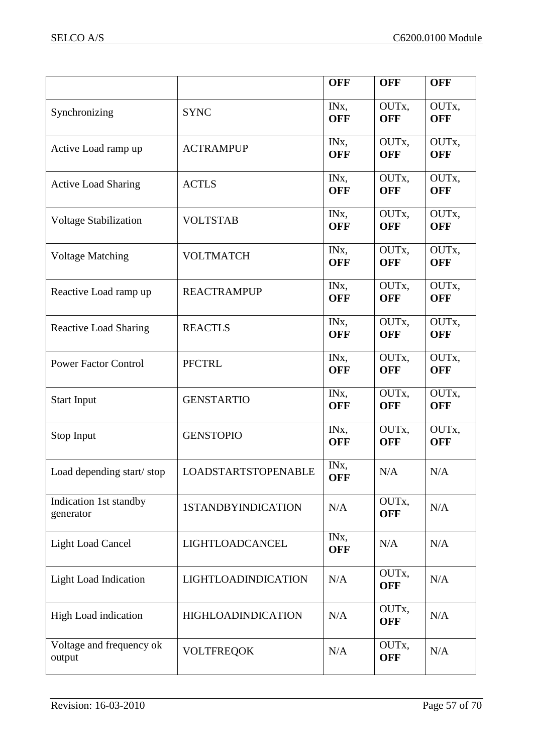| | | OFF | OFF | OFF |
|---|---|---|---|---|
| Synchronizing | SYNC | INx, **OFF** | OUTx, **OFF** | OUTx, **OFF** |
| Active Load ramp up | ACTRAMPUP | INx, **OFF** | OUTx, **OFF** | OUTx, **OFF** |
| Active Load Sharing | ACTLS | INx, **OFF** | OUTx, **OFF** | OUTx, **OFF** |
| Voltage Stabilization | VOLTSTAB | INx, **OFF** | OUTx, **OFF** | OUTx, **OFF** |
| Voltage Matching | VOLTMATCH | INx, **OFF** | OUTx, **OFF** | OUTx, **OFF** |
| Reactive Load ramp up | REACTRAMPUP | INx, **OFF** | OUTx, **OFF** | OUTx, **OFF** |
| Reactive Load Sharing | REACTLS | INx, **OFF** | OUTx, **OFF** | OUTx, **OFF** |
| Power Factor Control | PFCTRL | INx, **OFF** | OUTx, **OFF** | OUTx, **OFF** |
| Start Input | GENSTARTIO | INx, **OFF** | OUTx, **OFF** | OUTx, **OFF** |
| Stop Input | GENSTOPIO | INx, **OFF** | OUTx, **OFF** | OUTx, **OFF** |
| Load depending start/ stop | LOADSTARTSTOPENABLE | INx, **OFF** | N/A | N/A |
| Indication 1st standby generator | 1STANDBYINDICATION | N/A | OUTx, **OFF** | N/A |
| Light Load Cancel | LIGHTLOADCANCEL | INx, **OFF** | N/A | N/A |
| Light Load Indication | LIGHTLOADINDICATION | N/A | OUTx, **OFF** | N/A |
| High Load indication | HIGHLOADINDICATION | N/A | OUTx, **OFF** | N/A |
| Voltage and frequency ok output | VOLTFREQOK | N/A | OUTx, **OFF** | N/A |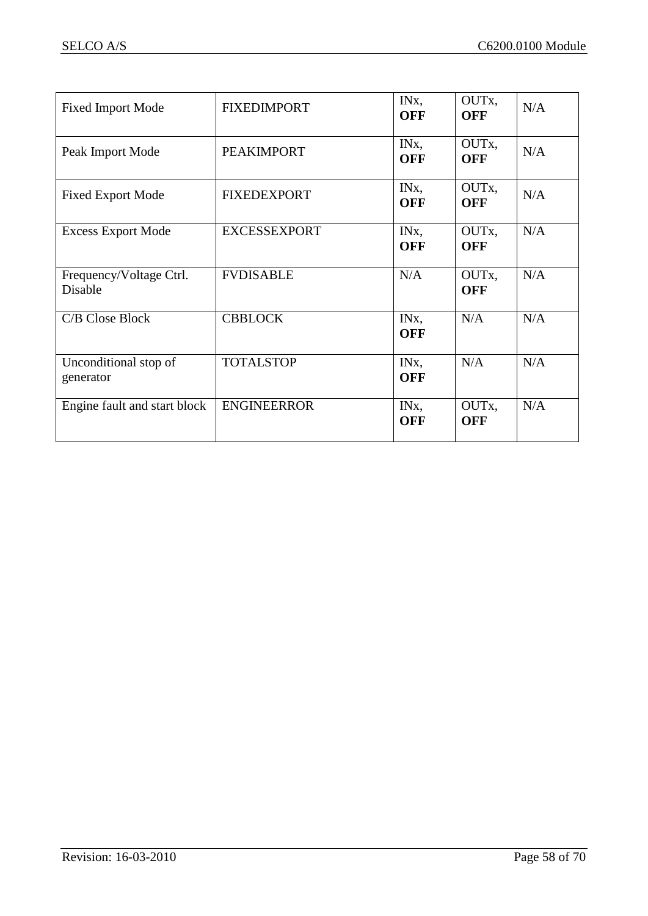| Fixed Import Mode | FIXEDIMPORT | INx, **OFF** | OUTx, **OFF** | N/A |
|---|---|---|---|---|
| Peak Import Mode | PEAKIMPORT | INx, **OFF** | OUTx, **OFF** | N/A |
| Fixed Export Mode | FIXEDEXPORT | INx, **OFF** | OUTx, **OFF** | N/A |
| Excess Export Mode | EXCESSEXPORT | INx, **OFF** | OUTx, **OFF** | N/A |
| Frequency/Voltage Ctrl. Disable | FVDISABLE | N/A | OUTx, **OFF** | N/A |
| C/B Close Block | CBBLOCK | INx, **OFF** | N/A | N/A |
| Unconditional stop of generator | TOTALSTOP | INx, **OFF** | N/A | N/A |
| Engine fault and start block | ENGINEERROR | INx, **OFF** | OUTx, **OFF** | N/A |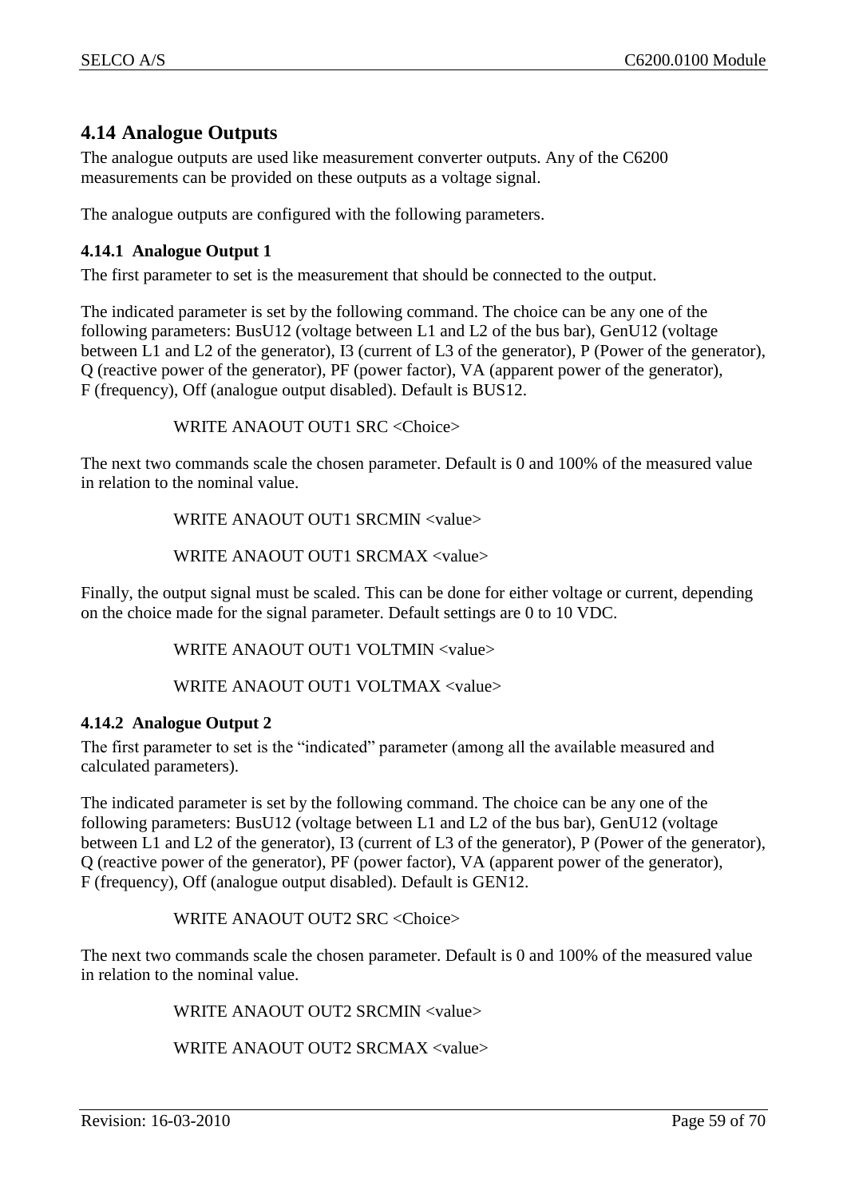## 4.14 Analogue Outputs

The analogue outputs are used like measurement converter outputs. Any of the C6200 measurements can be provided on these outputs as a voltage signal.

The analogue outputs are configured with the following parameters.

### 4.14.1 Analogue Output 1

The first parameter to set is the measurement that should be connected to the output.

The indicated parameter is set by the following command. The choice can be any one of the following parameters: BusU12 (voltage between L1 and L2 of the bus bar), GenU12 (voltage between L1 and L2 of the generator), I3 (current of L3 of the generator), P (Power of the generator), Q (reactive power of the generator), PF (power factor), VA (apparent power of the generator), F (frequency), Off (analogue output disabled). Default is BUS12.

```
WRITE ANAOUT OUT1 SRC <Choice>
```

The next two commands scale the chosen parameter. Default is 0 and 100% of the measured value in relation to the nominal value.

```
WRITE ANAOUT OUT1 SRCMIN <value>
WRITE ANAOUT OUT1 SRCMAX <value>
```

Finally, the output signal must be scaled. This can be done for either voltage or current, depending on the choice made for the signal parameter. Default settings are 0 to 10 VDC.

```
WRITE ANAOUT OUT1 VOLTMIN <value>
WRITE ANAOUT OUT1 VOLTMAX <value>
```

### 4.14.2 Analogue Output 2

The first parameter to set is the "indicated" parameter (among all the available measured and calculated parameters).

The indicated parameter is set by the following command. The choice can be any one of the following parameters: BusU12 (voltage between L1 and L2 of the bus bar), GenU12 (voltage between L1 and L2 of the generator), I3 (current of L3 of the generator), P (Power of the generator), Q (reactive power of the generator), PF (power factor), VA (apparent power of the generator), F (frequency), Off (analogue output disabled). Default is GEN12.

```
WRITE ANAOUT OUT2 SRC <Choice>
```

The next two commands scale the chosen parameter. Default is 0 and 100% of the measured value in relation to the nominal value.

```
WRITE ANAOUT OUT2 SRCMIN <value>
WRITE ANAOUT OUT2 SRCMAX <value>
```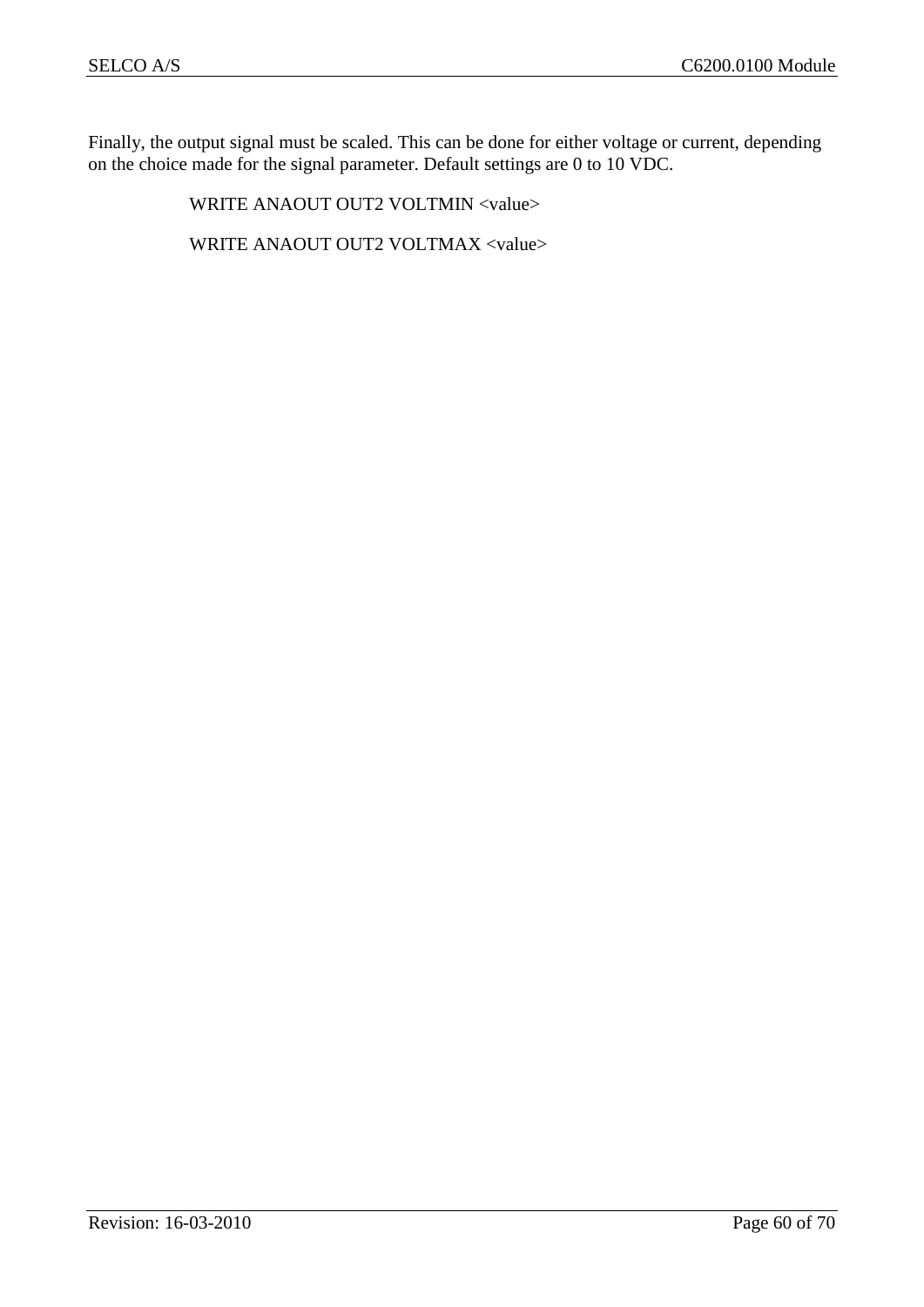Finally, the output signal must be scaled. This can be done for either voltage or current, depending on the choice made for the signal parameter. Default settings are 0 to 10 VDC.

```
WRITE ANAOUT OUT2 VOLTMIN <value>

WRITE ANAOUT OUT2 VOLTMAX <value>
```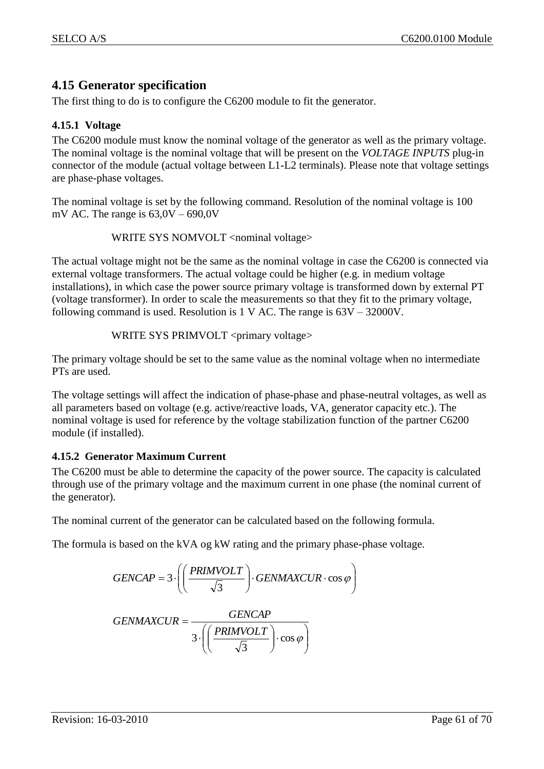## 4.15 Generator specification

The first thing to do is to configure the C6200 module to fit the generator.

### 4.15.1 Voltage

The C6200 module must know the nominal voltage of the generator as well as the primary voltage. The nominal voltage is the nominal voltage that will be present on the *VOLTAGE INPUTS* plug-in connector of the module (actual voltage between L1-L2 terminals). Please note that voltage settings are phase-phase voltages.

The nominal voltage is set by the following command. Resolution of the nominal voltage is 100 mV AC. The range is 63,0V – 690,0V

WRITE SYS NOMVOLT <nominal voltage>

The actual voltage might not be the same as the nominal voltage in case the C6200 is connected via external voltage transformers. The actual voltage could be higher (e.g. in medium voltage installations), in which case the power source primary voltage is transformed down by external PT (voltage transformer). In order to scale the measurements so that they fit to the primary voltage, following command is used. Resolution is 1 V AC. The range is 63V – 32000V.

WRITE SYS PRIMVOLT <primary voltage>

The primary voltage should be set to the same value as the nominal voltage when no intermediate PTs are used.

The voltage settings will affect the indication of phase-phase and phase-neutral voltages, as well as all parameters based on voltage (e.g. active/reactive loads, VA, generator capacity etc.). The nominal voltage is used for reference by the voltage stabilization function of the partner C6200 module (if installed).

### 4.15.2 Generator Maximum Current

The C6200 must be able to determine the capacity of the power source. The capacity is calculated through use of the primary voltage and the maximum current in one phase (the nominal current of the generator).

The nominal current of the generator can be calculated based on the following formula.

The formula is based on the kVA og kW rating and the primary phase-phase voltage.

$$GENCAP = 3 \cdot \left( \left( \frac{PRIMVOLT}{\sqrt{3}} \right) \cdot GENMAXCUR \cdot \cos\varphi \right)$$

$$GENMAXCUR = \frac{GENCAP}{3 \cdot \left( \left( \frac{PRIMVOLT}{\sqrt{3}} \right) \cdot \cos\varphi \right)}$$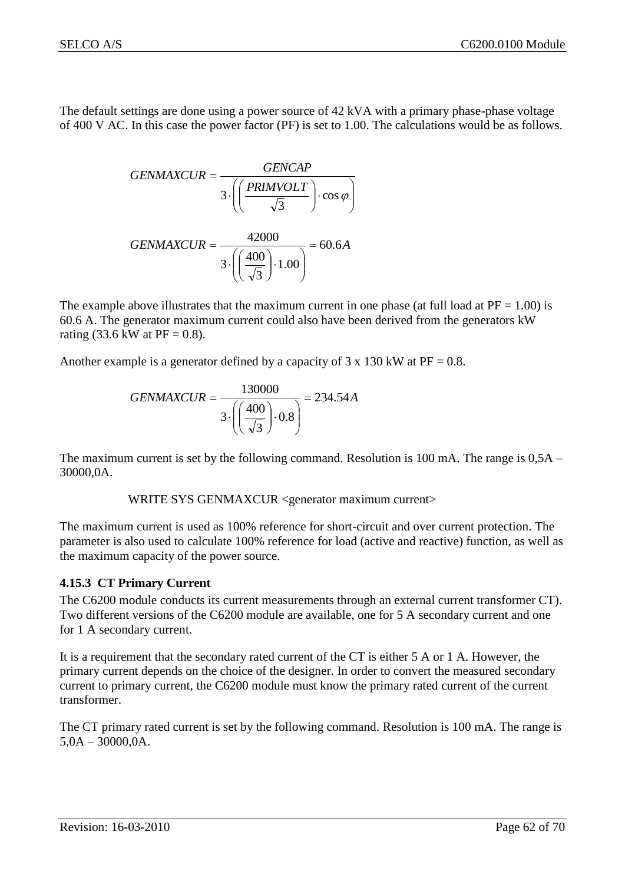The default settings are done using a power source of 42 kVA with a primary phase-phase voltage of 400 V AC. In this case the power factor (PF) is set to 1.00. The calculations would be as follows.

$$GENMAXCUR = \frac{GENCAP}{3 \cdot \left( \left( \frac{PRIMVOLT}{\sqrt{3}} \right) \cdot \cos\varphi \right)}$$

$$GENMAXCUR = \frac{42000}{3 \cdot \left( \left( \frac{400}{\sqrt{3}} \right) \cdot 1.00 \right)} = 60.6A$$

The example above illustrates that the maximum current in one phase (at full load at PF = 1.00) is 60.6 A. The generator maximum current could also have been derived from the generators kW rating (33.6 kW at PF = 0.8).

Another example is a generator defined by a capacity of 3 x 130 kW at PF = 0.8.

$$GENMAXCUR = \frac{130000}{3 \cdot \left( \left( \frac{400}{\sqrt{3}} \right) \cdot 0.8 \right)} = 234.54A$$

The maximum current is set by the following command. Resolution is 100 mA. The range is 0,5A – 30000,0A.

```
WRITE SYS GENMAXCUR <generator maximum current>
```

The maximum current is used as 100% reference for short-circuit and over current protection. The parameter is also used to calculate 100% reference for load (active and reactive) function, as well as the maximum capacity of the power source.

### 4.15.3 CT Primary Current

The C6200 module conducts its current measurements through an external current transformer CT). Two different versions of the C6200 module are available, one for 5 A secondary current and one for 1 A secondary current.

It is a requirement that the secondary rated current of the CT is either 5 A or 1 A. However, the primary current depends on the choice of the designer. In order to convert the measured secondary current to primary current, the C6200 module must know the primary rated current of the current transformer.

The CT primary rated current is set by the following command. Resolution is 100 mA. The range is 5,0A – 30000,0A.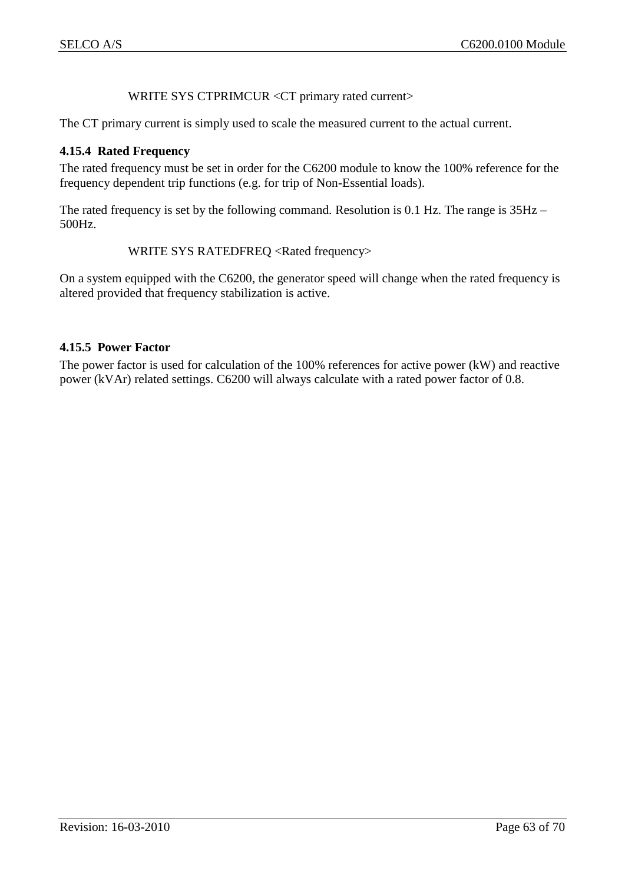WRITE SYS CTPRIMCUR <CT primary rated current>

The CT primary current is simply used to scale the measured current to the actual current.

### 4.15.4 Rated Frequency

The rated frequency must be set in order for the C6200 module to know the 100% reference for the frequency dependent trip functions (e.g. for trip of Non-Essential loads).

The rated frequency is set by the following command. Resolution is 0.1 Hz. The range is 35Hz – 500Hz.

WRITE SYS RATEDFREQ <Rated frequency>

On a system equipped with the C6200, the generator speed will change when the rated frequency is altered provided that frequency stabilization is active.

### 4.15.5 Power Factor

The power factor is used for calculation of the 100% references for active power (kW) and reactive power (kVAr) related settings. C6200 will always calculate with a rated power factor of 0.8.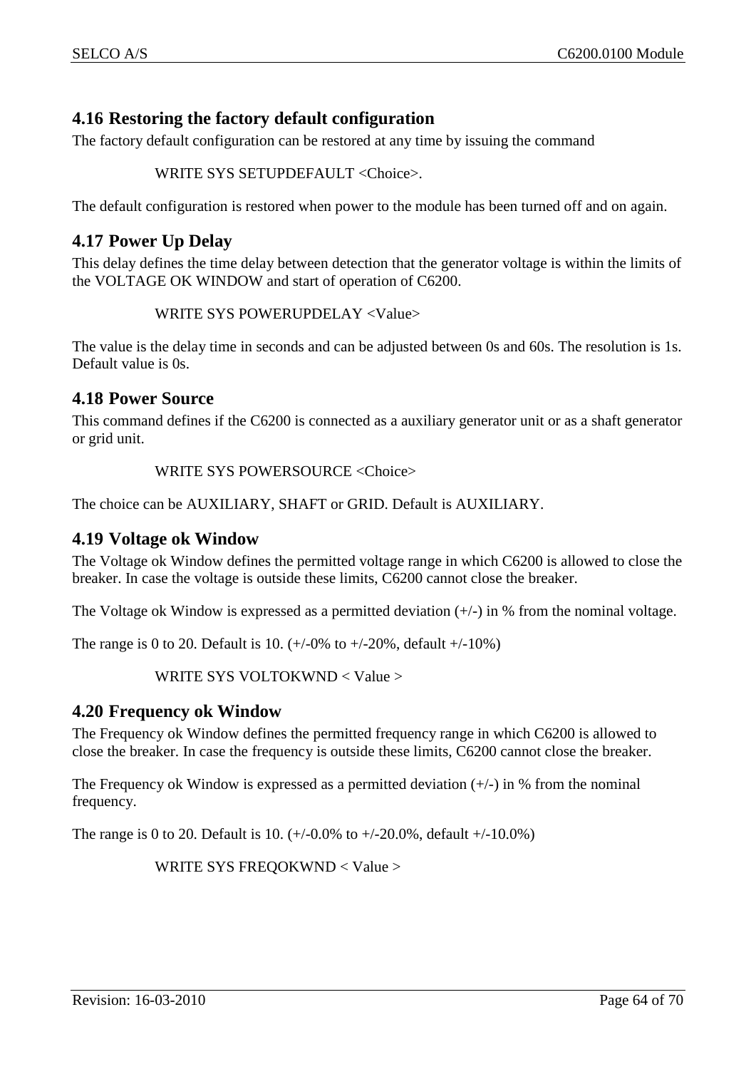## 4.16 Restoring the factory default configuration

The factory default configuration can be restored at any time by issuing the command

WRITE SYS SETUPDEFAULT <Choice>.

The default configuration is restored when power to the module has been turned off and on again.

## 4.17 Power Up Delay

This delay defines the time delay between detection that the generator voltage is within the limits of the VOLTAGE OK WINDOW and start of operation of C6200.

WRITE SYS POWERUPDELAY <Value>

The value is the delay time in seconds and can be adjusted between 0s and 60s. The resolution is 1s. Default value is 0s.

## 4.18 Power Source

This command defines if the C6200 is connected as a auxiliary generator unit or as a shaft generator or grid unit.

WRITE SYS POWERSOURCE <Choice>

The choice can be AUXILIARY, SHAFT or GRID. Default is AUXILIARY.

## 4.19 Voltage ok Window

The Voltage ok Window defines the permitted voltage range in which C6200 is allowed to close the breaker. In case the voltage is outside these limits, C6200 cannot close the breaker.

The Voltage ok Window is expressed as a permitted deviation (+/-) in % from the nominal voltage.

The range is 0 to 20. Default is 10. (+/-0% to +/-20%, default +/-10%)

WRITE SYS VOLTOKWND < Value >

## 4.20 Frequency ok Window

The Frequency ok Window defines the permitted frequency range in which C6200 is allowed to close the breaker. In case the frequency is outside these limits, C6200 cannot close the breaker.

The Frequency ok Window is expressed as a permitted deviation (+/-) in % from the nominal frequency.

The range is 0 to 20. Default is 10. (+/-0.0% to +/-20.0%, default +/-10.0%)

WRITE SYS FREQOKWND < Value >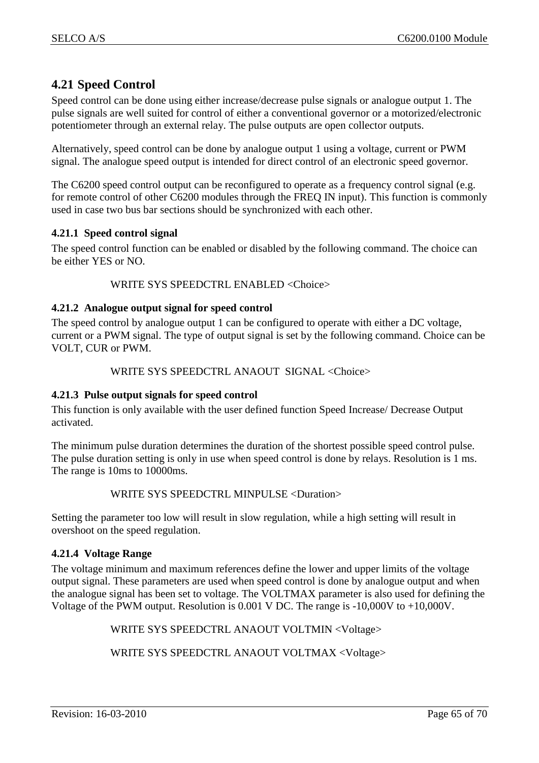## 4.21 Speed Control

Speed control can be done using either increase/decrease pulse signals or analogue output 1. The pulse signals are well suited for control of either a conventional governor or a motorized/electronic potentiometer through an external relay. The pulse outputs are open collector outputs.

Alternatively, speed control can be done by analogue output 1 using a voltage, current or PWM signal. The analogue speed output is intended for direct control of an electronic speed governor.

The C6200 speed control output can be reconfigured to operate as a frequency control signal (e.g. for remote control of other C6200 modules through the FREQ IN input). This function is commonly used in case two bus bar sections should be synchronized with each other.

### 4.21.1 Speed control signal

The speed control function can be enabled or disabled by the following command. The choice can be either YES or NO.

```
WRITE SYS SPEEDCTRL ENABLED <Choice>
```

### 4.21.2 Analogue output signal for speed control

The speed control by analogue output 1 can be configured to operate with either a DC voltage, current or a PWM signal. The type of output signal is set by the following command. Choice can be VOLT, CUR or PWM.

```
WRITE SYS SPEEDCTRL ANAOUT  SIGNAL <Choice>
```

### 4.21.3 Pulse output signals for speed control

This function is only available with the user defined function Speed Increase/ Decrease Output activated.

The minimum pulse duration determines the duration of the shortest possible speed control pulse. The pulse duration setting is only in use when speed control is done by relays. Resolution is 1 ms. The range is 10ms to 10000ms.

```
WRITE SYS SPEEDCTRL MINPULSE <Duration>
```

Setting the parameter too low will result in slow regulation, while a high setting will result in overshoot on the speed regulation.

### 4.21.4 Voltage Range

The voltage minimum and maximum references define the lower and upper limits of the voltage output signal. These parameters are used when speed control is done by analogue output and when the analogue signal has been set to voltage. The VOLTMAX parameter is also used for defining the Voltage of the PWM output. Resolution is 0.001 V DC. The range is -10,000V to +10,000V.

```
WRITE SYS SPEEDCTRL ANAOUT VOLTMIN <Voltage>

WRITE SYS SPEEDCTRL ANAOUT VOLTMAX <Voltage>
```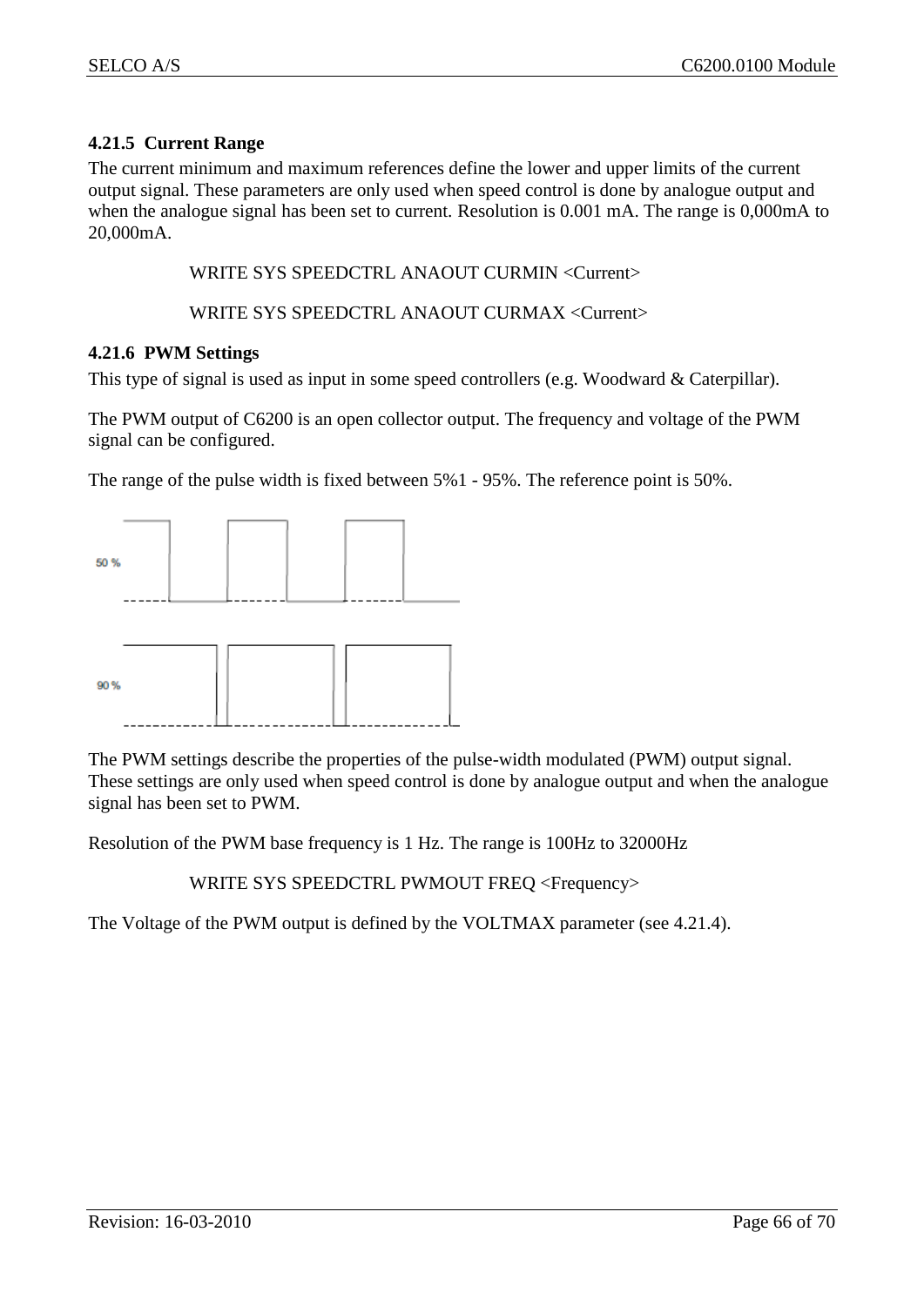### 4.21.5 Current Range

The current minimum and maximum references define the lower and upper limits of the current output signal. These parameters are only used when speed control is done by analogue output and when the analogue signal has been set to current. Resolution is 0.001 mA. The range is 0,000mA to 20,000mA.

WRITE SYS SPEEDCTRL ANAOUT CURMIN <Current>

WRITE SYS SPEEDCTRL ANAOUT CURMAX <Current>

### 4.21.6 PWM Settings

This type of signal is used as input in some speed controllers (e.g. Woodward & Caterpillar).

The PWM output of C6200 is an open collector output. The frequency and voltage of the PWM signal can be configured.

The range of the pulse width is fixed between 5%1 - 95%. The reference point is 50%.

50 %

90 %

The PWM settings describe the properties of the pulse-width modulated (PWM) output signal. These settings are only used when speed control is done by analogue output and when the analogue signal has been set to PWM.

Resolution of the PWM base frequency is 1 Hz. The range is 100Hz to 32000Hz

WRITE SYS SPEEDCTRL PWMOUT FREQ <Frequency>

The Voltage of the PWM output is defined by the VOLTMAX parameter (see 4.21.4).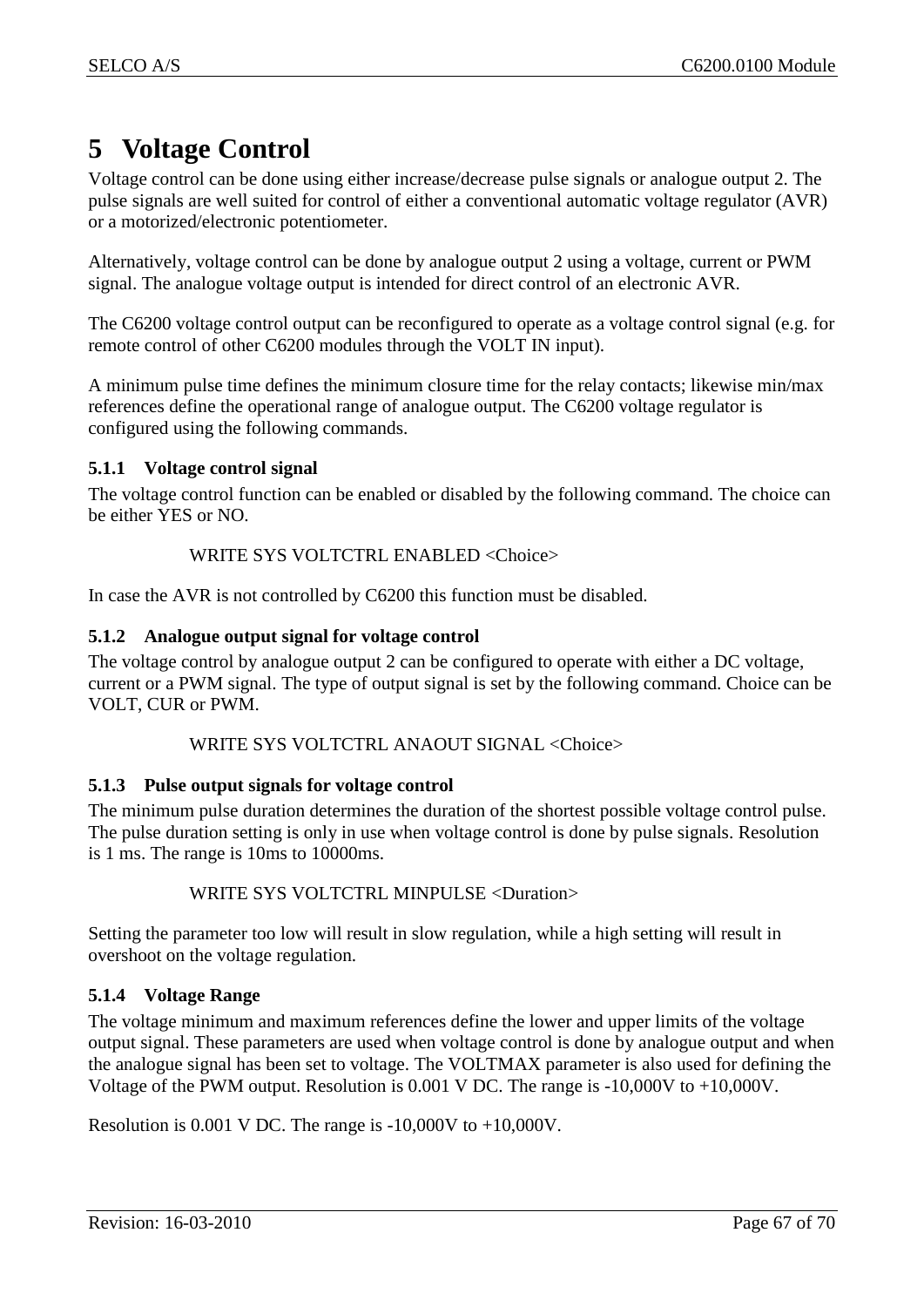# 5 Voltage Control

Voltage control can be done using either increase/decrease pulse signals or analogue output 2. The pulse signals are well suited for control of either a conventional automatic voltage regulator (AVR) or a motorized/electronic potentiometer.

Alternatively, voltage control can be done by analogue output 2 using a voltage, current or PWM signal. The analogue voltage output is intended for direct control of an electronic AVR.

The C6200 voltage control output can be reconfigured to operate as a voltage control signal (e.g. for remote control of other C6200 modules through the VOLT IN input).

A minimum pulse time defines the minimum closure time for the relay contacts; likewise min/max references define the operational range of analogue output. The C6200 voltage regulator is configured using the following commands.

### 5.1.1 Voltage control signal

The voltage control function can be enabled or disabled by the following command. The choice can be either YES or NO.

```
WRITE SYS VOLTCTRL ENABLED <Choice>
```

In case the AVR is not controlled by C6200 this function must be disabled.

### 5.1.2 Analogue output signal for voltage control

The voltage control by analogue output 2 can be configured to operate with either a DC voltage, current or a PWM signal. The type of output signal is set by the following command. Choice can be VOLT, CUR or PWM.

```
WRITE SYS VOLTCTRL ANAOUT SIGNAL <Choice>
```

### 5.1.3 Pulse output signals for voltage control

The minimum pulse duration determines the duration of the shortest possible voltage control pulse. The pulse duration setting is only in use when voltage control is done by pulse signals. Resolution is 1 ms. The range is 10ms to 10000ms.

```
WRITE SYS VOLTCTRL MINPULSE <Duration>
```

Setting the parameter too low will result in slow regulation, while a high setting will result in overshoot on the voltage regulation.

### 5.1.4 Voltage Range

The voltage minimum and maximum references define the lower and upper limits of the voltage output signal. These parameters are used when voltage control is done by analogue output and when the analogue signal has been set to voltage. The VOLTMAX parameter is also used for defining the Voltage of the PWM output. Resolution is 0.001 V DC. The range is -10,000V to +10,000V.

Resolution is 0.001 V DC. The range is -10,000V to +10,000V.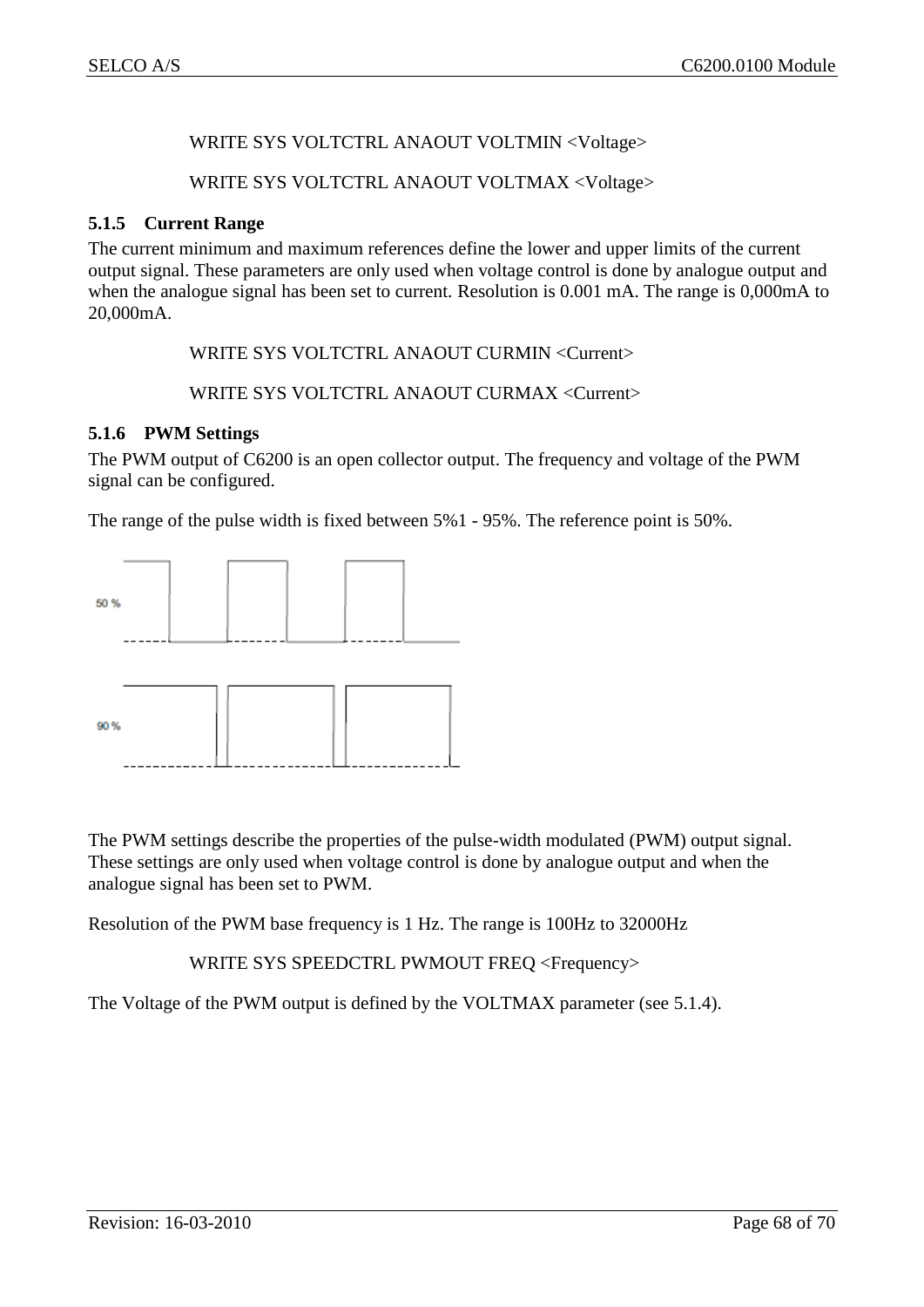WRITE SYS VOLTCTRL ANAOUT VOLTMIN <Voltage>

WRITE SYS VOLTCTRL ANAOUT VOLTMAX <Voltage>

### 5.1.5 Current Range

The current minimum and maximum references define the lower and upper limits of the current output signal. These parameters are only used when voltage control is done by analogue output and when the analogue signal has been set to current. Resolution is 0.001 mA. The range is 0,000mA to 20,000mA.

WRITE SYS VOLTCTRL ANAOUT CURMIN <Current>

WRITE SYS VOLTCTRL ANAOUT CURMAX <Current>

### 5.1.6 PWM Settings

The PWM output of C6200 is an open collector output. The frequency and voltage of the PWM signal can be configured.

The range of the pulse width is fixed between 5%1 - 95%. The reference point is 50%.

The PWM settings describe the properties of the pulse-width modulated (PWM) output signal. These settings are only used when voltage control is done by analogue output and when the analogue signal has been set to PWM.

Resolution of the PWM base frequency is 1 Hz. The range is 100Hz to 32000Hz

WRITE SYS SPEEDCTRL PWMOUT FREQ <Frequency>

The Voltage of the PWM output is defined by the VOLTMAX parameter (see 5.1.4).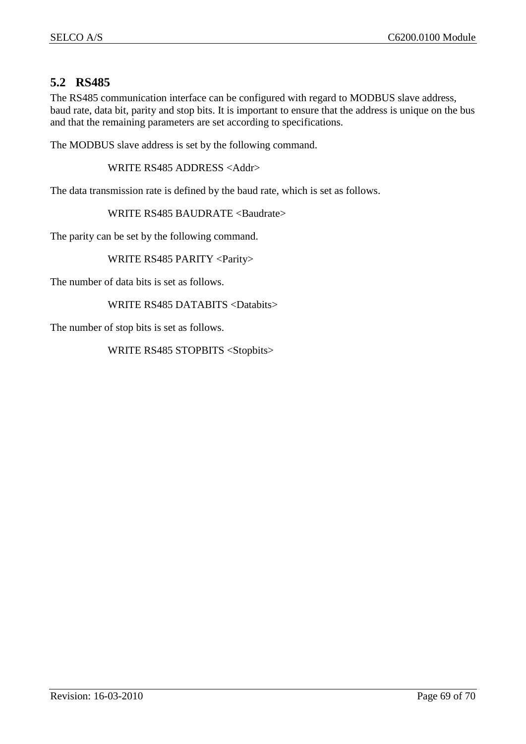## 5.2 RS485

The RS485 communication interface can be configured with regard to MODBUS slave address, baud rate, data bit, parity and stop bits. It is important to ensure that the address is unique on the bus and that the remaining parameters are set according to specifications.

The MODBUS slave address is set by the following command.

```
WRITE RS485 ADDRESS <Addr>
```

The data transmission rate is defined by the baud rate, which is set as follows.

```
WRITE RS485 BAUDRATE <Baudrate>
```

The parity can be set by the following command.

```
WRITE RS485 PARITY <Parity>
```

The number of data bits is set as follows.

```
WRITE RS485 DATABITS <Databits>
```

The number of stop bits is set as follows.

```
WRITE RS485 STOPBITS <Stopbits>
```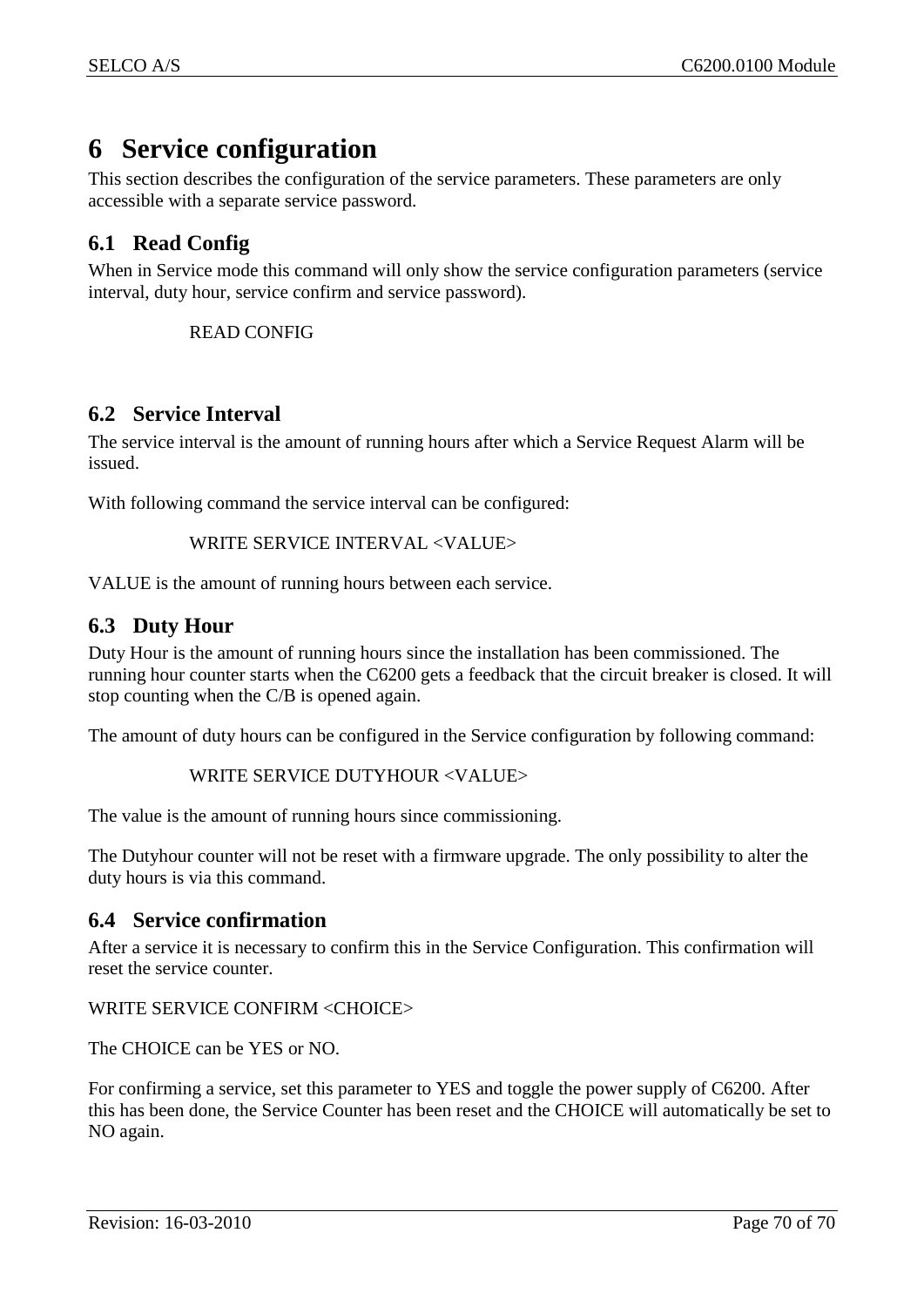# 6 Service configuration

This section describes the configuration of the service parameters. These parameters are only accessible with a separate service password.

## 6.1 Read Config

When in Service mode this command will only show the service configuration parameters (service interval, duty hour, service confirm and service password).

```
READ CONFIG
```

## 6.2 Service Interval

The service interval is the amount of running hours after which a Service Request Alarm will be issued.

With following command the service interval can be configured:

```
WRITE SERVICE INTERVAL <VALUE>
```

VALUE is the amount of running hours between each service.

## 6.3 Duty Hour

Duty Hour is the amount of running hours since the installation has been commissioned. The running hour counter starts when the C6200 gets a feedback that the circuit breaker is closed. It will stop counting when the C/B is opened again.

The amount of duty hours can be configured in the Service configuration by following command:

```
WRITE SERVICE DUTYHOUR <VALUE>
```

The value is the amount of running hours since commissioning.

The Dutyhour counter will not be reset with a firmware upgrade. The only possibility to alter the duty hours is via this command.

## 6.4 Service confirmation

After a service it is necessary to confirm this in the Service Configuration. This confirmation will reset the service counter.

```
WRITE SERVICE CONFIRM <CHOICE>
```

The CHOICE can be YES or NO.

For confirming a service, set this parameter to YES and toggle the power supply of C6200. After this has been done, the Service Counter has been reset and the CHOICE will automatically be set to NO again.